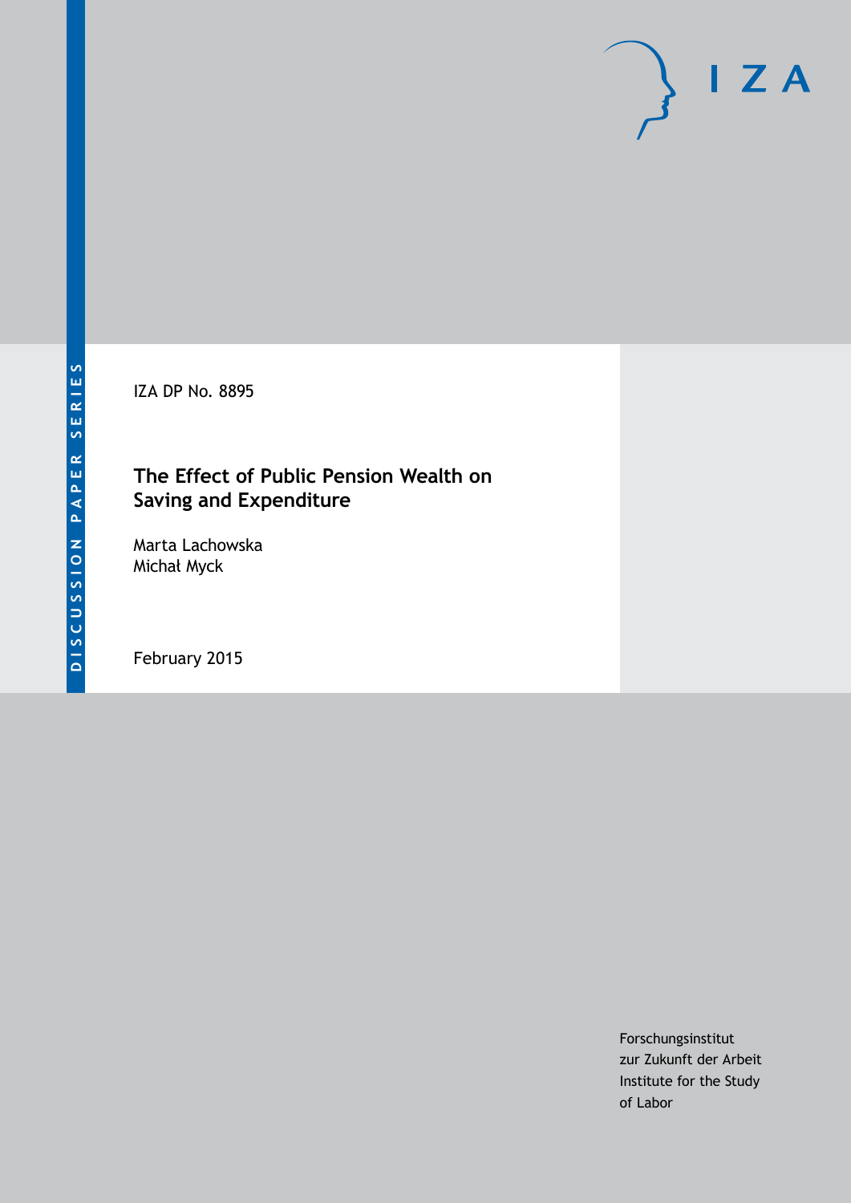DISCUSSION PAPER SERIES

IZA DP No. 8895

# The Effect of Public Pension Wealth on Saving and Expenditure

Marta Lachowska
Michał Myck

February 2015

Forschungsinstitut
zur Zukunft der Arbeit
Institute for the Study
of Labor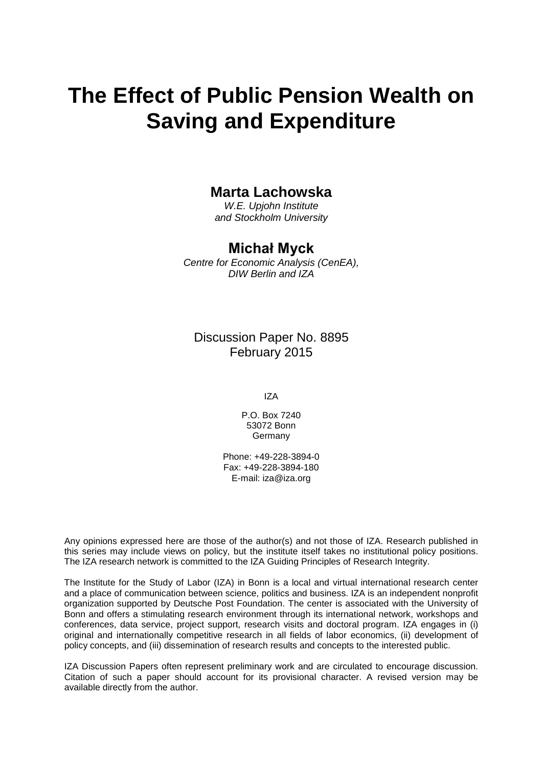# The Effect of Public Pension Wealth on Saving and Expenditure

**Marta Lachowska**

*W.E. Upjohn Institute and Stockholm University*

**Michał Myck**

*Centre for Economic Analysis (CenEA), DIW Berlin and IZA*

Discussion Paper No. 8895
February 2015

IZA

P.O. Box 7240
53072 Bonn
Germany

Phone: +49-228-3894-0
Fax: +49-228-3894-180
E-mail: iza@iza.org

Any opinions expressed here are those of the author(s) and not those of IZA. Research published in this series may include views on policy, but the institute itself takes no institutional policy positions. The IZA research network is committed to the IZA Guiding Principles of Research Integrity.

The Institute for the Study of Labor (IZA) in Bonn is a local and virtual international research center and a place of communication between science, politics and business. IZA is an independent nonprofit organization supported by Deutsche Post Foundation. The center is associated with the University of Bonn and offers a stimulating research environment through its international network, workshops and conferences, data service, project support, research visits and doctoral program. IZA engages in (i) original and internationally competitive research in all fields of labor economics, (ii) development of policy concepts, and (iii) dissemination of research results and concepts to the interested public.

IZA Discussion Papers often represent preliminary work and are circulated to encourage discussion. Citation of such a paper should account for its provisional character. A revised version may be available directly from the author.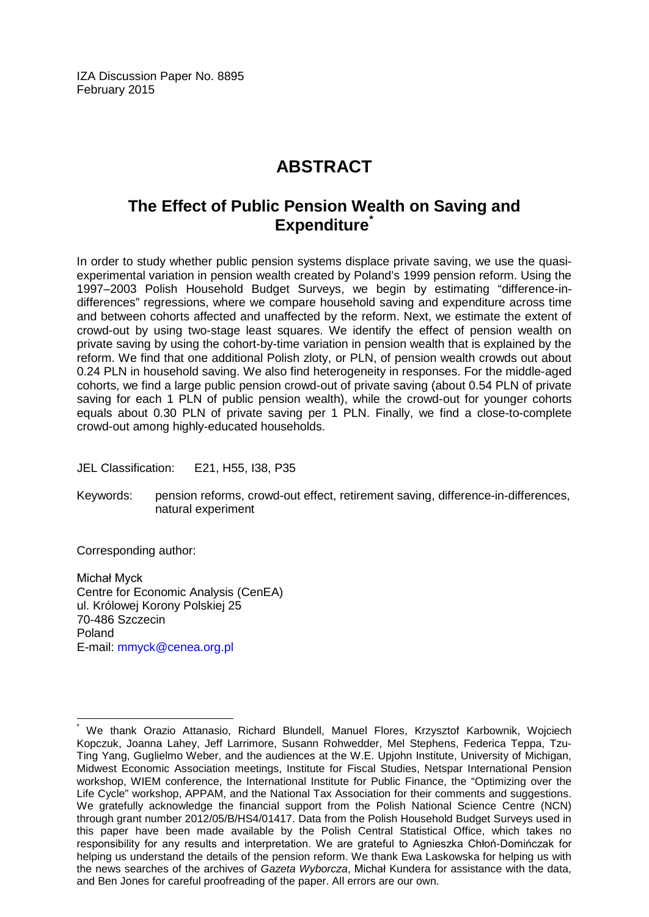IZA Discussion Paper No. 8895
February 2015

# ABSTRACT

## The Effect of Public Pension Wealth on Saving and Expenditure*

In order to study whether public pension systems displace private saving, we use the quasi-experimental variation in pension wealth created by Poland's 1999 pension reform. Using the 1997–2003 Polish Household Budget Surveys, we begin by estimating "difference-in-differences" regressions, where we compare household saving and expenditure across time and between cohorts affected and unaffected by the reform. Next, we estimate the extent of crowd-out by using two-stage least squares. We identify the effect of pension wealth on private saving by using the cohort-by-time variation in pension wealth that is explained by the reform. We find that one additional Polish zloty, or PLN, of pension wealth crowds out about 0.24 PLN in household saving. We also find heterogeneity in responses. For the middle-aged cohorts, we find a large public pension crowd-out of private saving (about 0.54 PLN of private saving for each 1 PLN of public pension wealth), while the crowd-out for younger cohorts equals about 0.30 PLN of private saving per 1 PLN. Finally, we find a close-to-complete crowd-out among highly-educated households.

JEL Classification: E21, H55, I38, P35

Keywords: pension reforms, crowd-out effect, retirement saving, difference-in-differences, natural experiment

Corresponding author:

Michał Myck
Centre for Economic Analysis (CenEA)
ul. Królowej Korony Polskiej 25
70-486 Szczecin
Poland
E-mail: mmyck@cenea.org.pl

---

* We thank Orazio Attanasio, Richard Blundell, Manuel Flores, Krzysztof Karbownik, Wojciech Kopczuk, Joanna Lahey, Jeff Larrimore, Susann Rohwedder, Mel Stephens, Federica Teppa, Tzu-Ting Yang, Guglielmo Weber, and the audiences at the W.E. Upjohn Institute, University of Michigan, Midwest Economic Association meetings, Institute for Fiscal Studies, Netspar International Pension workshop, WIEM conference, the International Institute for Public Finance, the "Optimizing over the Life Cycle" workshop, APPAM, and the National Tax Association for their comments and suggestions. We gratefully acknowledge the financial support from the Polish National Science Centre (NCN) through grant number 2012/05/B/HS4/01417. Data from the Polish Household Budget Surveys used in this paper have been made available by the Polish Central Statistical Office, which takes no responsibility for any results and interpretation. We are grateful to Agnieszka Chłoń-Domińczak for helping us understand the details of the pension reform. We thank Ewa Laskowska for helping us with the news searches of the archives of *Gazeta Wyborcza*, Michał Kundera for assistance with the data, and Ben Jones for careful proofreading of the paper. All errors are our own.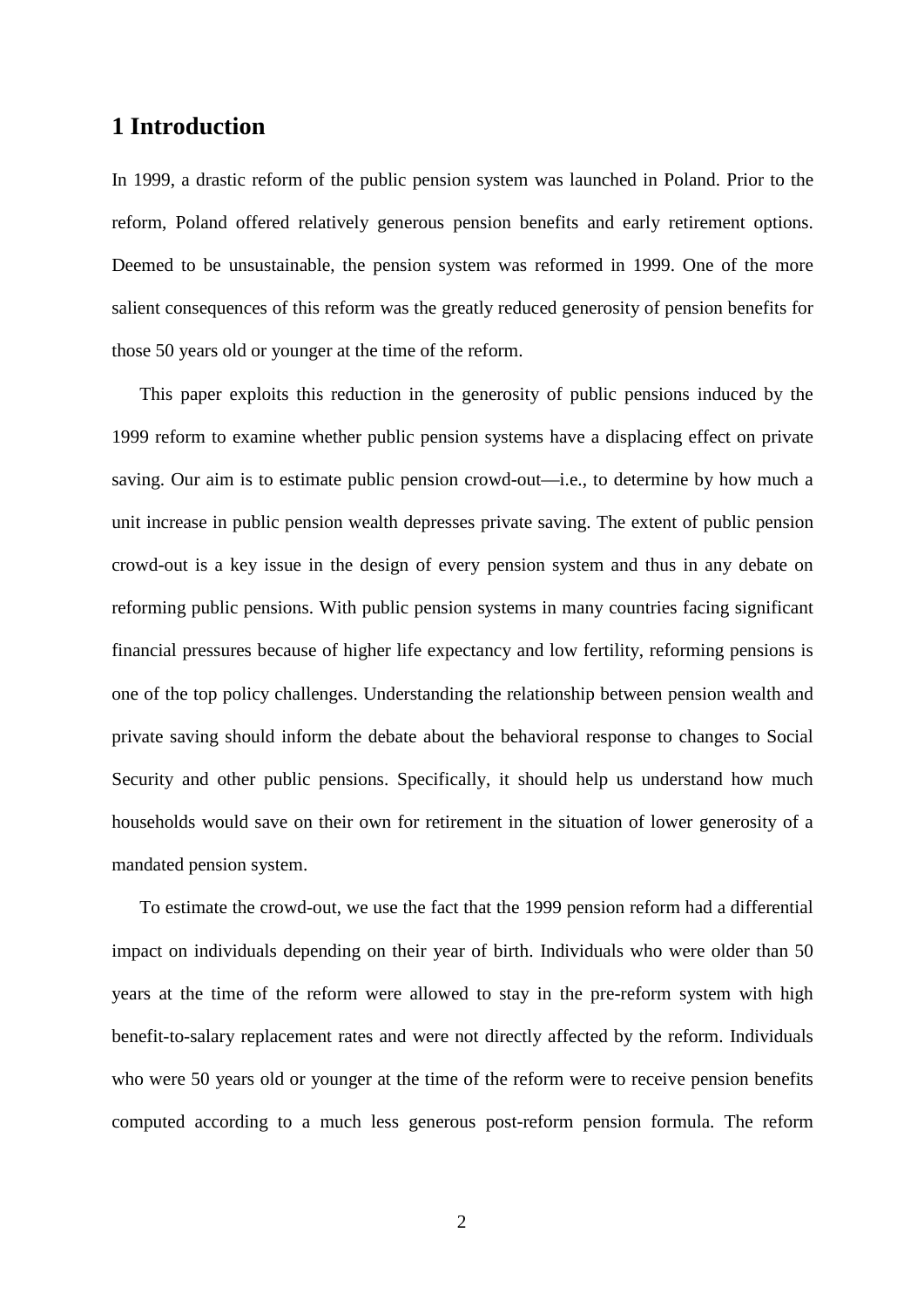# 1 Introduction

In 1999, a drastic reform of the public pension system was launched in Poland. Prior to the reform, Poland offered relatively generous pension benefits and early retirement options. Deemed to be unsustainable, the pension system was reformed in 1999. One of the more salient consequences of this reform was the greatly reduced generosity of pension benefits for those 50 years old or younger at the time of the reform.

This paper exploits this reduction in the generosity of public pensions induced by the 1999 reform to examine whether public pension systems have a displacing effect on private saving. Our aim is to estimate public pension crowd-out—i.e., to determine by how much a unit increase in public pension wealth depresses private saving. The extent of public pension crowd-out is a key issue in the design of every pension system and thus in any debate on reforming public pensions. With public pension systems in many countries facing significant financial pressures because of higher life expectancy and low fertility, reforming pensions is one of the top policy challenges. Understanding the relationship between pension wealth and private saving should inform the debate about the behavioral response to changes to Social Security and other public pensions. Specifically, it should help us understand how much households would save on their own for retirement in the situation of lower generosity of a mandated pension system.

To estimate the crowd-out, we use the fact that the 1999 pension reform had a differential impact on individuals depending on their year of birth. Individuals who were older than 50 years at the time of the reform were allowed to stay in the pre-reform system with high benefit-to-salary replacement rates and were not directly affected by the reform. Individuals who were 50 years old or younger at the time of the reform were to receive pension benefits computed according to a much less generous post-reform pension formula. The reform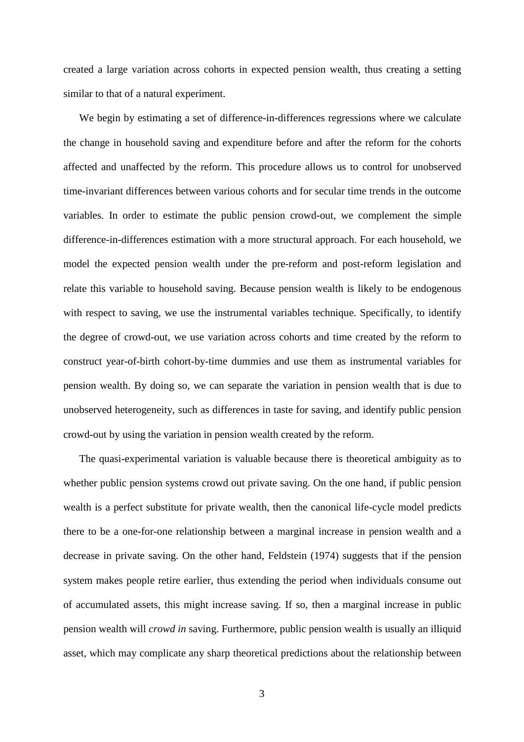created a large variation across cohorts in expected pension wealth, thus creating a setting similar to that of a natural experiment.

We begin by estimating a set of difference-in-differences regressions where we calculate the change in household saving and expenditure before and after the reform for the cohorts affected and unaffected by the reform. This procedure allows us to control for unobserved time-invariant differences between various cohorts and for secular time trends in the outcome variables. In order to estimate the public pension crowd-out, we complement the simple difference-in-differences estimation with a more structural approach. For each household, we model the expected pension wealth under the pre-reform and post-reform legislation and relate this variable to household saving. Because pension wealth is likely to be endogenous with respect to saving, we use the instrumental variables technique. Specifically, to identify the degree of crowd-out, we use variation across cohorts and time created by the reform to construct year-of-birth cohort-by-time dummies and use them as instrumental variables for pension wealth. By doing so, we can separate the variation in pension wealth that is due to unobserved heterogeneity, such as differences in taste for saving, and identify public pension crowd-out by using the variation in pension wealth created by the reform.

The quasi-experimental variation is valuable because there is theoretical ambiguity as to whether public pension systems crowd out private saving. On the one hand, if public pension wealth is a perfect substitute for private wealth, then the canonical life-cycle model predicts there to be a one-for-one relationship between a marginal increase in pension wealth and a decrease in private saving. On the other hand, Feldstein (1974) suggests that if the pension system makes people retire earlier, thus extending the period when individuals consume out of accumulated assets, this might increase saving. If so, then a marginal increase in public pension wealth will *crowd in* saving. Furthermore, public pension wealth is usually an illiquid asset, which may complicate any sharp theoretical predictions about the relationship between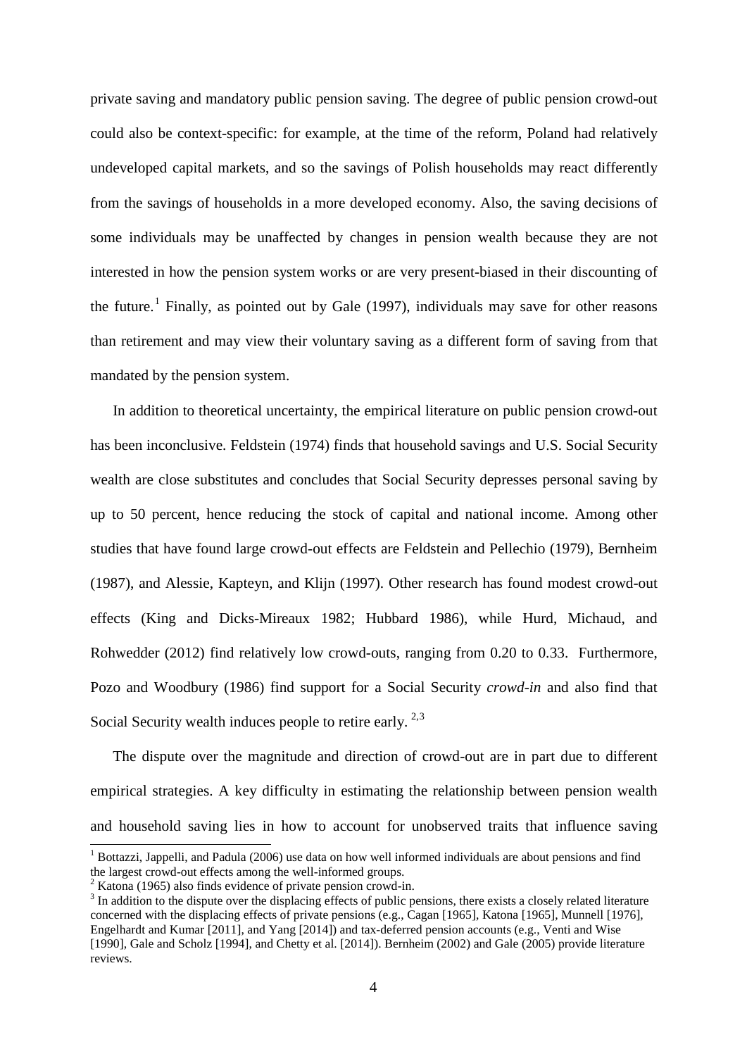private saving and mandatory public pension saving. The degree of public pension crowd-out could also be context-specific: for example, at the time of the reform, Poland had relatively undeveloped capital markets, and so the savings of Polish households may react differently from the savings of households in a more developed economy. Also, the saving decisions of some individuals may be unaffected by changes in pension wealth because they are not interested in how the pension system works or are very present-biased in their discounting of the future.[1] Finally, as pointed out by Gale (1997), individuals may save for other reasons than retirement and may view their voluntary saving as a different form of saving from that mandated by the pension system.

In addition to theoretical uncertainty, the empirical literature on public pension crowd-out has been inconclusive. Feldstein (1974) finds that household savings and U.S. Social Security wealth are close substitutes and concludes that Social Security depresses personal saving by up to 50 percent, hence reducing the stock of capital and national income. Among other studies that have found large crowd-out effects are Feldstein and Pellechio (1979), Bernheim (1987), and Alessie, Kapteyn, and Klijn (1997). Other research has found modest crowd-out effects (King and Dicks-Mireaux 1982; Hubbard 1986), while Hurd, Michaud, and Rohwedder (2012) find relatively low crowd-outs, ranging from 0.20 to 0.33. Furthermore, Pozo and Woodbury (1986) find support for a Social Security *crowd-in* and also find that Social Security wealth induces people to retire early.[2,3]

The dispute over the magnitude and direction of crowd-out are in part due to different empirical strategies. A key difficulty in estimating the relationship between pension wealth and household saving lies in how to account for unobserved traits that influence saving

[1] Bottazzi, Jappelli, and Padula (2006) use data on how well informed individuals are about pensions and find the largest crowd-out effects among the well-informed groups.

[2] Katona (1965) also finds evidence of private pension crowd-in.

[3] In addition to the dispute over the displacing effects of public pensions, there exists a closely related literature concerned with the displacing effects of private pensions (e.g., Cagan [1965], Katona [1965], Munnell [1976], Engelhardt and Kumar [2011], and Yang [2014]) and tax-deferred pension accounts (e.g., Venti and Wise [1990], Gale and Scholz [1994], and Chetty et al. [2014]). Bernheim (2002) and Gale (2005) provide literature reviews.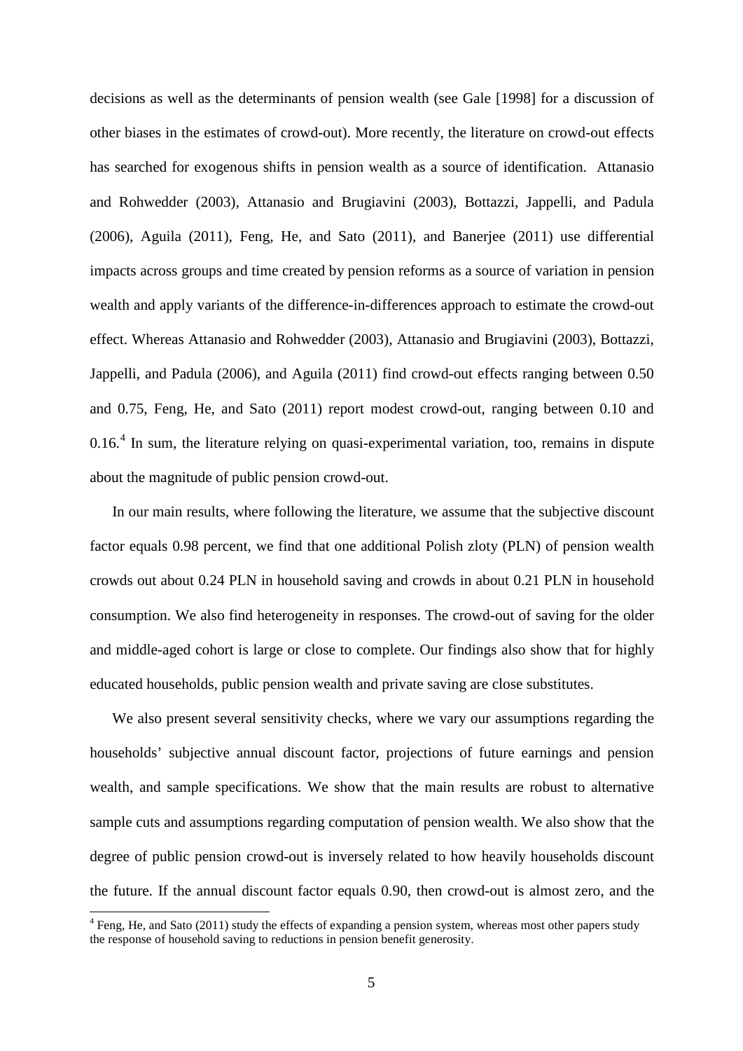decisions as well as the determinants of pension wealth (see Gale [1998] for a discussion of other biases in the estimates of crowd-out). More recently, the literature on crowd-out effects has searched for exogenous shifts in pension wealth as a source of identification. Attanasio and Rohwedder (2003), Attanasio and Brugiavini (2003), Bottazzi, Jappelli, and Padula (2006), Aguila (2011), Feng, He, and Sato (2011), and Banerjee (2011) use differential impacts across groups and time created by pension reforms as a source of variation in pension wealth and apply variants of the difference-in-differences approach to estimate the crowd-out effect. Whereas Attanasio and Rohwedder (2003), Attanasio and Brugiavini (2003), Bottazzi, Jappelli, and Padula (2006), and Aguila (2011) find crowd-out effects ranging between 0.50 and 0.75, Feng, He, and Sato (2011) report modest crowd-out, ranging between 0.10 and 0.16.[4] In sum, the literature relying on quasi-experimental variation, too, remains in dispute about the magnitude of public pension crowd-out.

In our main results, where following the literature, we assume that the subjective discount factor equals 0.98 percent, we find that one additional Polish zloty (PLN) of pension wealth crowds out about 0.24 PLN in household saving and crowds in about 0.21 PLN in household consumption. We also find heterogeneity in responses. The crowd-out of saving for the older and middle-aged cohort is large or close to complete. Our findings also show that for highly educated households, public pension wealth and private saving are close substitutes.

We also present several sensitivity checks, where we vary our assumptions regarding the households' subjective annual discount factor, projections of future earnings and pension wealth, and sample specifications. We show that the main results are robust to alternative sample cuts and assumptions regarding computation of pension wealth. We also show that the degree of public pension crowd-out is inversely related to how heavily households discount the future. If the annual discount factor equals 0.90, then crowd-out is almost zero, and the

[4] Feng, He, and Sato (2011) study the effects of expanding a pension system, whereas most other papers study the response of household saving to reductions in pension benefit generosity.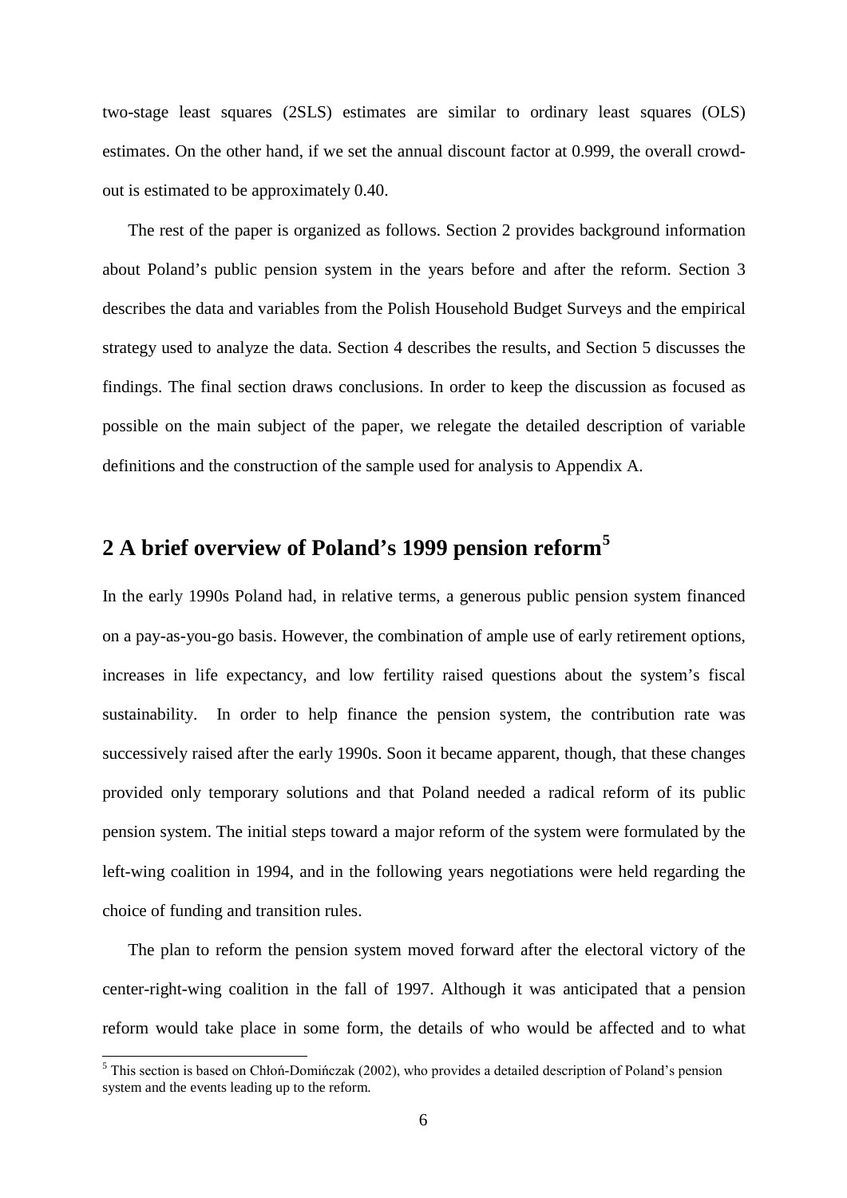two-stage least squares (2SLS) estimates are similar to ordinary least squares (OLS) estimates. On the other hand, if we set the annual discount factor at 0.999, the overall crowd-out is estimated to be approximately 0.40.

The rest of the paper is organized as follows. Section 2 provides background information about Poland's public pension system in the years before and after the reform. Section 3 describes the data and variables from the Polish Household Budget Surveys and the empirical strategy used to analyze the data. Section 4 describes the results, and Section 5 discusses the findings. The final section draws conclusions. In order to keep the discussion as focused as possible on the main subject of the paper, we relegate the detailed description of variable definitions and the construction of the sample used for analysis to Appendix A.

## 2 A brief overview of Poland's 1999 pension reform[5]

In the early 1990s Poland had, in relative terms, a generous public pension system financed on a pay-as-you-go basis. However, the combination of ample use of early retirement options, increases in life expectancy, and low fertility raised questions about the system's fiscal sustainability. In order to help finance the pension system, the contribution rate was successively raised after the early 1990s. Soon it became apparent, though, that these changes provided only temporary solutions and that Poland needed a radical reform of its public pension system. The initial steps toward a major reform of the system were formulated by the left-wing coalition in 1994, and in the following years negotiations were held regarding the choice of funding and transition rules.

The plan to reform the pension system moved forward after the electoral victory of the center-right-wing coalition in the fall of 1997. Although it was anticipated that a pension reform would take place in some form, the details of who would be affected and to what

[5] This section is based on Chłoń-Domińczak (2002), who provides a detailed description of Poland's pension system and the events leading up to the reform.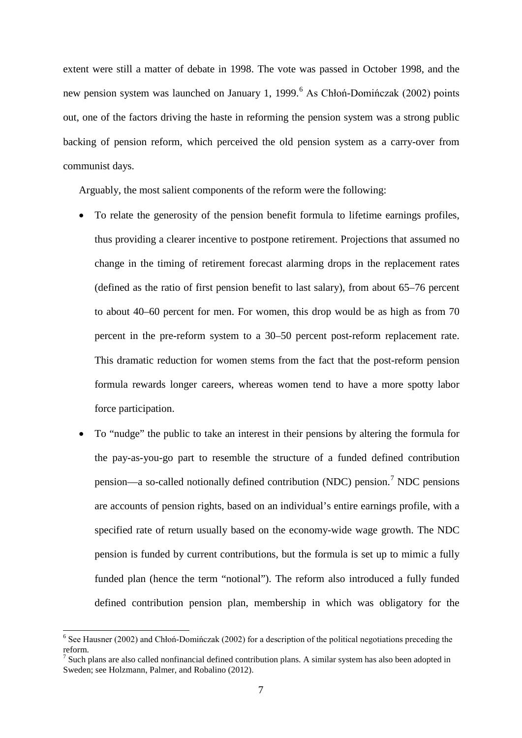extent were still a matter of debate in 1998. The vote was passed in October 1998, and the new pension system was launched on January 1, 1999.[6] As Chłoń-Domińczak (2002) points out, one of the factors driving the haste in reforming the pension system was a strong public backing of pension reform, which perceived the old pension system as a carry-over from communist days.

Arguably, the most salient components of the reform were the following:

- To relate the generosity of the pension benefit formula to lifetime earnings profiles, thus providing a clearer incentive to postpone retirement. Projections that assumed no change in the timing of retirement forecast alarming drops in the replacement rates (defined as the ratio of first pension benefit to last salary), from about 65–76 percent to about 40–60 percent for men. For women, this drop would be as high as from 70 percent in the pre-reform system to a 30–50 percent post-reform replacement rate. This dramatic reduction for women stems from the fact that the post-reform pension formula rewards longer careers, whereas women tend to have a more spotty labor force participation.
- To "nudge" the public to take an interest in their pensions by altering the formula for the pay-as-you-go part to resemble the structure of a funded defined contribution pension—a so-called notionally defined contribution (NDC) pension.[7] NDC pensions are accounts of pension rights, based on an individual's entire earnings profile, with a specified rate of return usually based on the economy-wide wage growth. The NDC pension is funded by current contributions, but the formula is set up to mimic a fully funded plan (hence the term "notional"). The reform also introduced a fully funded defined contribution pension plan, membership in which was obligatory for the

[6] See Hausner (2002) and Chłoń-Domińczak (2002) for a description of the political negotiations preceding the reform.

[7] Such plans are also called nonfinancial defined contribution plans. A similar system has also been adopted in Sweden; see Holzmann, Palmer, and Robalino (2012).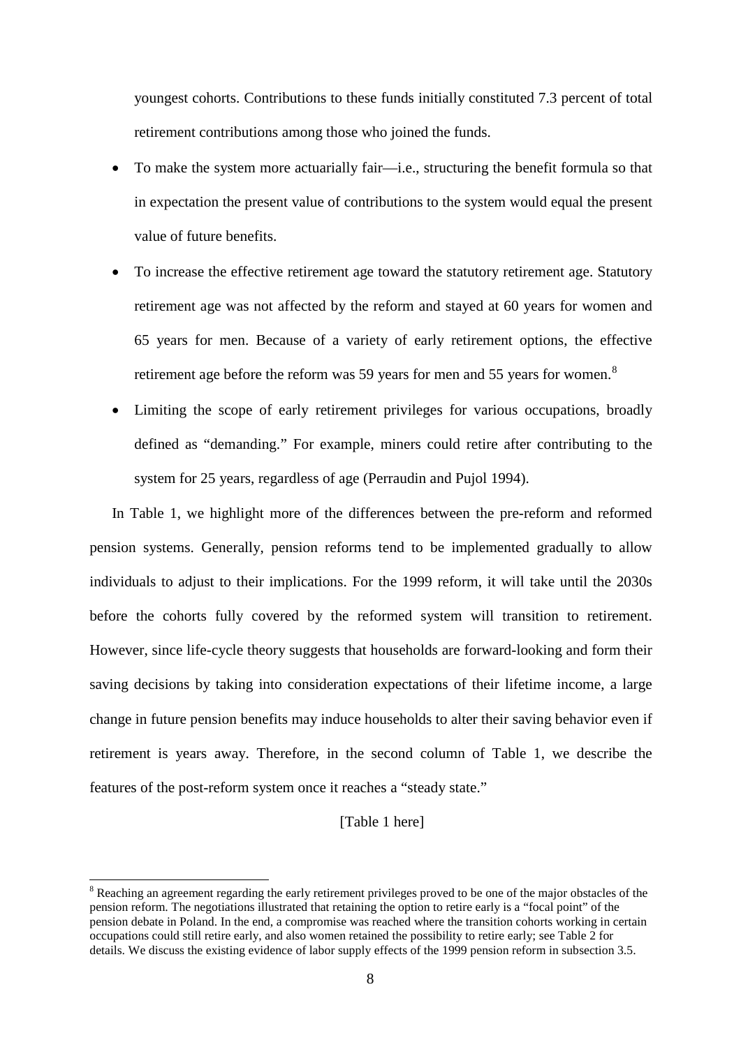youngest cohorts. Contributions to these funds initially constituted 7.3 percent of total retirement contributions among those who joined the funds.

- To make the system more actuarially fair—i.e., structuring the benefit formula so that in expectation the present value of contributions to the system would equal the present value of future benefits.
- To increase the effective retirement age toward the statutory retirement age. Statutory retirement age was not affected by the reform and stayed at 60 years for women and 65 years for men. Because of a variety of early retirement options, the effective retirement age before the reform was 59 years for men and 55 years for women.[8]
- Limiting the scope of early retirement privileges for various occupations, broadly defined as "demanding." For example, miners could retire after contributing to the system for 25 years, regardless of age (Perraudin and Pujol 1994).

In Table 1, we highlight more of the differences between the pre-reform and reformed pension systems. Generally, pension reforms tend to be implemented gradually to allow individuals to adjust to their implications. For the 1999 reform, it will take until the 2030s before the cohorts fully covered by the reformed system will transition to retirement. However, since life-cycle theory suggests that households are forward-looking and form their saving decisions by taking into consideration expectations of their lifetime income, a large change in future pension benefits may induce households to alter their saving behavior even if retirement is years away. Therefore, in the second column of Table 1, we describe the features of the post-reform system once it reaches a "steady state."

[Table 1 here]

[8] Reaching an agreement regarding the early retirement privileges proved to be one of the major obstacles of the pension reform. The negotiations illustrated that retaining the option to retire early is a "focal point" of the pension debate in Poland. In the end, a compromise was reached where the transition cohorts working in certain occupations could still retire early, and also women retained the possibility to retire early; see Table 2 for details. We discuss the existing evidence of labor supply effects of the 1999 pension reform in subsection 3.5.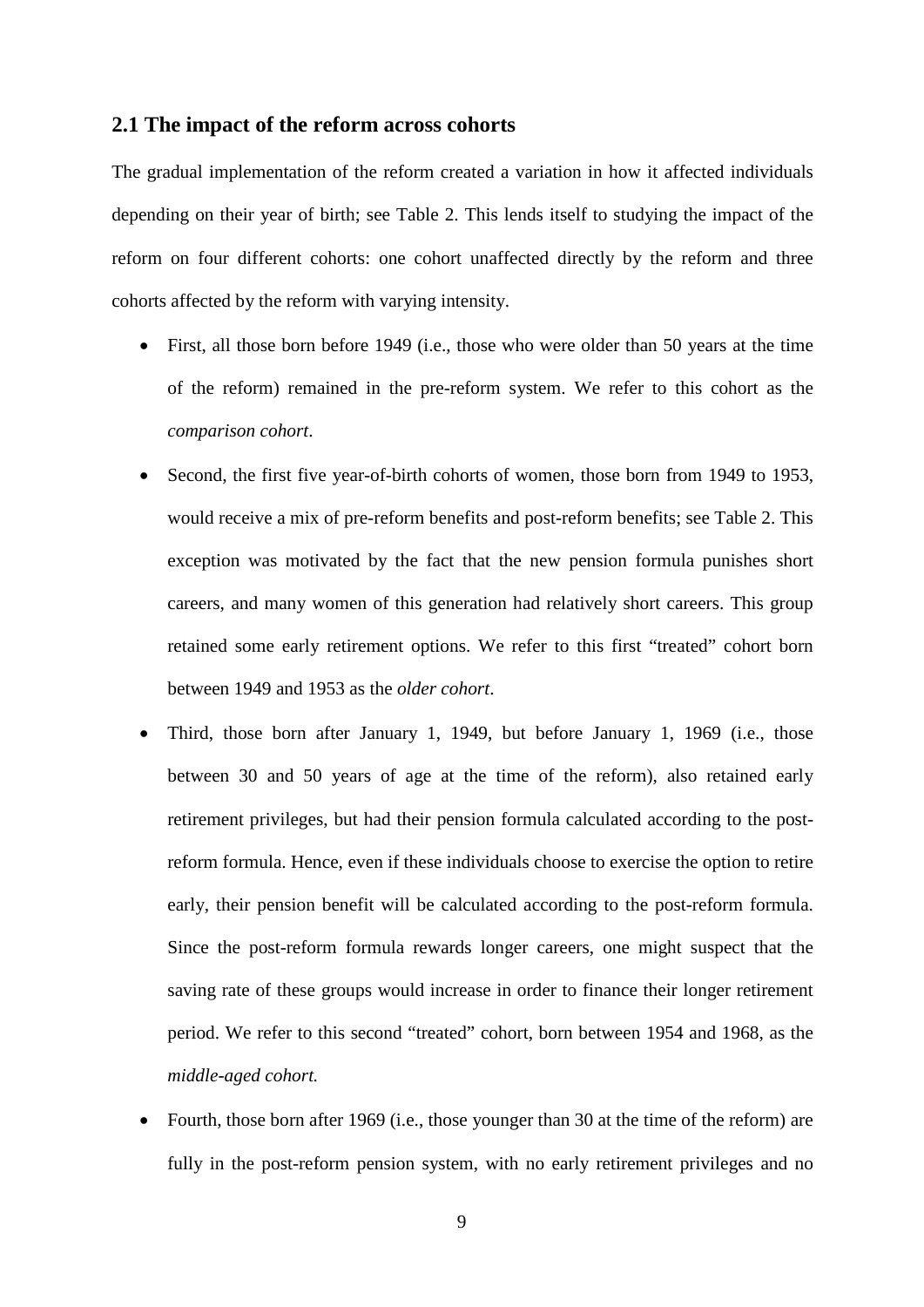## 2.1 The impact of the reform across cohorts

The gradual implementation of the reform created a variation in how it affected individuals depending on their year of birth; see Table 2. This lends itself to studying the impact of the reform on four different cohorts: one cohort unaffected directly by the reform and three cohorts affected by the reform with varying intensity.

- First, all those born before 1949 (i.e., those who were older than 50 years at the time of the reform) remained in the pre-reform system. We refer to this cohort as the *comparison cohort*.
- Second, the first five year-of-birth cohorts of women, those born from 1949 to 1953, would receive a mix of pre-reform benefits and post-reform benefits; see Table 2. This exception was motivated by the fact that the new pension formula punishes short careers, and many women of this generation had relatively short careers. This group retained some early retirement options. We refer to this first "treated" cohort born between 1949 and 1953 as the *older cohort*.
- Third, those born after January 1, 1949, but before January 1, 1969 (i.e., those between 30 and 50 years of age at the time of the reform), also retained early retirement privileges, but had their pension formula calculated according to the post-reform formula. Hence, even if these individuals choose to exercise the option to retire early, their pension benefit will be calculated according to the post-reform formula. Since the post-reform formula rewards longer careers, one might suspect that the saving rate of these groups would increase in order to finance their longer retirement period. We refer to this second "treated" cohort, born between 1954 and 1968, as the *middle-aged cohort.*
- Fourth, those born after 1969 (i.e., those younger than 30 at the time of the reform) are fully in the post-reform pension system, with no early retirement privileges and no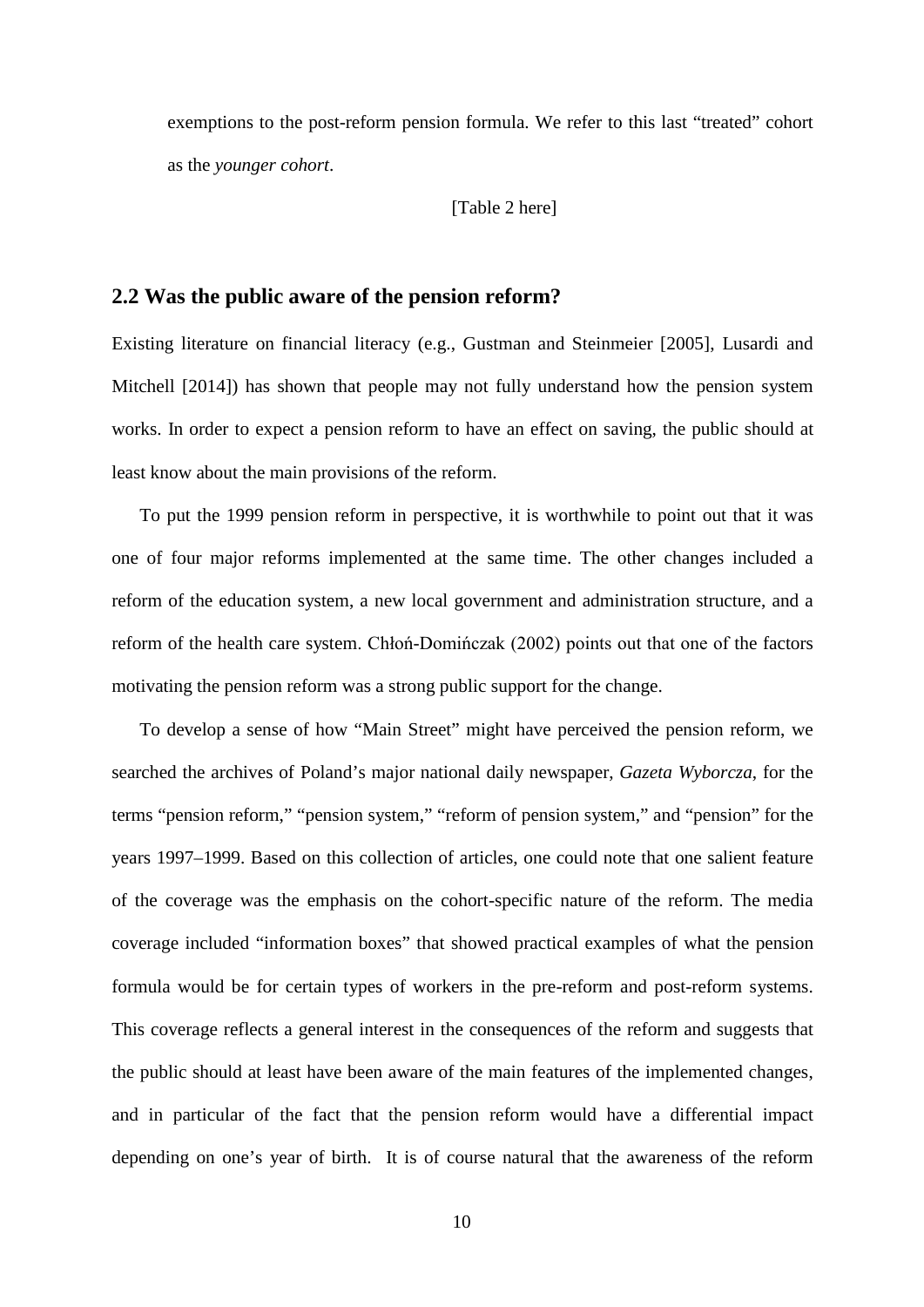exemptions to the post-reform pension formula. We refer to this last "treated" cohort as the *younger cohort*.

[Table 2 here]

## 2.2 Was the public aware of the pension reform?

Existing literature on financial literacy (e.g., Gustman and Steinmeier [2005], Lusardi and Mitchell [2014]) has shown that people may not fully understand how the pension system works. In order to expect a pension reform to have an effect on saving, the public should at least know about the main provisions of the reform.

To put the 1999 pension reform in perspective, it is worthwhile to point out that it was one of four major reforms implemented at the same time. The other changes included a reform of the education system, a new local government and administration structure, and a reform of the health care system. Chłoń-Domińczak (2002) points out that one of the factors motivating the pension reform was a strong public support for the change.

To develop a sense of how "Main Street" might have perceived the pension reform, we searched the archives of Poland's major national daily newspaper, *Gazeta Wyborcza*, for the terms "pension reform," "pension system," "reform of pension system," and "pension" for the years 1997–1999. Based on this collection of articles, one could note that one salient feature of the coverage was the emphasis on the cohort-specific nature of the reform. The media coverage included "information boxes" that showed practical examples of what the pension formula would be for certain types of workers in the pre-reform and post-reform systems. This coverage reflects a general interest in the consequences of the reform and suggests that the public should at least have been aware of the main features of the implemented changes, and in particular of the fact that the pension reform would have a differential impact depending on one's year of birth. It is of course natural that the awareness of the reform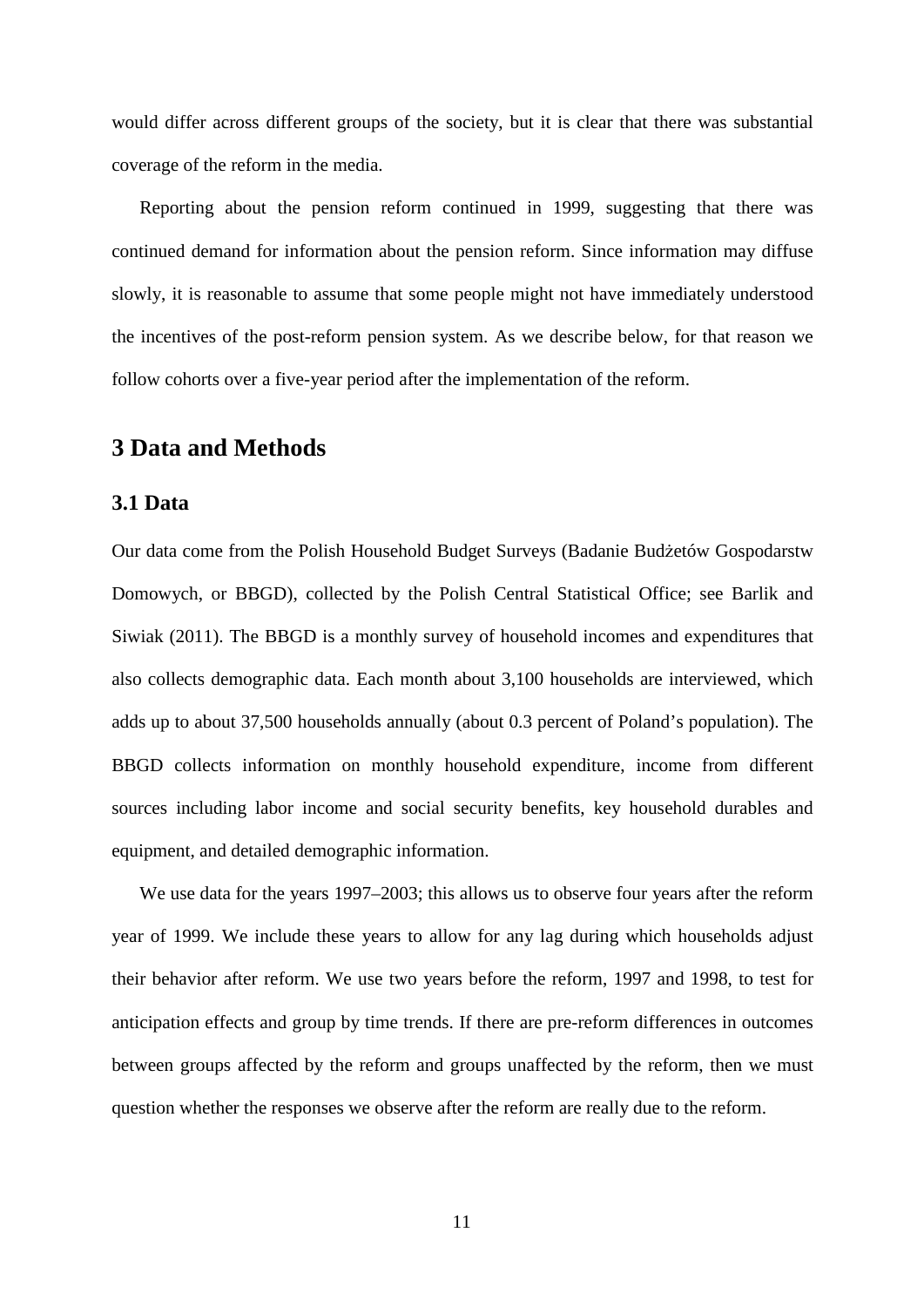would differ across different groups of the society, but it is clear that there was substantial coverage of the reform in the media.

Reporting about the pension reform continued in 1999, suggesting that there was continued demand for information about the pension reform. Since information may diffuse slowly, it is reasonable to assume that some people might not have immediately understood the incentives of the post-reform pension system. As we describe below, for that reason we follow cohorts over a five-year period after the implementation of the reform.

# 3 Data and Methods

## 3.1 Data

Our data come from the Polish Household Budget Surveys (Badanie Budżetów Gospodarstw Domowych, or BBGD), collected by the Polish Central Statistical Office; see Barlik and Siwiak (2011). The BBGD is a monthly survey of household incomes and expenditures that also collects demographic data. Each month about 3,100 households are interviewed, which adds up to about 37,500 households annually (about 0.3 percent of Poland's population). The BBGD collects information on monthly household expenditure, income from different sources including labor income and social security benefits, key household durables and equipment, and detailed demographic information.

We use data for the years 1997–2003; this allows us to observe four years after the reform year of 1999. We include these years to allow for any lag during which households adjust their behavior after reform. We use two years before the reform, 1997 and 1998, to test for anticipation effects and group by time trends. If there are pre-reform differences in outcomes between groups affected by the reform and groups unaffected by the reform, then we must question whether the responses we observe after the reform are really due to the reform.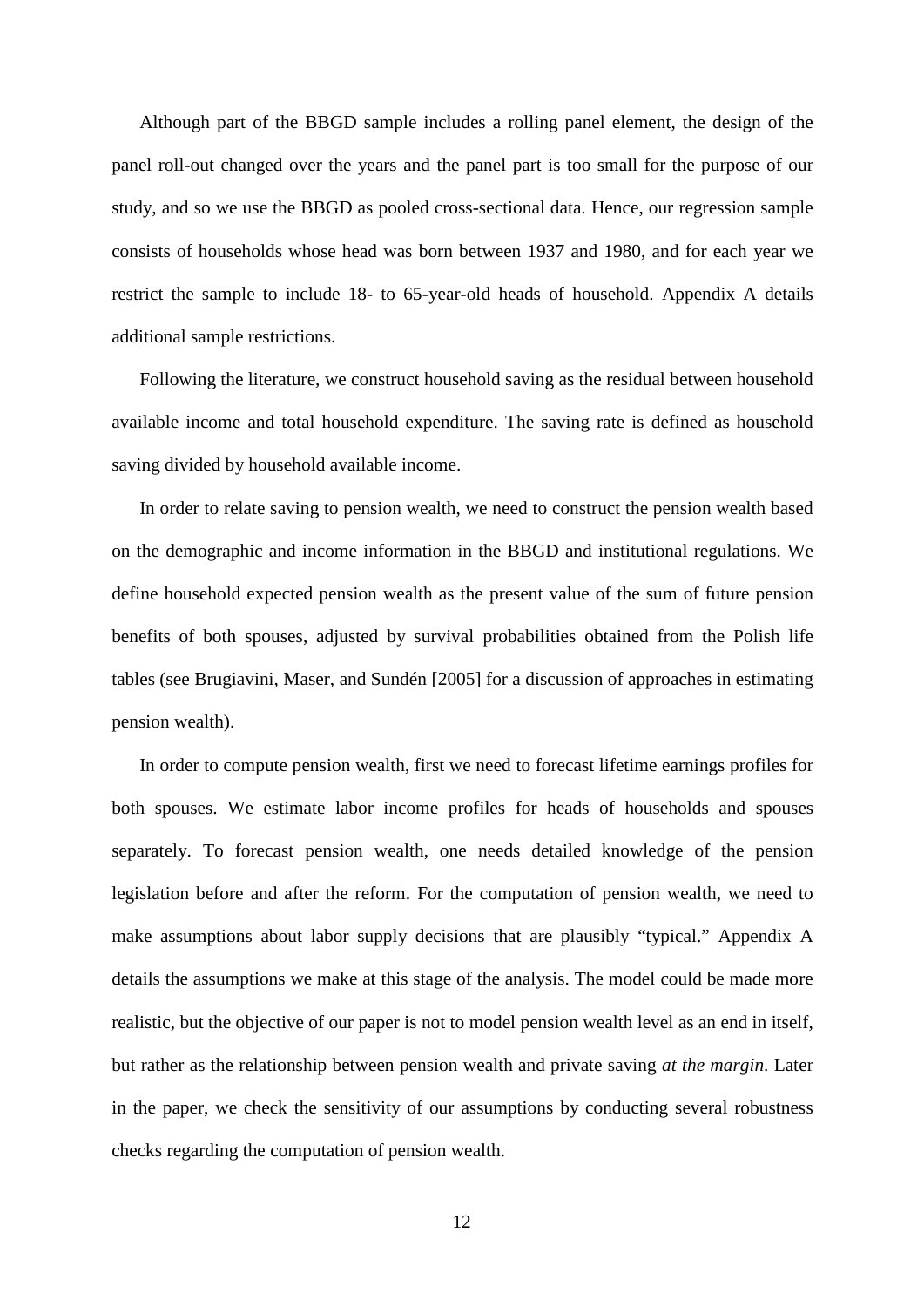Although part of the BBGD sample includes a rolling panel element, the design of the panel roll-out changed over the years and the panel part is too small for the purpose of our study, and so we use the BBGD as pooled cross-sectional data. Hence, our regression sample consists of households whose head was born between 1937 and 1980, and for each year we restrict the sample to include 18- to 65-year-old heads of household. Appendix A details additional sample restrictions.

Following the literature, we construct household saving as the residual between household available income and total household expenditure. The saving rate is defined as household saving divided by household available income.

In order to relate saving to pension wealth, we need to construct the pension wealth based on the demographic and income information in the BBGD and institutional regulations. We define household expected pension wealth as the present value of the sum of future pension benefits of both spouses, adjusted by survival probabilities obtained from the Polish life tables (see Brugiavini, Maser, and Sundén [2005] for a discussion of approaches in estimating pension wealth).

In order to compute pension wealth, first we need to forecast lifetime earnings profiles for both spouses. We estimate labor income profiles for heads of households and spouses separately. To forecast pension wealth, one needs detailed knowledge of the pension legislation before and after the reform. For the computation of pension wealth, we need to make assumptions about labor supply decisions that are plausibly "typical." Appendix A details the assumptions we make at this stage of the analysis. The model could be made more realistic, but the objective of our paper is not to model pension wealth level as an end in itself, but rather as the relationship between pension wealth and private saving *at the margin*. Later in the paper, we check the sensitivity of our assumptions by conducting several robustness checks regarding the computation of pension wealth.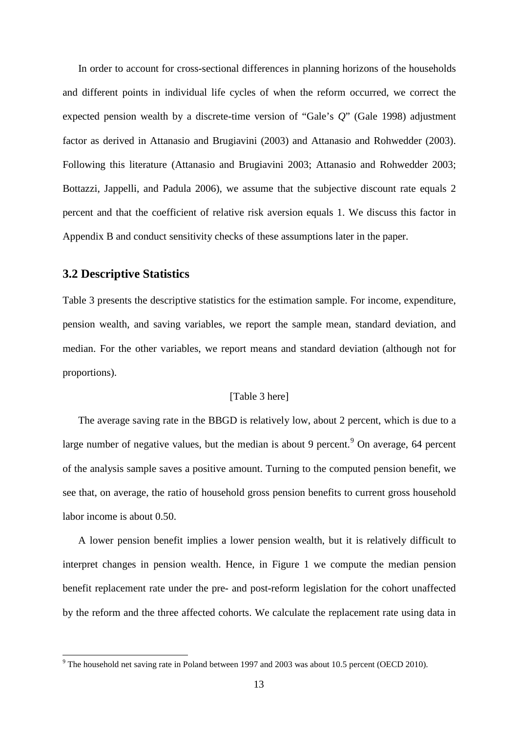In order to account for cross-sectional differences in planning horizons of the households and different points in individual life cycles of when the reform occurred, we correct the expected pension wealth by a discrete-time version of "Gale's *Q*" (Gale 1998) adjustment factor as derived in Attanasio and Brugiavini (2003) and Attanasio and Rohwedder (2003). Following this literature (Attanasio and Brugiavini 2003; Attanasio and Rohwedder 2003; Bottazzi, Jappelli, and Padula 2006), we assume that the subjective discount rate equals 2 percent and that the coefficient of relative risk aversion equals 1. We discuss this factor in Appendix B and conduct sensitivity checks of these assumptions later in the paper.

## 3.2 Descriptive Statistics

Table 3 presents the descriptive statistics for the estimation sample. For income, expenditure, pension wealth, and saving variables, we report the sample mean, standard deviation, and median. For the other variables, we report means and standard deviation (although not for proportions).

[Table 3 here]

The average saving rate in the BBGD is relatively low, about 2 percent, which is due to a large number of negative values, but the median is about 9 percent.[9] On average, 64 percent of the analysis sample saves a positive amount. Turning to the computed pension benefit, we see that, on average, the ratio of household gross pension benefits to current gross household labor income is about 0.50.

A lower pension benefit implies a lower pension wealth, but it is relatively difficult to interpret changes in pension wealth. Hence, in Figure 1 we compute the median pension benefit replacement rate under the pre- and post-reform legislation for the cohort unaffected by the reform and the three affected cohorts. We calculate the replacement rate using data in

[9] The household net saving rate in Poland between 1997 and 2003 was about 10.5 percent (OECD 2010).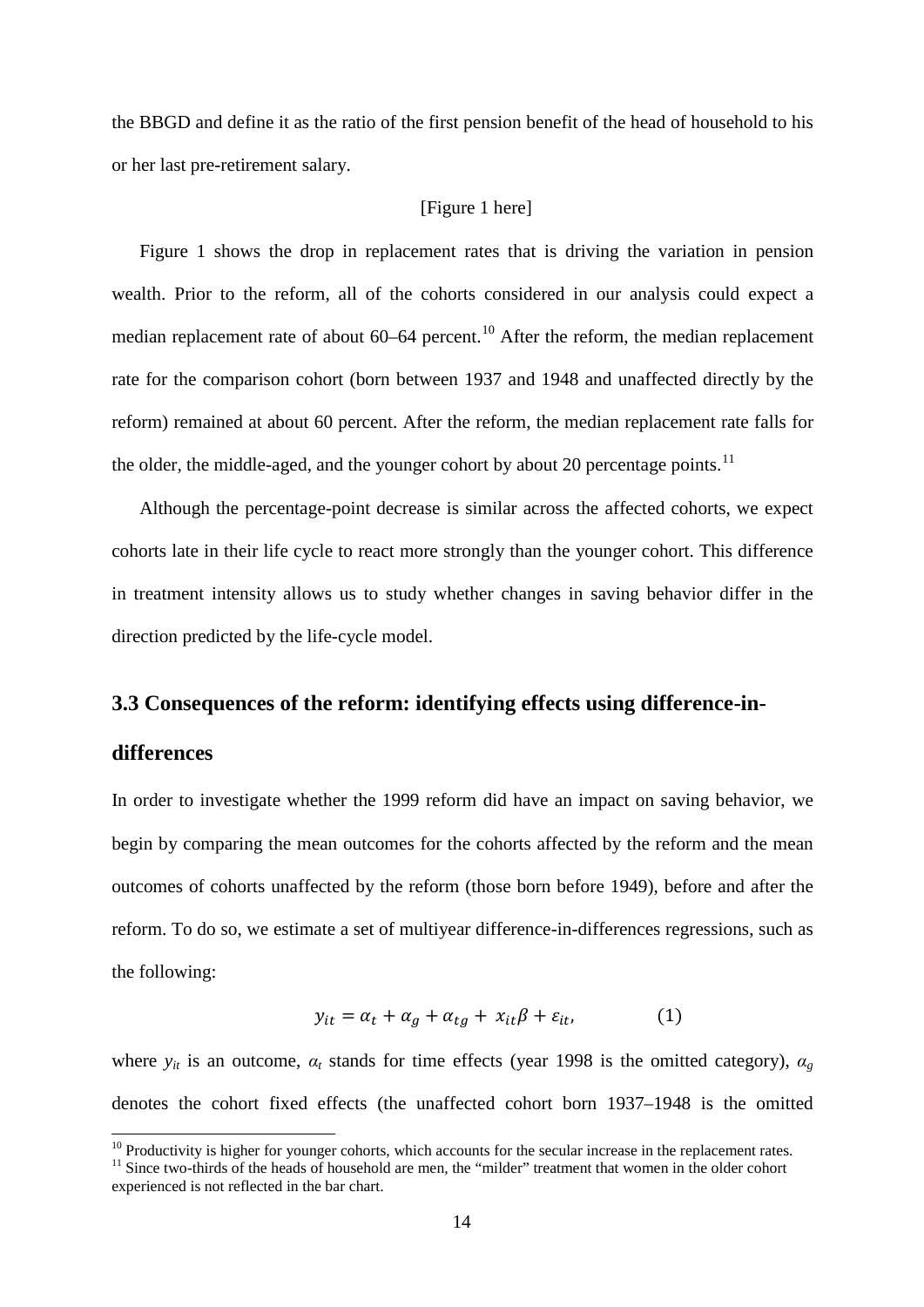the BBGD and define it as the ratio of the first pension benefit of the head of household to his or her last pre-retirement salary.

[Figure 1 here]

Figure 1 shows the drop in replacement rates that is driving the variation in pension wealth. Prior to the reform, all of the cohorts considered in our analysis could expect a median replacement rate of about 60–64 percent.[10] After the reform, the median replacement rate for the comparison cohort (born between 1937 and 1948 and unaffected directly by the reform) remained at about 60 percent. After the reform, the median replacement rate falls for the older, the middle-aged, and the younger cohort by about 20 percentage points.[11]

Although the percentage-point decrease is similar across the affected cohorts, we expect cohorts late in their life cycle to react more strongly than the younger cohort. This difference in treatment intensity allows us to study whether changes in saving behavior differ in the direction predicted by the life-cycle model.

### 3.3 Consequences of the reform: identifying effects using difference-in-differences

In order to investigate whether the 1999 reform did have an impact on saving behavior, we begin by comparing the mean outcomes for the cohorts affected by the reform and the mean outcomes of cohorts unaffected by the reform (those born before 1949), before and after the reform. To do so, we estimate a set of multiyear difference-in-differences regressions, such as the following:

$$y_{it} = \alpha_t + \alpha_g + \alpha_{tg} + x_{it}\beta + \varepsilon_{it}, \qquad (1)$$

where $y_{it}$ is an outcome, $\alpha_t$ stands for time effects (year 1998 is the omitted category), $\alpha_g$ denotes the cohort fixed effects (the unaffected cohort born 1937–1948 is the omitted

[10] Productivity is higher for younger cohorts, which accounts for the secular increase in the replacement rates.

[11] Since two-thirds of the heads of household are men, the "milder" treatment that women in the older cohort experienced is not reflected in the bar chart.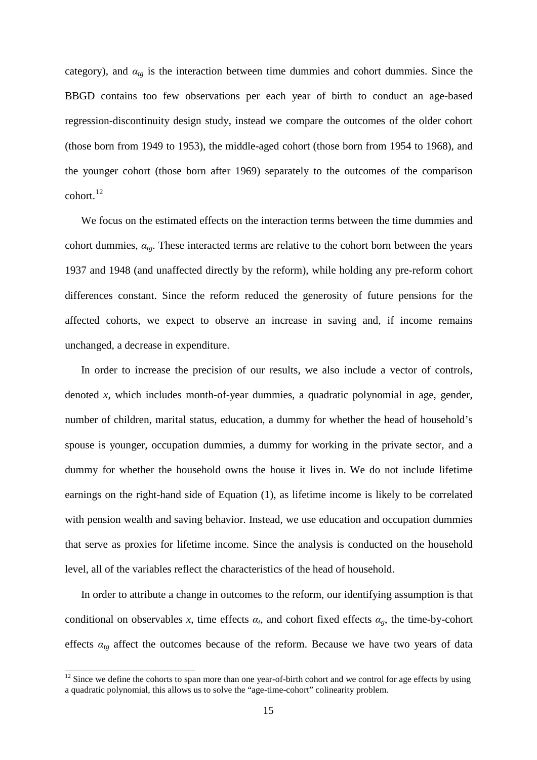category), and $\alpha_{tg}$ is the interaction between time dummies and cohort dummies. Since the BBGD contains too few observations per each year of birth to conduct an age-based regression-discontinuity design study, instead we compare the outcomes of the older cohort (those born from 1949 to 1953), the middle-aged cohort (those born from 1954 to 1968), and the younger cohort (those born after 1969) separately to the outcomes of the comparison cohort.[12]

We focus on the estimated effects on the interaction terms between the time dummies and cohort dummies, $\alpha_{tg}$. These interacted terms are relative to the cohort born between the years 1937 and 1948 (and unaffected directly by the reform), while holding any pre-reform cohort differences constant. Since the reform reduced the generosity of future pensions for the affected cohorts, we expect to observe an increase in saving and, if income remains unchanged, a decrease in expenditure.

In order to increase the precision of our results, we also include a vector of controls, denoted $x$, which includes month-of-year dummies, a quadratic polynomial in age, gender, number of children, marital status, education, a dummy for whether the head of household's spouse is younger, occupation dummies, a dummy for working in the private sector, and a dummy for whether the household owns the house it lives in. We do not include lifetime earnings on the right-hand side of Equation (1), as lifetime income is likely to be correlated with pension wealth and saving behavior. Instead, we use education and occupation dummies that serve as proxies for lifetime income. Since the analysis is conducted on the household level, all of the variables reflect the characteristics of the head of household.

In order to attribute a change in outcomes to the reform, our identifying assumption is that conditional on observables $x$, time effects $\alpha_t$, and cohort fixed effects $\alpha_g$, the time-by-cohort effects $\alpha_{tg}$ affect the outcomes because of the reform. Because we have two years of data

[12] Since we define the cohorts to span more than one year-of-birth cohort and we control for age effects by using a quadratic polynomial, this allows us to solve the "age-time-cohort" colinearity problem.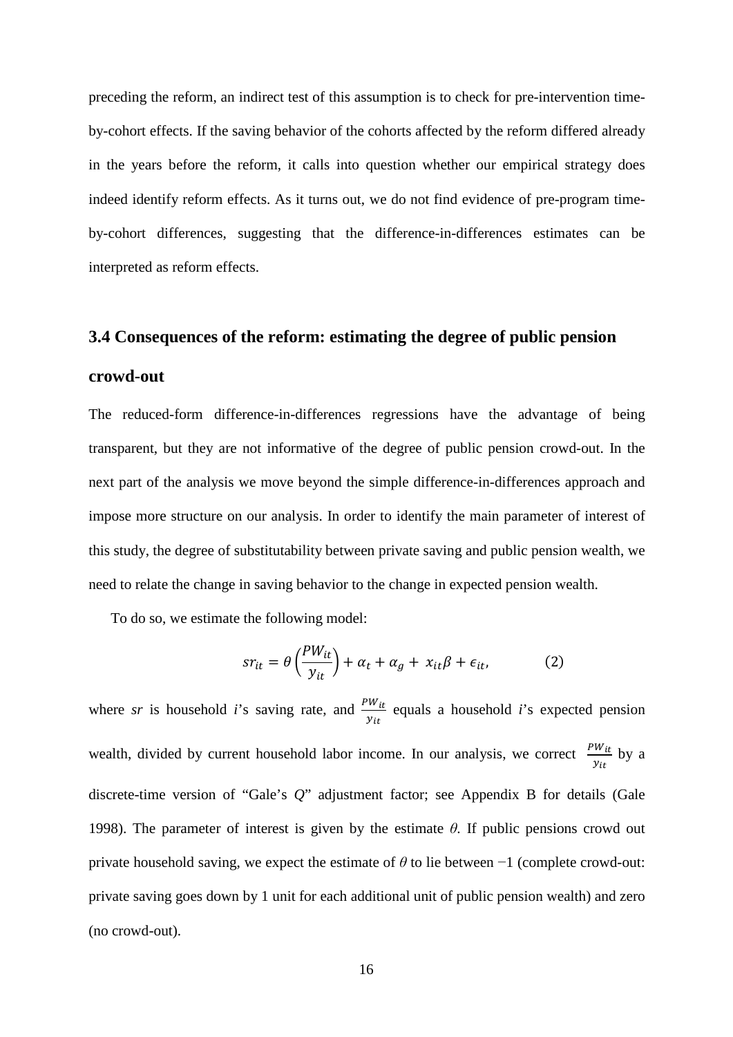preceding the reform, an indirect test of this assumption is to check for pre-intervention time-by-cohort effects. If the saving behavior of the cohorts affected by the reform differed already in the years before the reform, it calls into question whether our empirical strategy does indeed identify reform effects. As it turns out, we do not find evidence of pre-program time-by-cohort differences, suggesting that the difference-in-differences estimates can be interpreted as reform effects.

### 3.4 Consequences of the reform: estimating the degree of public pension crowd-out

The reduced-form difference-in-differences regressions have the advantage of being transparent, but they are not informative of the degree of public pension crowd-out. In the next part of the analysis we move beyond the simple difference-in-differences approach and impose more structure on our analysis. In order to identify the main parameter of interest of this study, the degree of substitutability between private saving and public pension wealth, we need to relate the change in saving behavior to the change in expected pension wealth.

To do so, we estimate the following model:

$$sr_{it} = \theta\left(\frac{PW_{it}}{y_{it}}\right) + \alpha_t + \alpha_g + x_{it}\beta + \epsilon_{it}, \qquad (2)$$

where *sr* is household *i*'s saving rate, and $\frac{PW_{it}}{y_{it}}$ equals a household *i*'s expected pension wealth, divided by current household labor income. In our analysis, we correct $\frac{PW_{it}}{y_{it}}$ by a discrete-time version of "Gale's *Q*" adjustment factor; see Appendix B for details (Gale 1998). The parameter of interest is given by the estimate $\theta$. If public pensions crowd out private household saving, we expect the estimate of $\theta$ to lie between −1 (complete crowd-out: private saving goes down by 1 unit for each additional unit of public pension wealth) and zero (no crowd-out).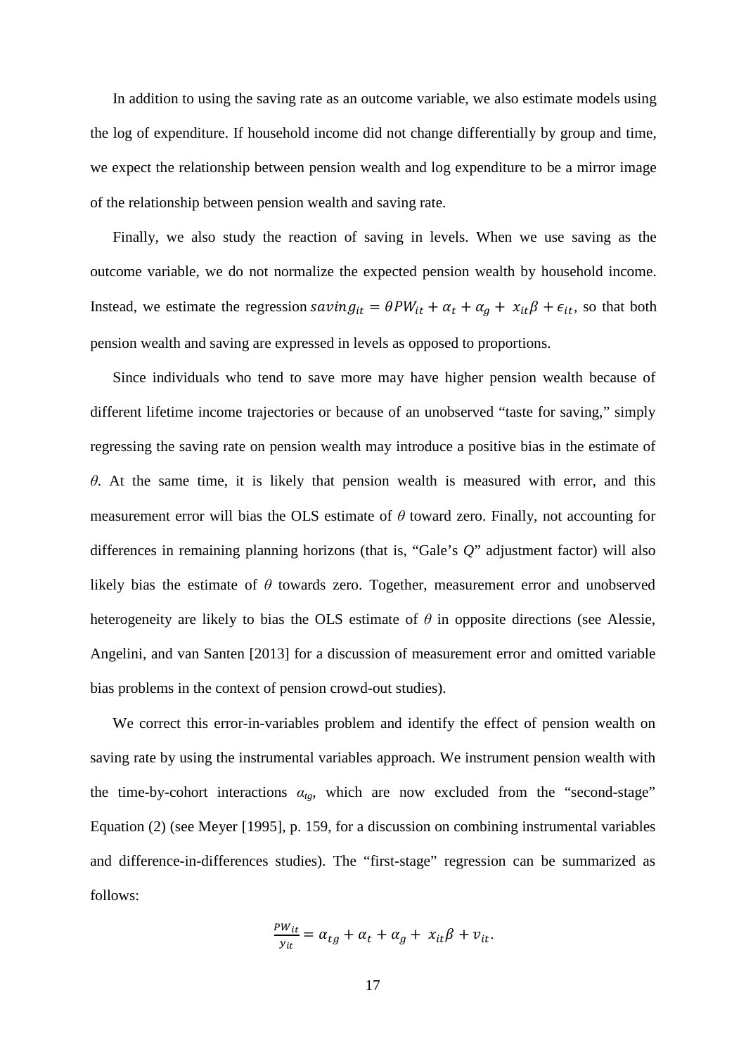In addition to using the saving rate as an outcome variable, we also estimate models using the log of expenditure. If household income did not change differentially by group and time, we expect the relationship between pension wealth and log expenditure to be a mirror image of the relationship between pension wealth and saving rate.

Finally, we also study the reaction of saving in levels. When we use saving as the outcome variable, we do not normalize the expected pension wealth by household income. Instead, we estimate the regression $saving_{it} = \theta PW_{it} + \alpha_t + \alpha_g + x_{it}\beta + \epsilon_{it}$, so that both pension wealth and saving are expressed in levels as opposed to proportions.

Since individuals who tend to save more may have higher pension wealth because of different lifetime income trajectories or because of an unobserved "taste for saving," simply regressing the saving rate on pension wealth may introduce a positive bias in the estimate of $\theta$. At the same time, it is likely that pension wealth is measured with error, and this measurement error will bias the OLS estimate of $\theta$ toward zero. Finally, not accounting for differences in remaining planning horizons (that is, "Gale's *Q*" adjustment factor) will also likely bias the estimate of $\theta$ towards zero. Together, measurement error and unobserved heterogeneity are likely to bias the OLS estimate of $\theta$ in opposite directions (see Alessie, Angelini, and van Santen [2013] for a discussion of measurement error and omitted variable bias problems in the context of pension crowd-out studies).

We correct this error-in-variables problem and identify the effect of pension wealth on saving rate by using the instrumental variables approach. We instrument pension wealth with the time-by-cohort interactions $\alpha_{tg}$, which are now excluded from the "second-stage" Equation (2) (see Meyer [1995], p. 159, for a discussion on combining instrumental variables and difference-in-differences studies). The "first-stage" regression can be summarized as follows:

$$\frac{PW_{it}}{y_{it}} = \alpha_{tg} + \alpha_t + \alpha_g + x_{it}\beta + v_{it}.$$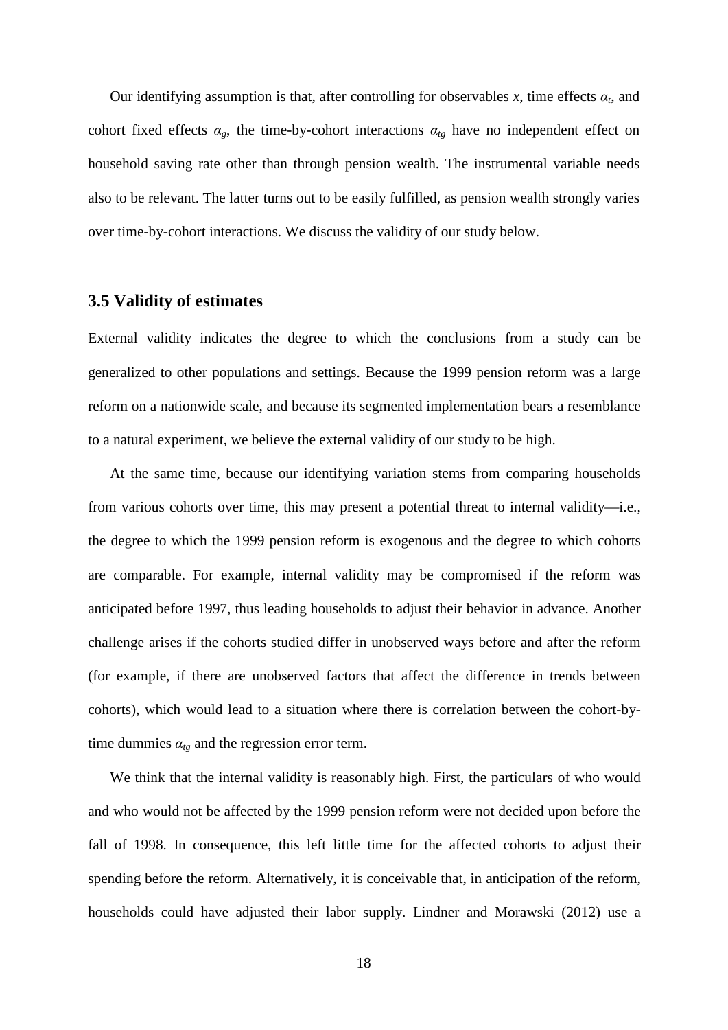Our identifying assumption is that, after controlling for observables $x$, time effects $\alpha_t$, and cohort fixed effects $\alpha_g$, the time-by-cohort interactions $\alpha_{tg}$ have no independent effect on household saving rate other than through pension wealth. The instrumental variable needs also to be relevant. The latter turns out to be easily fulfilled, as pension wealth strongly varies over time-by-cohort interactions. We discuss the validity of our study below.

### 3.5 Validity of estimates

External validity indicates the degree to which the conclusions from a study can be generalized to other populations and settings. Because the 1999 pension reform was a large reform on a nationwide scale, and because its segmented implementation bears a resemblance to a natural experiment, we believe the external validity of our study to be high.

At the same time, because our identifying variation stems from comparing households from various cohorts over time, this may present a potential threat to internal validity—i.e., the degree to which the 1999 pension reform is exogenous and the degree to which cohorts are comparable. For example, internal validity may be compromised if the reform was anticipated before 1997, thus leading households to adjust their behavior in advance. Another challenge arises if the cohorts studied differ in unobserved ways before and after the reform (for example, if there are unobserved factors that affect the difference in trends between cohorts), which would lead to a situation where there is correlation between the cohort-by-time dummies $\alpha_{tg}$ and the regression error term.

We think that the internal validity is reasonably high. First, the particulars of who would and who would not be affected by the 1999 pension reform were not decided upon before the fall of 1998. In consequence, this left little time for the affected cohorts to adjust their spending before the reform. Alternatively, it is conceivable that, in anticipation of the reform, households could have adjusted their labor supply. Lindner and Morawski (2012) use a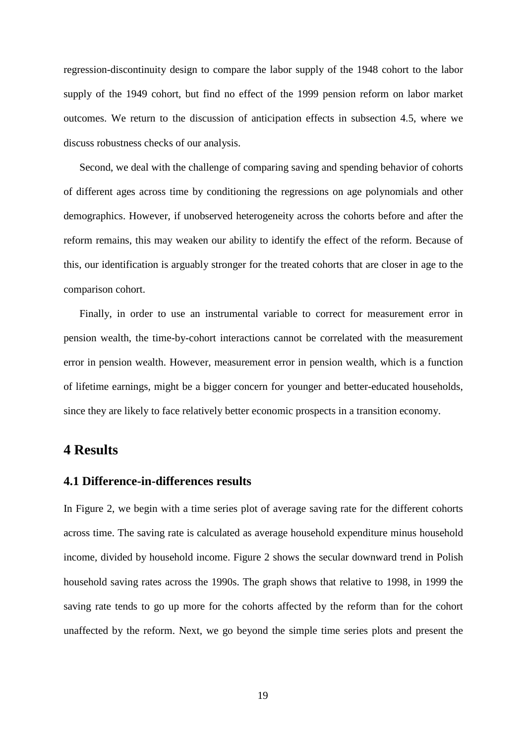regression-discontinuity design to compare the labor supply of the 1948 cohort to the labor supply of the 1949 cohort, but find no effect of the 1999 pension reform on labor market outcomes. We return to the discussion of anticipation effects in subsection 4.5, where we discuss robustness checks of our analysis.

Second, we deal with the challenge of comparing saving and spending behavior of cohorts of different ages across time by conditioning the regressions on age polynomials and other demographics. However, if unobserved heterogeneity across the cohorts before and after the reform remains, this may weaken our ability to identify the effect of the reform. Because of this, our identification is arguably stronger for the treated cohorts that are closer in age to the comparison cohort.

Finally, in order to use an instrumental variable to correct for measurement error in pension wealth, the time-by-cohort interactions cannot be correlated with the measurement error in pension wealth. However, measurement error in pension wealth, which is a function of lifetime earnings, might be a bigger concern for younger and better-educated households, since they are likely to face relatively better economic prospects in a transition economy.

# 4 Results

## 4.1 Difference-in-differences results

In Figure 2, we begin with a time series plot of average saving rate for the different cohorts across time. The saving rate is calculated as average household expenditure minus household income, divided by household income. Figure 2 shows the secular downward trend in Polish household saving rates across the 1990s. The graph shows that relative to 1998, in 1999 the saving rate tends to go up more for the cohorts affected by the reform than for the cohort unaffected by the reform. Next, we go beyond the simple time series plots and present the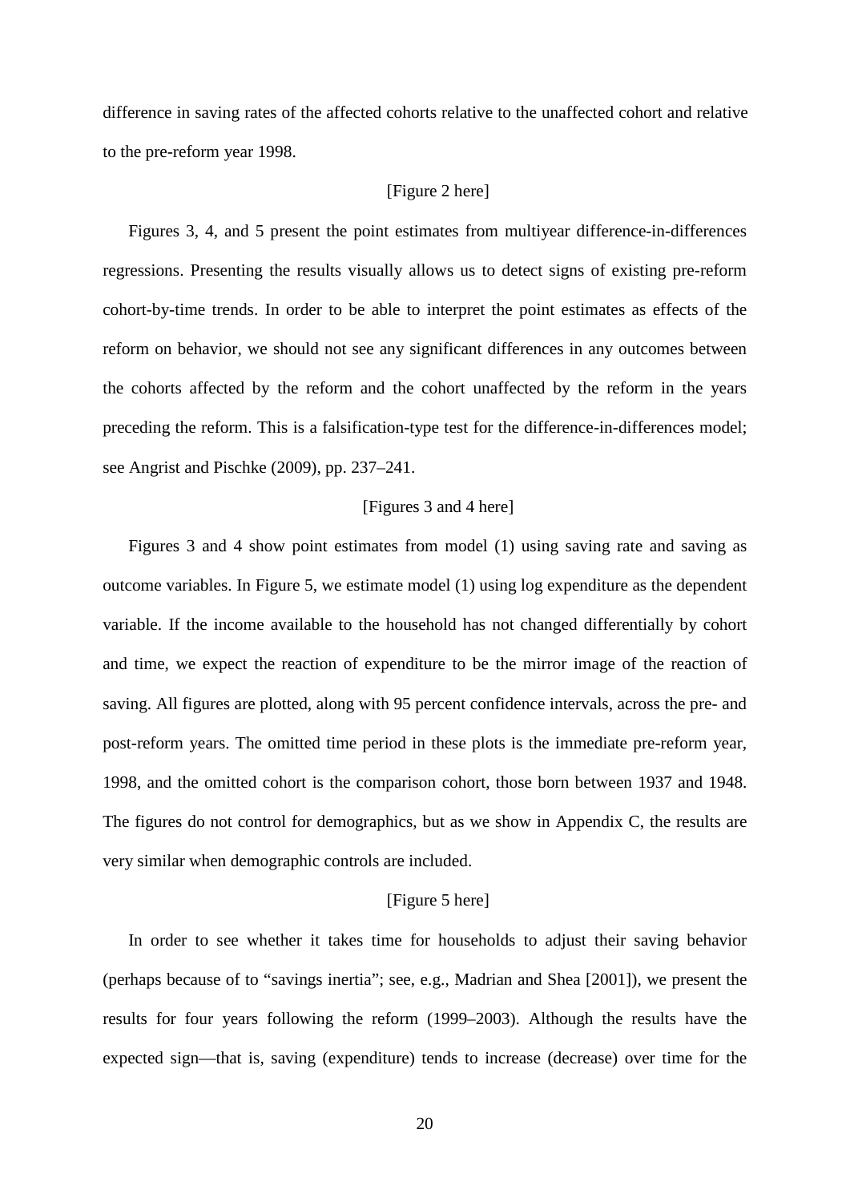difference in saving rates of the affected cohorts relative to the unaffected cohort and relative to the pre-reform year 1998.

[Figure 2 here]

Figures 3, 4, and 5 present the point estimates from multiyear difference-in-differences regressions. Presenting the results visually allows us to detect signs of existing pre-reform cohort-by-time trends. In order to be able to interpret the point estimates as effects of the reform on behavior, we should not see any significant differences in any outcomes between the cohorts affected by the reform and the cohort unaffected by the reform in the years preceding the reform. This is a falsification-type test for the difference-in-differences model; see Angrist and Pischke (2009), pp. 237–241.

[Figures 3 and 4 here]

Figures 3 and 4 show point estimates from model (1) using saving rate and saving as outcome variables. In Figure 5, we estimate model (1) using log expenditure as the dependent variable. If the income available to the household has not changed differentially by cohort and time, we expect the reaction of expenditure to be the mirror image of the reaction of saving. All figures are plotted, along with 95 percent confidence intervals, across the pre- and post-reform years. The omitted time period in these plots is the immediate pre-reform year, 1998, and the omitted cohort is the comparison cohort, those born between 1937 and 1948. The figures do not control for demographics, but as we show in Appendix C, the results are very similar when demographic controls are included.

[Figure 5 here]

In order to see whether it takes time for households to adjust their saving behavior (perhaps because of to "savings inertia"; see, e.g., Madrian and Shea [2001]), we present the results for four years following the reform (1999–2003). Although the results have the expected sign—that is, saving (expenditure) tends to increase (decrease) over time for the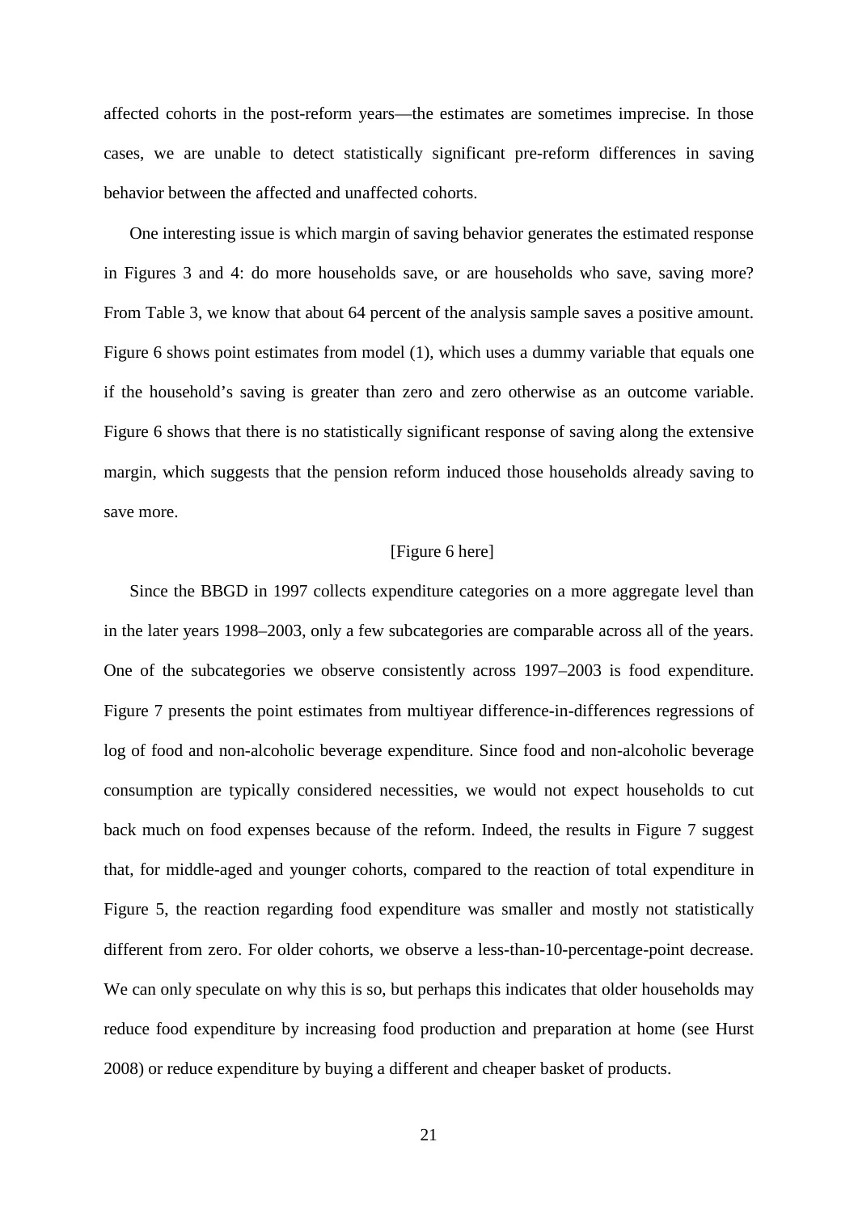affected cohorts in the post-reform years—the estimates are sometimes imprecise. In those cases, we are unable to detect statistically significant pre-reform differences in saving behavior between the affected and unaffected cohorts.

One interesting issue is which margin of saving behavior generates the estimated response in Figures 3 and 4: do more households save, or are households who save, saving more? From Table 3, we know that about 64 percent of the analysis sample saves a positive amount. Figure 6 shows point estimates from model (1), which uses a dummy variable that equals one if the household's saving is greater than zero and zero otherwise as an outcome variable. Figure 6 shows that there is no statistically significant response of saving along the extensive margin, which suggests that the pension reform induced those households already saving to save more.

[Figure 6 here]

Since the BBGD in 1997 collects expenditure categories on a more aggregate level than in the later years 1998–2003, only a few subcategories are comparable across all of the years. One of the subcategories we observe consistently across 1997–2003 is food expenditure. Figure 7 presents the point estimates from multiyear difference-in-differences regressions of log of food and non-alcoholic beverage expenditure. Since food and non-alcoholic beverage consumption are typically considered necessities, we would not expect households to cut back much on food expenses because of the reform. Indeed, the results in Figure 7 suggest that, for middle-aged and younger cohorts, compared to the reaction of total expenditure in Figure 5, the reaction regarding food expenditure was smaller and mostly not statistically different from zero. For older cohorts, we observe a less-than-10-percentage-point decrease. We can only speculate on why this is so, but perhaps this indicates that older households may reduce food expenditure by increasing food production and preparation at home (see Hurst 2008) or reduce expenditure by buying a different and cheaper basket of products.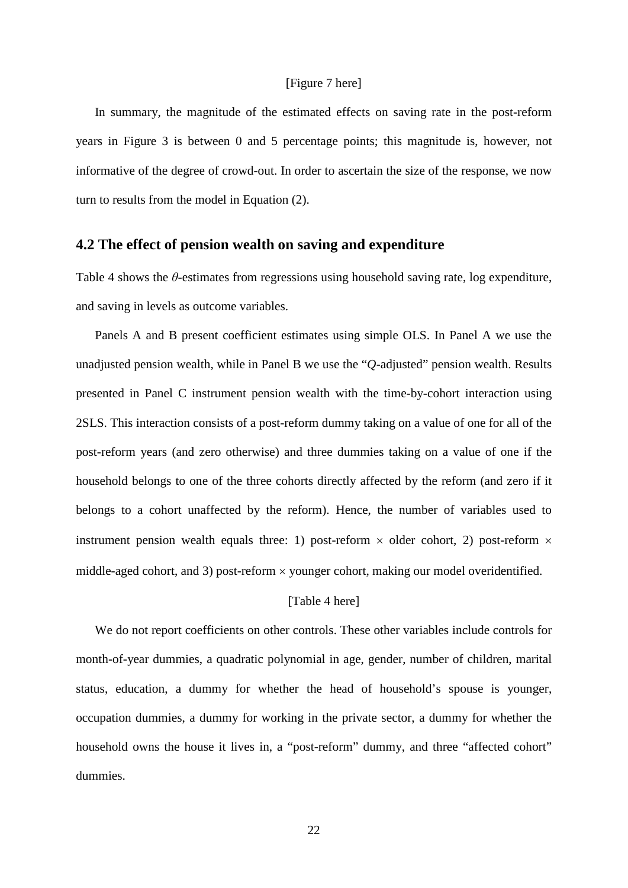[Figure 7 here]

In summary, the magnitude of the estimated effects on saving rate in the post-reform years in Figure 3 is between 0 and 5 percentage points; this magnitude is, however, not informative of the degree of crowd-out. In order to ascertain the size of the response, we now turn to results from the model in Equation (2).

## 4.2 The effect of pension wealth on saving and expenditure

Table 4 shows the $\theta$-estimates from regressions using household saving rate, log expenditure, and saving in levels as outcome variables.

Panels A and B present coefficient estimates using simple OLS. In Panel A we use the unadjusted pension wealth, while in Panel B we use the "$Q$-adjusted" pension wealth. Results presented in Panel C instrument pension wealth with the time-by-cohort interaction using 2SLS. This interaction consists of a post-reform dummy taking on a value of one for all of the post-reform years (and zero otherwise) and three dummies taking on a value of one if the household belongs to one of the three cohorts directly affected by the reform (and zero if it belongs to a cohort unaffected by the reform). Hence, the number of variables used to instrument pension wealth equals three: 1) post-reform $\times$ older cohort, 2) post-reform $\times$ middle-aged cohort, and 3) post-reform $\times$ younger cohort, making our model overidentified.

[Table 4 here]

We do not report coefficients on other controls. These other variables include controls for month-of-year dummies, a quadratic polynomial in age, gender, number of children, marital status, education, a dummy for whether the head of household's spouse is younger, occupation dummies, a dummy for working in the private sector, a dummy for whether the household owns the house it lives in, a "post-reform" dummy, and three "affected cohort" dummies.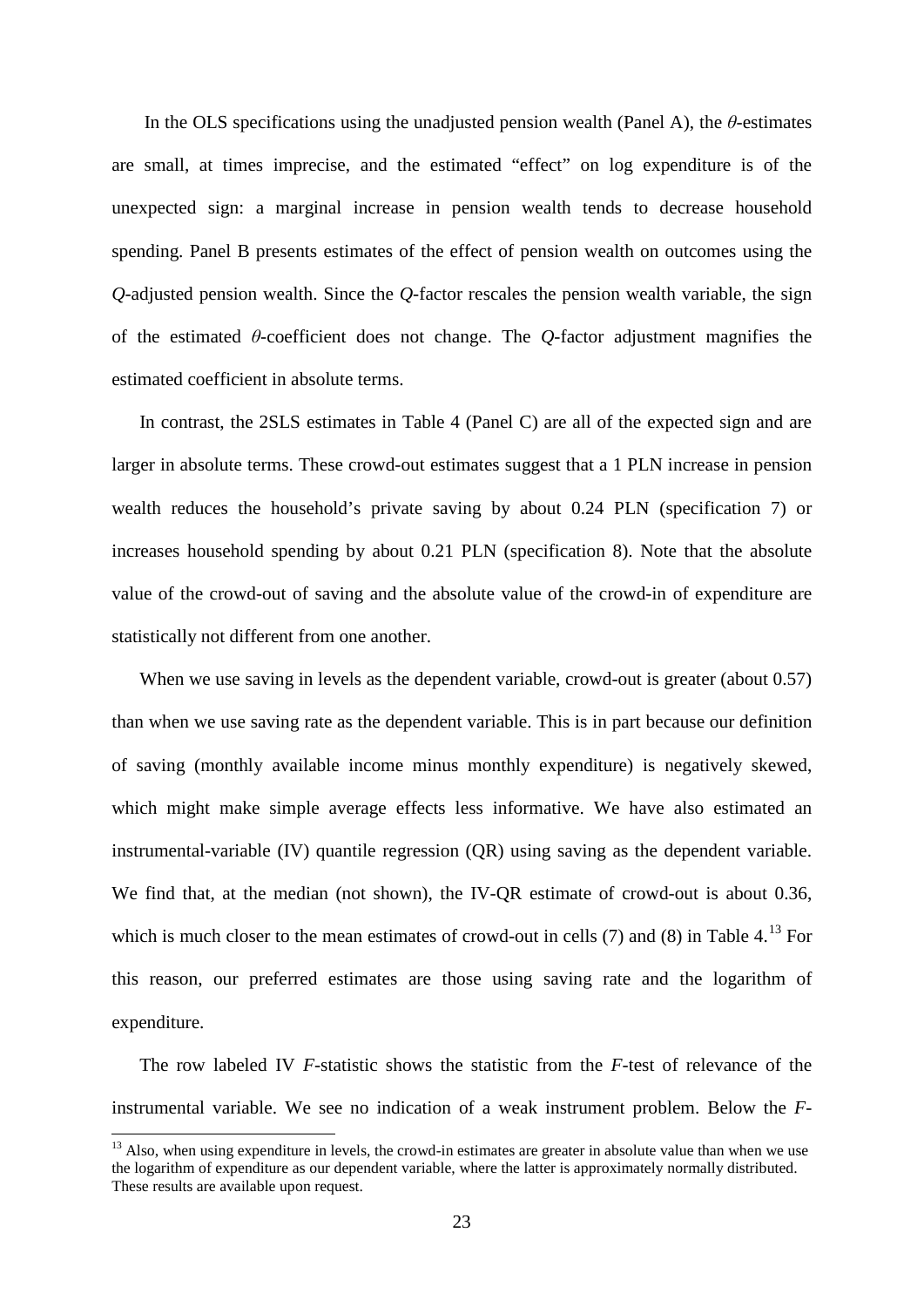In the OLS specifications using the unadjusted pension wealth (Panel A), the $\theta$-estimates are small, at times imprecise, and the estimated "effect" on log expenditure is of the unexpected sign: a marginal increase in pension wealth tends to decrease household spending. Panel B presents estimates of the effect of pension wealth on outcomes using the *Q*-adjusted pension wealth. Since the *Q*-factor rescales the pension wealth variable, the sign of the estimated $\theta$-coefficient does not change. The *Q*-factor adjustment magnifies the estimated coefficient in absolute terms.

In contrast, the 2SLS estimates in Table 4 (Panel C) are all of the expected sign and are larger in absolute terms. These crowd-out estimates suggest that a 1 PLN increase in pension wealth reduces the household's private saving by about 0.24 PLN (specification 7) or increases household spending by about 0.21 PLN (specification 8). Note that the absolute value of the crowd-out of saving and the absolute value of the crowd-in of expenditure are statistically not different from one another.

When we use saving in levels as the dependent variable, crowd-out is greater (about 0.57) than when we use saving rate as the dependent variable. This is in part because our definition of saving (monthly available income minus monthly expenditure) is negatively skewed, which might make simple average effects less informative. We have also estimated an instrumental-variable (IV) quantile regression (QR) using saving as the dependent variable. We find that, at the median (not shown), the IV-QR estimate of crowd-out is about 0.36, which is much closer to the mean estimates of crowd-out in cells (7) and (8) in Table 4.[13] For this reason, our preferred estimates are those using saving rate and the logarithm of expenditure.

The row labeled IV *F*-statistic shows the statistic from the *F*-test of relevance of the instrumental variable. We see no indication of a weak instrument problem. Below the *F*-

[13] Also, when using expenditure in levels, the crowd-in estimates are greater in absolute value than when we use the logarithm of expenditure as our dependent variable, where the latter is approximately normally distributed. These results are available upon request.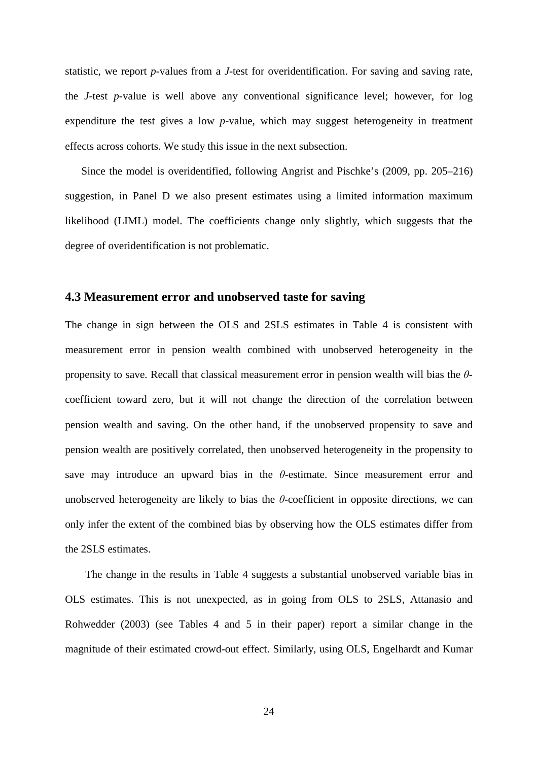statistic, we report *p*-values from a *J*-test for overidentification. For saving and saving rate, the *J*-test *p*-value is well above any conventional significance level; however, for log expenditure the test gives a low *p*-value, which may suggest heterogeneity in treatment effects across cohorts. We study this issue in the next subsection.

Since the model is overidentified, following Angrist and Pischke's (2009, pp. 205–216) suggestion, in Panel D we also present estimates using a limited information maximum likelihood (LIML) model. The coefficients change only slightly, which suggests that the degree of overidentification is not problematic.

### 4.3 Measurement error and unobserved taste for saving

The change in sign between the OLS and 2SLS estimates in Table 4 is consistent with measurement error in pension wealth combined with unobserved heterogeneity in the propensity to save. Recall that classical measurement error in pension wealth will bias the $\theta$-coefficient toward zero, but it will not change the direction of the correlation between pension wealth and saving. On the other hand, if the unobserved propensity to save and pension wealth are positively correlated, then unobserved heterogeneity in the propensity to save may introduce an upward bias in the $\theta$-estimate. Since measurement error and unobserved heterogeneity are likely to bias the $\theta$-coefficient in opposite directions, we can only infer the extent of the combined bias by observing how the OLS estimates differ from the 2SLS estimates.

The change in the results in Table 4 suggests a substantial unobserved variable bias in OLS estimates. This is not unexpected, as in going from OLS to 2SLS, Attanasio and Rohwedder (2003) (see Tables 4 and 5 in their paper) report a similar change in the magnitude of their estimated crowd-out effect. Similarly, using OLS, Engelhardt and Kumar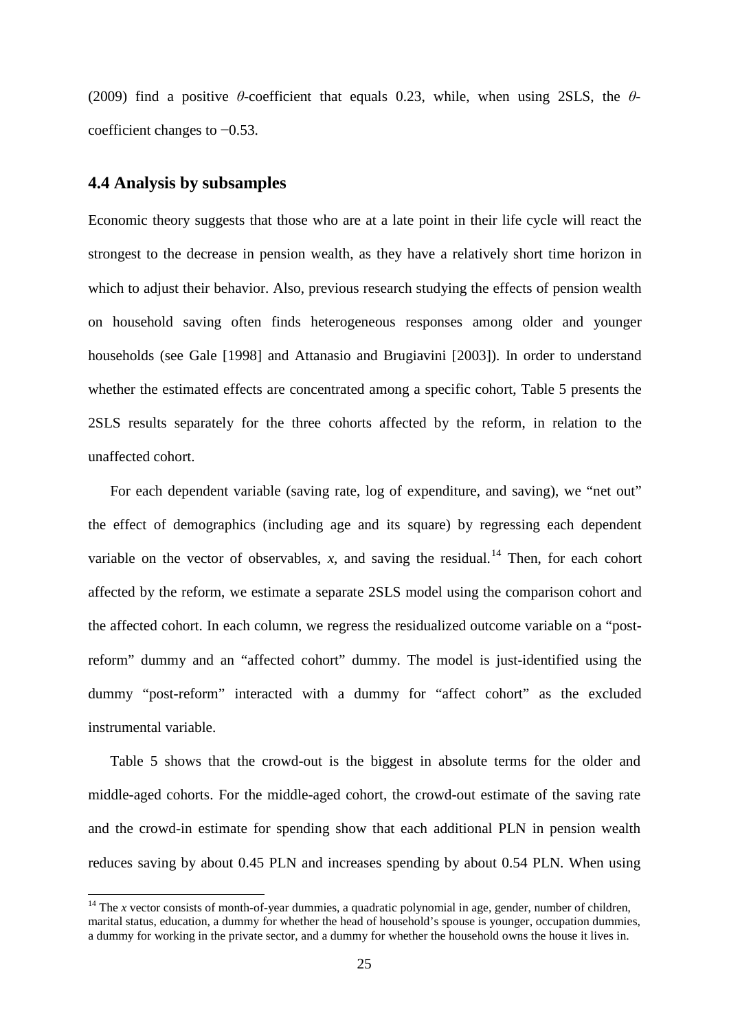(2009) find a positive $\theta$-coefficient that equals 0.23, while, when using 2SLS, the $\theta$-coefficient changes to −0.53.

### 4.4 Analysis by subsamples

Economic theory suggests that those who are at a late point in their life cycle will react the strongest to the decrease in pension wealth, as they have a relatively short time horizon in which to adjust their behavior. Also, previous research studying the effects of pension wealth on household saving often finds heterogeneous responses among older and younger households (see Gale [1998] and Attanasio and Brugiavini [2003]). In order to understand whether the estimated effects are concentrated among a specific cohort, Table 5 presents the 2SLS results separately for the three cohorts affected by the reform, in relation to the unaffected cohort.

For each dependent variable (saving rate, log of expenditure, and saving), we "net out" the effect of demographics (including age and its square) by regressing each dependent variable on the vector of observables, $x$, and saving the residual.[14] Then, for each cohort affected by the reform, we estimate a separate 2SLS model using the comparison cohort and the affected cohort. In each column, we regress the residualized outcome variable on a "post-reform" dummy and an "affected cohort" dummy. The model is just-identified using the dummy "post-reform" interacted with a dummy for "affect cohort" as the excluded instrumental variable.

Table 5 shows that the crowd-out is the biggest in absolute terms for the older and middle-aged cohorts. For the middle-aged cohort, the crowd-out estimate of the saving rate and the crowd-in estimate for spending show that each additional PLN in pension wealth reduces saving by about 0.45 PLN and increases spending by about 0.54 PLN. When using

[14] The $x$ vector consists of month-of-year dummies, a quadratic polynomial in age, gender, number of children, marital status, education, a dummy for whether the head of household's spouse is younger, occupation dummies, a dummy for working in the private sector, and a dummy for whether the household owns the house it lives in.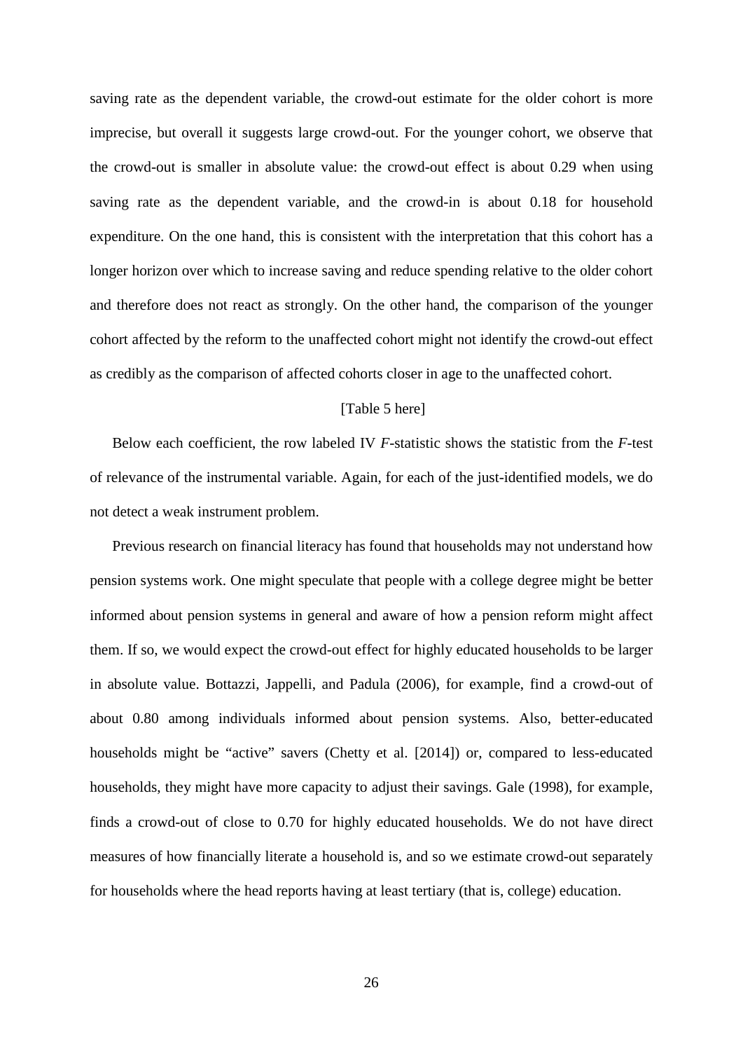saving rate as the dependent variable, the crowd-out estimate for the older cohort is more imprecise, but overall it suggests large crowd-out. For the younger cohort, we observe that the crowd-out is smaller in absolute value: the crowd-out effect is about 0.29 when using saving rate as the dependent variable, and the crowd-in is about 0.18 for household expenditure. On the one hand, this is consistent with the interpretation that this cohort has a longer horizon over which to increase saving and reduce spending relative to the older cohort and therefore does not react as strongly. On the other hand, the comparison of the younger cohort affected by the reform to the unaffected cohort might not identify the crowd-out effect as credibly as the comparison of affected cohorts closer in age to the unaffected cohort.

[Table 5 here]

Below each coefficient, the row labeled IV *F*-statistic shows the statistic from the *F*-test of relevance of the instrumental variable. Again, for each of the just-identified models, we do not detect a weak instrument problem.

Previous research on financial literacy has found that households may not understand how pension systems work. One might speculate that people with a college degree might be better informed about pension systems in general and aware of how a pension reform might affect them. If so, we would expect the crowd-out effect for highly educated households to be larger in absolute value. Bottazzi, Jappelli, and Padula (2006), for example, find a crowd-out of about 0.80 among individuals informed about pension systems. Also, better-educated households might be "active" savers (Chetty et al. [2014]) or, compared to less-educated households, they might have more capacity to adjust their savings. Gale (1998), for example, finds a crowd-out of close to 0.70 for highly educated households. We do not have direct measures of how financially literate a household is, and so we estimate crowd-out separately for households where the head reports having at least tertiary (that is, college) education.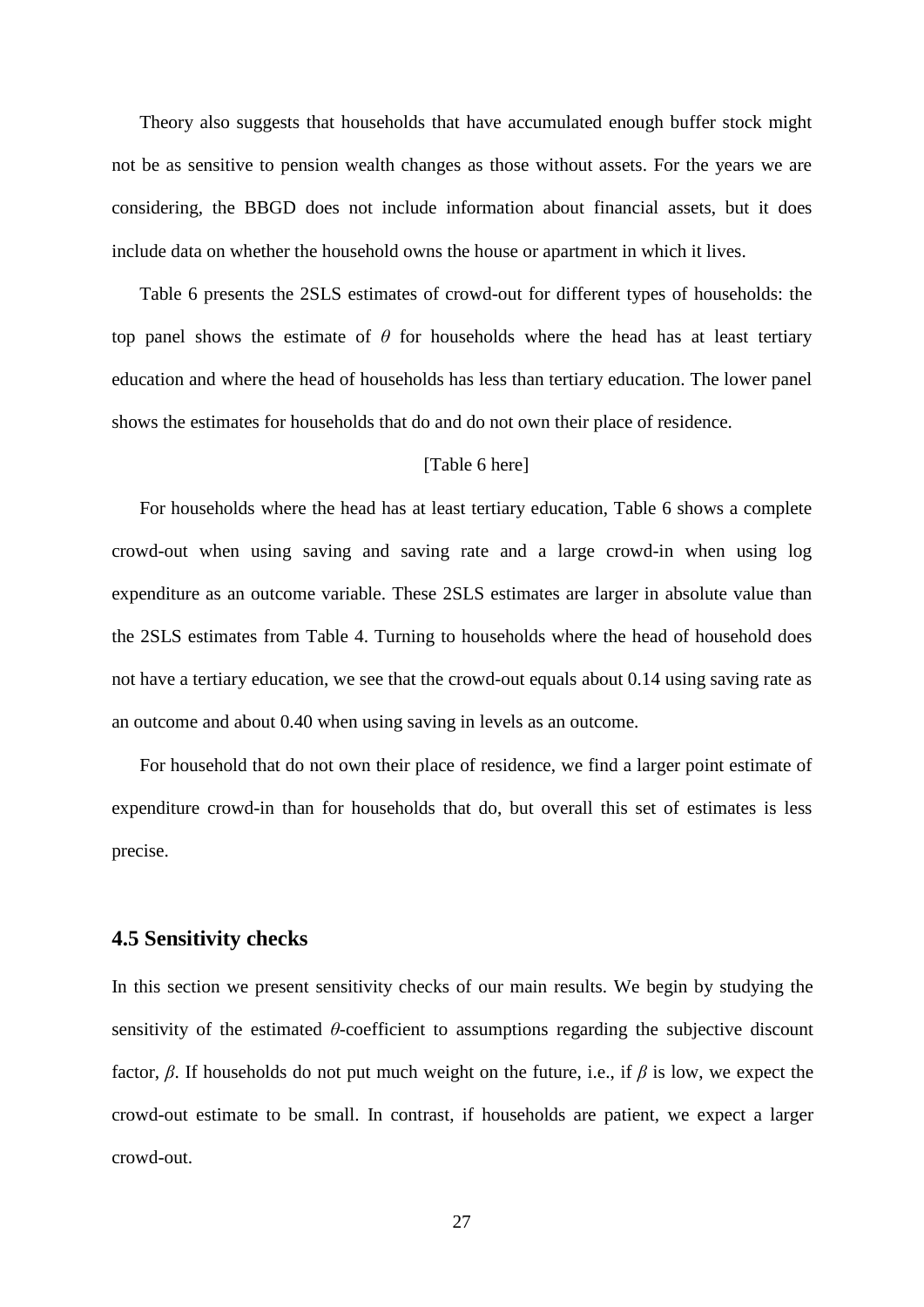Theory also suggests that households that have accumulated enough buffer stock might not be as sensitive to pension wealth changes as those without assets. For the years we are considering, the BBGD does not include information about financial assets, but it does include data on whether the household owns the house or apartment in which it lives.

Table 6 presents the 2SLS estimates of crowd-out for different types of households: the top panel shows the estimate of $\theta$ for households where the head has at least tertiary education and where the head of households has less than tertiary education. The lower panel shows the estimates for households that do and do not own their place of residence.

[Table 6 here]

For households where the head has at least tertiary education, Table 6 shows a complete crowd-out when using saving and saving rate and a large crowd-in when using log expenditure as an outcome variable. These 2SLS estimates are larger in absolute value than the 2SLS estimates from Table 4. Turning to households where the head of household does not have a tertiary education, we see that the crowd-out equals about 0.14 using saving rate as an outcome and about 0.40 when using saving in levels as an outcome.

For household that do not own their place of residence, we find a larger point estimate of expenditure crowd-in than for households that do, but overall this set of estimates is less precise.

## 4.5 Sensitivity checks

In this section we present sensitivity checks of our main results. We begin by studying the sensitivity of the estimated $\theta$-coefficient to assumptions regarding the subjective discount factor, $\beta$. If households do not put much weight on the future, i.e., if $\beta$ is low, we expect the crowd-out estimate to be small. In contrast, if households are patient, we expect a larger crowd-out.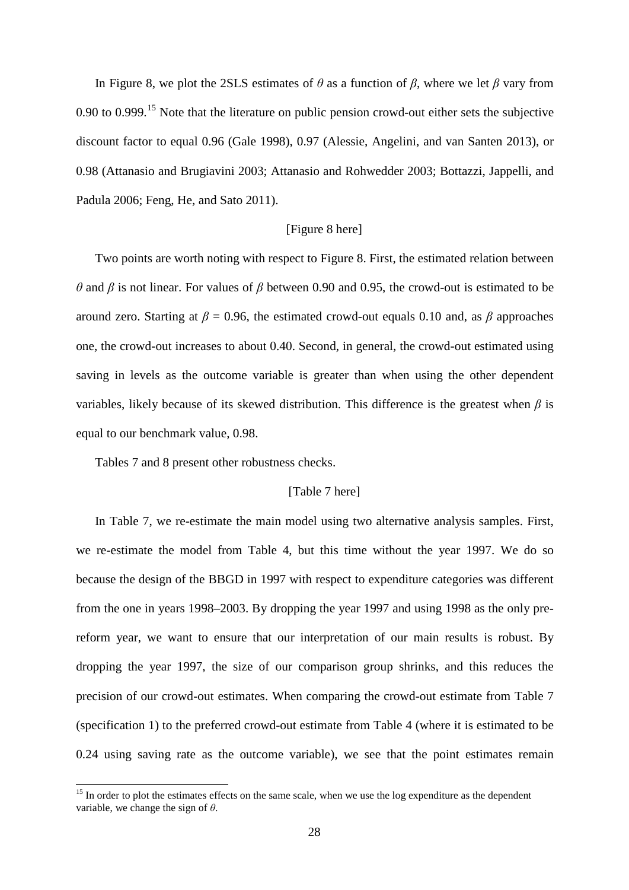In Figure 8, we plot the 2SLS estimates of $\theta$ as a function of $\beta$, where we let $\beta$ vary from 0.90 to 0.999.[15] Note that the literature on public pension crowd-out either sets the subjective discount factor to equal 0.96 (Gale 1998), 0.97 (Alessie, Angelini, and van Santen 2013), or 0.98 (Attanasio and Brugiavini 2003; Attanasio and Rohwedder 2003; Bottazzi, Jappelli, and Padula 2006; Feng, He, and Sato 2011).

[Figure 8 here]

Two points are worth noting with respect to Figure 8. First, the estimated relation between $\theta$ and $\beta$ is not linear. For values of $\beta$ between 0.90 and 0.95, the crowd-out is estimated to be around zero. Starting at $\beta = 0.96$, the estimated crowd-out equals 0.10 and, as $\beta$ approaches one, the crowd-out increases to about 0.40. Second, in general, the crowd-out estimated using saving in levels as the outcome variable is greater than when using the other dependent variables, likely because of its skewed distribution. This difference is the greatest when $\beta$ is equal to our benchmark value, 0.98.

Tables 7 and 8 present other robustness checks.

[Table 7 here]

In Table 7, we re-estimate the main model using two alternative analysis samples. First, we re-estimate the model from Table 4, but this time without the year 1997. We do so because the design of the BBGD in 1997 with respect to expenditure categories was different from the one in years 1998–2003. By dropping the year 1997 and using 1998 as the only pre-reform year, we want to ensure that our interpretation of our main results is robust. By dropping the year 1997, the size of our comparison group shrinks, and this reduces the precision of our crowd-out estimates. When comparing the crowd-out estimate from Table 7 (specification 1) to the preferred crowd-out estimate from Table 4 (where it is estimated to be 0.24 using saving rate as the outcome variable), we see that the point estimates remain

[15] In order to plot the estimates effects on the same scale, when we use the log expenditure as the dependent variable, we change the sign of $\theta$.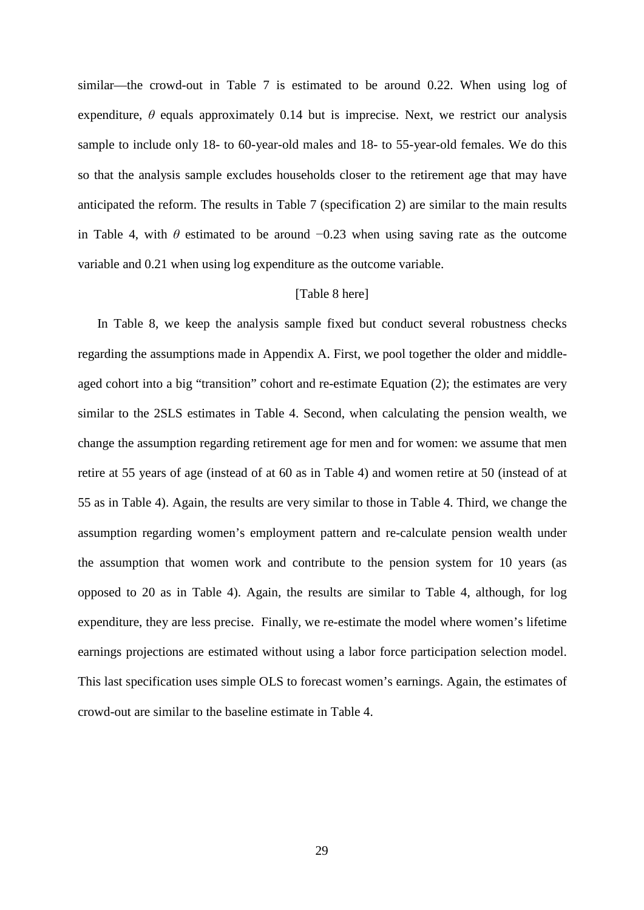similar—the crowd-out in Table 7 is estimated to be around 0.22. When using log of expenditure, $\theta$ equals approximately 0.14 but is imprecise. Next, we restrict our analysis sample to include only 18- to 60-year-old males and 18- to 55-year-old females. We do this so that the analysis sample excludes households closer to the retirement age that may have anticipated the reform. The results in Table 7 (specification 2) are similar to the main results in Table 4, with $\theta$ estimated to be around −0.23 when using saving rate as the outcome variable and 0.21 when using log expenditure as the outcome variable.

[Table 8 here]

In Table 8, we keep the analysis sample fixed but conduct several robustness checks regarding the assumptions made in Appendix A. First, we pool together the older and middle-aged cohort into a big "transition" cohort and re-estimate Equation (2); the estimates are very similar to the 2SLS estimates in Table 4. Second, when calculating the pension wealth, we change the assumption regarding retirement age for men and for women: we assume that men retire at 55 years of age (instead of at 60 as in Table 4) and women retire at 50 (instead of at 55 as in Table 4). Again, the results are very similar to those in Table 4. Third, we change the assumption regarding women's employment pattern and re-calculate pension wealth under the assumption that women work and contribute to the pension system for 10 years (as opposed to 20 as in Table 4). Again, the results are similar to Table 4, although, for log expenditure, they are less precise. Finally, we re-estimate the model where women's lifetime earnings projections are estimated without using a labor force participation selection model. This last specification uses simple OLS to forecast women's earnings. Again, the estimates of crowd-out are similar to the baseline estimate in Table 4.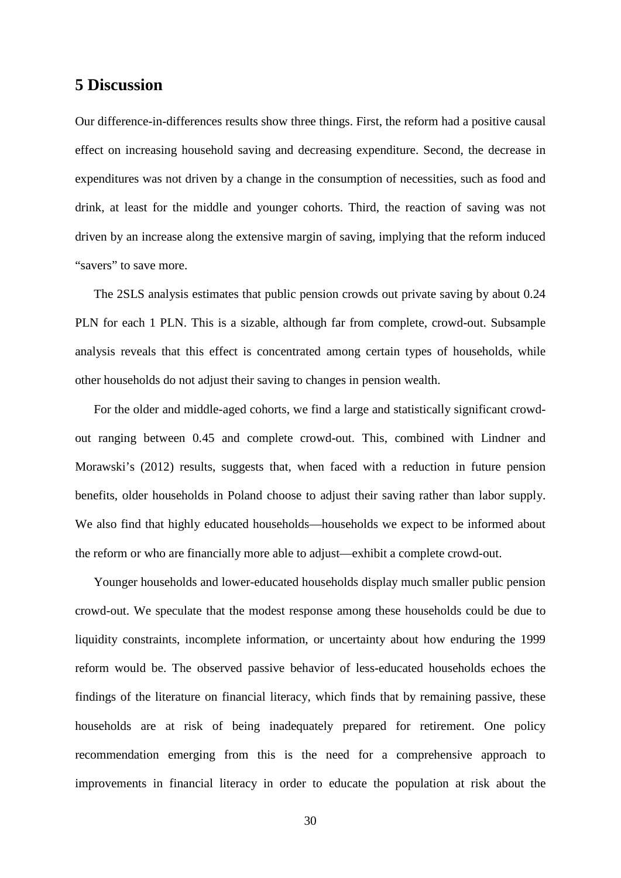## 5 Discussion

Our difference-in-differences results show three things. First, the reform had a positive causal effect on increasing household saving and decreasing expenditure. Second, the decrease in expenditures was not driven by a change in the consumption of necessities, such as food and drink, at least for the middle and younger cohorts. Third, the reaction of saving was not driven by an increase along the extensive margin of saving, implying that the reform induced "savers" to save more.

The 2SLS analysis estimates that public pension crowds out private saving by about 0.24 PLN for each 1 PLN. This is a sizable, although far from complete, crowd-out. Subsample analysis reveals that this effect is concentrated among certain types of households, while other households do not adjust their saving to changes in pension wealth.

For the older and middle-aged cohorts, we find a large and statistically significant crowd-out ranging between 0.45 and complete crowd-out. This, combined with Lindner and Morawski's (2012) results, suggests that, when faced with a reduction in future pension benefits, older households in Poland choose to adjust their saving rather than labor supply. We also find that highly educated households—households we expect to be informed about the reform or who are financially more able to adjust—exhibit a complete crowd-out.

Younger households and lower-educated households display much smaller public pension crowd-out. We speculate that the modest response among these households could be due to liquidity constraints, incomplete information, or uncertainty about how enduring the 1999 reform would be. The observed passive behavior of less-educated households echoes the findings of the literature on financial literacy, which finds that by remaining passive, these households are at risk of being inadequately prepared for retirement. One policy recommendation emerging from this is the need for a comprehensive approach to improvements in financial literacy in order to educate the population at risk about the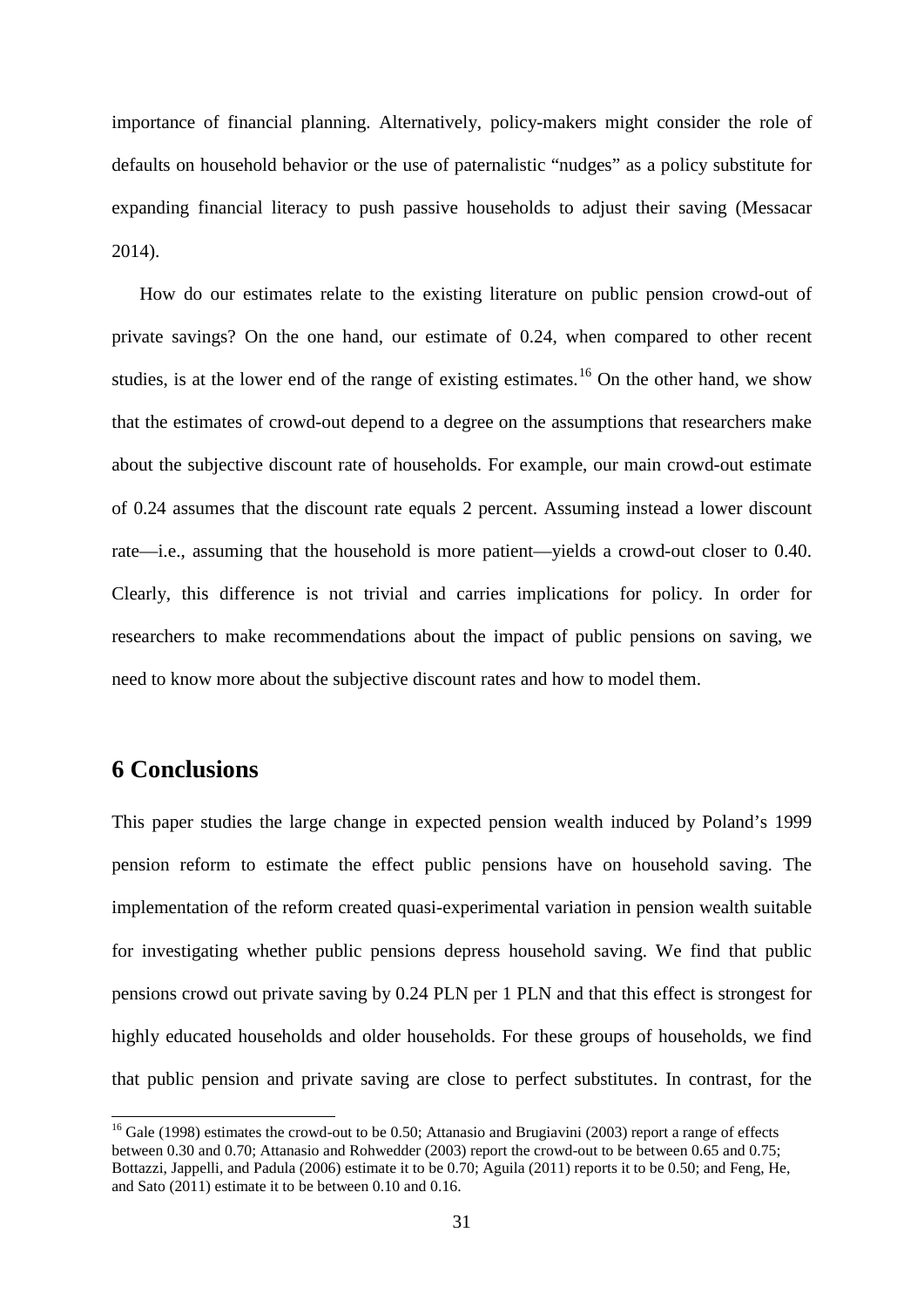importance of financial planning. Alternatively, policy-makers might consider the role of defaults on household behavior or the use of paternalistic "nudges" as a policy substitute for expanding financial literacy to push passive households to adjust their saving (Messacar 2014).

How do our estimates relate to the existing literature on public pension crowd-out of private savings? On the one hand, our estimate of 0.24, when compared to other recent studies, is at the lower end of the range of existing estimates.[16] On the other hand, we show that the estimates of crowd-out depend to a degree on the assumptions that researchers make about the subjective discount rate of households. For example, our main crowd-out estimate of 0.24 assumes that the discount rate equals 2 percent. Assuming instead a lower discount rate—i.e., assuming that the household is more patient—yields a crowd-out closer to 0.40. Clearly, this difference is not trivial and carries implications for policy. In order for researchers to make recommendations about the impact of public pensions on saving, we need to know more about the subjective discount rates and how to model them.

## 6 Conclusions

This paper studies the large change in expected pension wealth induced by Poland's 1999 pension reform to estimate the effect public pensions have on household saving. The implementation of the reform created quasi-experimental variation in pension wealth suitable for investigating whether public pensions depress household saving. We find that public pensions crowd out private saving by 0.24 PLN per 1 PLN and that this effect is strongest for highly educated households and older households. For these groups of households, we find that public pension and private saving are close to perfect substitutes. In contrast, for the

[16] Gale (1998) estimates the crowd-out to be 0.50; Attanasio and Brugiavini (2003) report a range of effects between 0.30 and 0.70; Attanasio and Rohwedder (2003) report the crowd-out to be between 0.65 and 0.75; Bottazzi, Jappelli, and Padula (2006) estimate it to be 0.70; Aguila (2011) reports it to be 0.50; and Feng, He, and Sato (2011) estimate it to be between 0.10 and 0.16.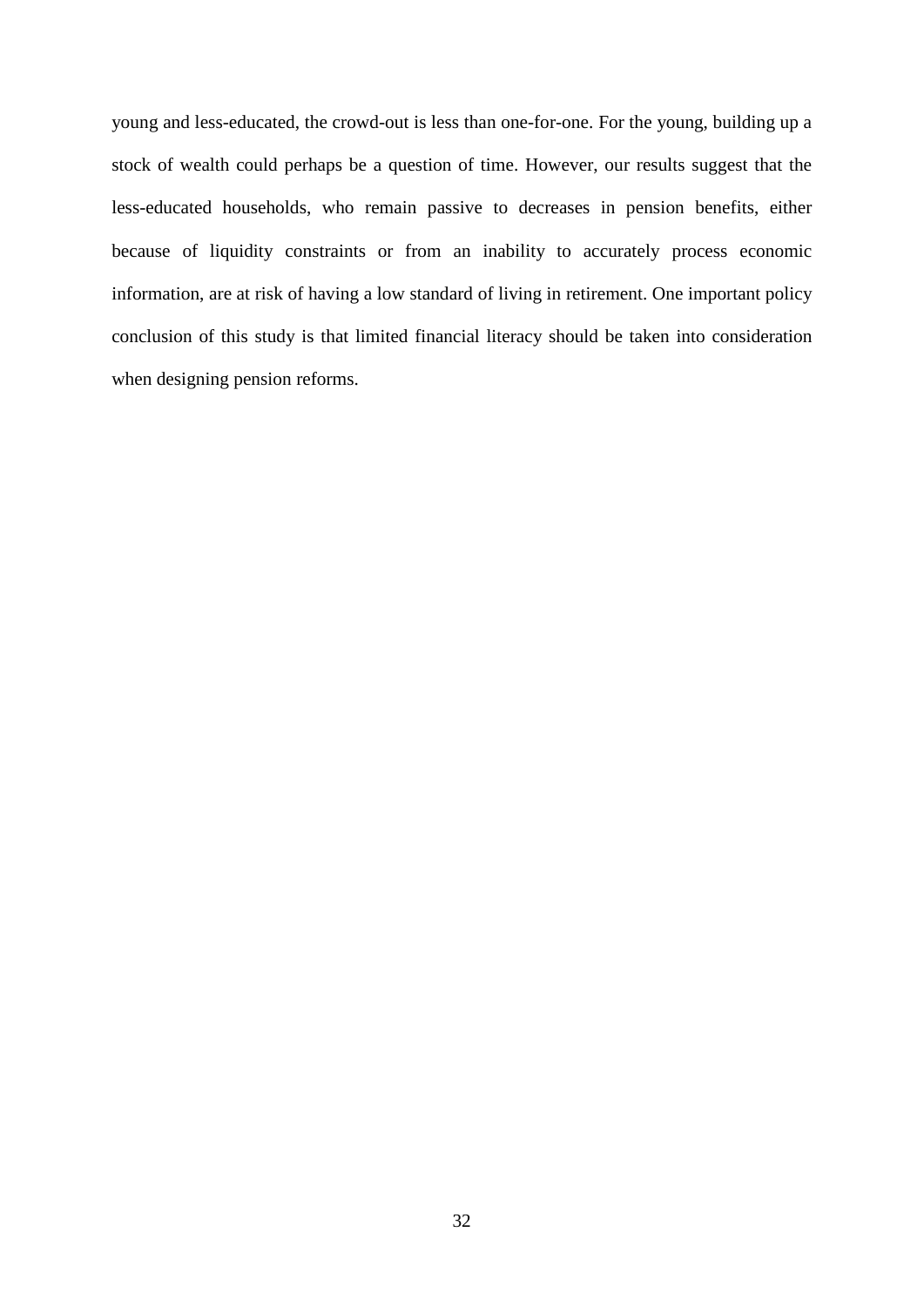young and less-educated, the crowd-out is less than one-for-one. For the young, building up a stock of wealth could perhaps be a question of time. However, our results suggest that the less-educated households, who remain passive to decreases in pension benefits, either because of liquidity constraints or from an inability to accurately process economic information, are at risk of having a low standard of living in retirement. One important policy conclusion of this study is that limited financial literacy should be taken into consideration when designing pension reforms.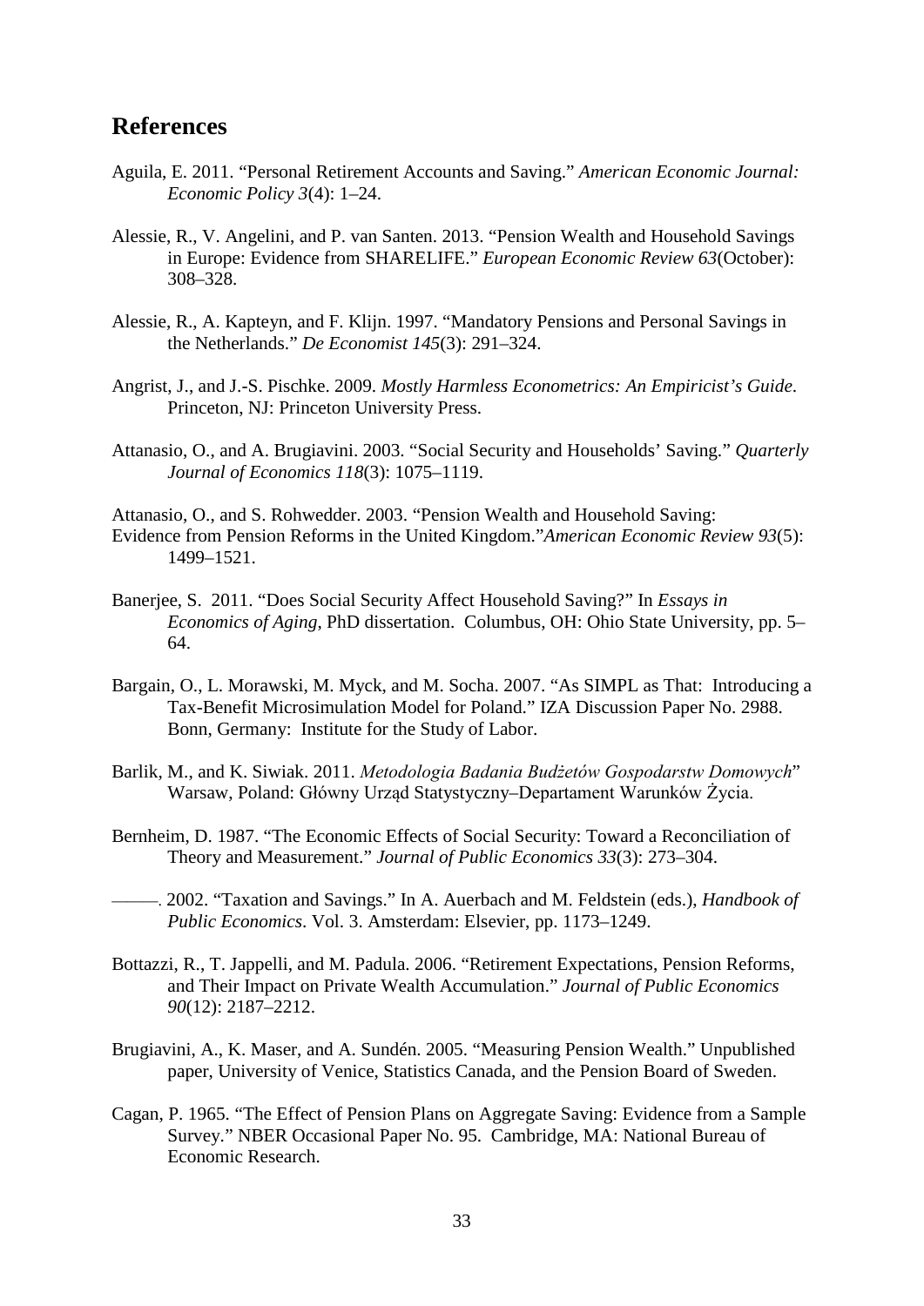## References

Aguila, E. 2011. "Personal Retirement Accounts and Saving." *American Economic Journal: Economic Policy 3*(4): 1–24.

Alessie, R., V. Angelini, and P. van Santen. 2013. "Pension Wealth and Household Savings in Europe: Evidence from SHARELIFE." *European Economic Review 63*(October): 308–328.

Alessie, R., A. Kapteyn, and F. Klijn. 1997. "Mandatory Pensions and Personal Savings in the Netherlands." *De Economist 145*(3): 291–324.

Angrist, J., and J.-S. Pischke. 2009. *Mostly Harmless Econometrics: An Empiricist's Guide*. Princeton, NJ: Princeton University Press.

Attanasio, O., and A. Brugiavini. 2003. "Social Security and Households' Saving." *Quarterly Journal of Economics 118*(3): 1075–1119.

Attanasio, O., and S. Rohwedder. 2003. "Pension Wealth and Household Saving: Evidence from Pension Reforms in the United Kingdom."*American Economic Review 93*(5): 1499–1521.

Banerjee, S. 2011. "Does Social Security Affect Household Saving?" In *Essays in Economics of Aging*, PhD dissertation. Columbus, OH: Ohio State University, pp. 5–64.

Bargain, O., L. Morawski, M. Myck, and M. Socha. 2007. "As SIMPL as That: Introducing a Tax-Benefit Microsimulation Model for Poland." IZA Discussion Paper No. 2988. Bonn, Germany: Institute for the Study of Labor.

Barlik, M., and K. Siwiak. 2011. *Metodologia Badania Budżetów Gospodarstw Domowych*" Warsaw, Poland: Główny Urząd Statystyczny–Departament Warunków Życia.

Bernheim, D. 1987. "The Economic Effects of Social Security: Toward a Reconciliation of Theory and Measurement." *Journal of Public Economics 33*(3): 273–304.

———. 2002. "Taxation and Savings." In A. Auerbach and M. Feldstein (eds.), *Handbook of Public Economics*. Vol. 3. Amsterdam: Elsevier, pp. 1173–1249.

Bottazzi, R., T. Jappelli, and M. Padula. 2006. "Retirement Expectations, Pension Reforms, and Their Impact on Private Wealth Accumulation." *Journal of Public Economics 90*(12): 2187–2212.

Brugiavini, A., K. Maser, and A. Sundén. 2005. "Measuring Pension Wealth." Unpublished paper, University of Venice, Statistics Canada, and the Pension Board of Sweden.

Cagan, P. 1965. "The Effect of Pension Plans on Aggregate Saving: Evidence from a Sample Survey." NBER Occasional Paper No. 95. Cambridge, MA: National Bureau of Economic Research.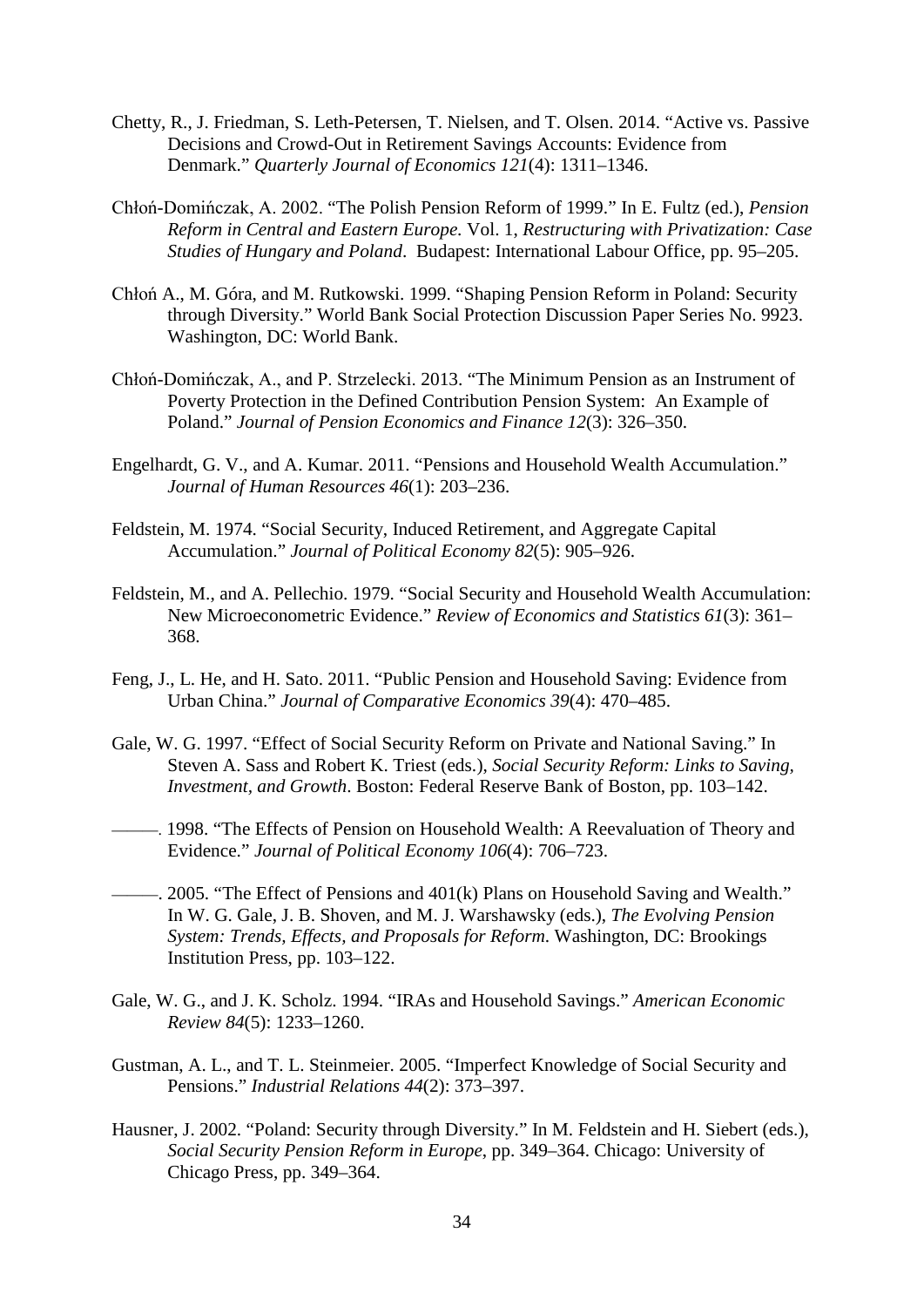Chetty, R., J. Friedman, S. Leth-Petersen, T. Nielsen, and T. Olsen. 2014. "Active vs. Passive Decisions and Crowd-Out in Retirement Savings Accounts: Evidence from Denmark." *Quarterly Journal of Economics 121*(4): 1311–1346.

Chłoń-Domińczak, A. 2002. "The Polish Pension Reform of 1999." In E. Fultz (ed.), *Pension Reform in Central and Eastern Europe.* Vol. 1, *Restructuring with Privatization: Case Studies of Hungary and Poland*. Budapest: International Labour Office, pp. 95–205.

Chłoń A., M. Góra, and M. Rutkowski. 1999. "Shaping Pension Reform in Poland: Security through Diversity." World Bank Social Protection Discussion Paper Series No. 9923. Washington, DC: World Bank.

Chłoń-Domińczak, A., and P. Strzelecki. 2013. "The Minimum Pension as an Instrument of Poverty Protection in the Defined Contribution Pension System: An Example of Poland." *Journal of Pension Economics and Finance 12*(3): 326–350.

Engelhardt, G. V., and A. Kumar. 2011. "Pensions and Household Wealth Accumulation." *Journal of Human Resources 46*(1): 203–236.

Feldstein, M. 1974. "Social Security, Induced Retirement, and Aggregate Capital Accumulation." *Journal of Political Economy 82*(5): 905–926.

Feldstein, M., and A. Pellechio. 1979. "Social Security and Household Wealth Accumulation: New Microeconometric Evidence." *Review of Economics and Statistics 61*(3): 361–368.

Feng, J., L. He, and H. Sato. 2011. "Public Pension and Household Saving: Evidence from Urban China." *Journal of Comparative Economics 39*(4): 470–485.

Gale, W. G. 1997. "Effect of Social Security Reform on Private and National Saving." In Steven A. Sass and Robert K. Triest (eds.), *Social Security Reform: Links to Saving, Investment, and Growth*. Boston: Federal Reserve Bank of Boston, pp. 103–142.

———. 1998. "The Effects of Pension on Household Wealth: A Reevaluation of Theory and Evidence." *Journal of Political Economy 106*(4): 706–723.

———. 2005. "The Effect of Pensions and 401(k) Plans on Household Saving and Wealth." In W. G. Gale, J. B. Shoven, and M. J. Warshawsky (eds.), *The Evolving Pension System: Trends, Effects, and Proposals for Reform*. Washington, DC: Brookings Institution Press, pp. 103–122.

Gale, W. G., and J. K. Scholz. 1994. "IRAs and Household Savings." *American Economic Review 84*(5): 1233–1260.

Gustman, A. L., and T. L. Steinmeier. 2005. "Imperfect Knowledge of Social Security and Pensions." *Industrial Relations 44*(2): 373–397.

Hausner, J. 2002. "Poland: Security through Diversity." In M. Feldstein and H. Siebert (eds.), *Social Security Pension Reform in Europe*, pp. 349–364. Chicago: University of Chicago Press, pp. 349–364.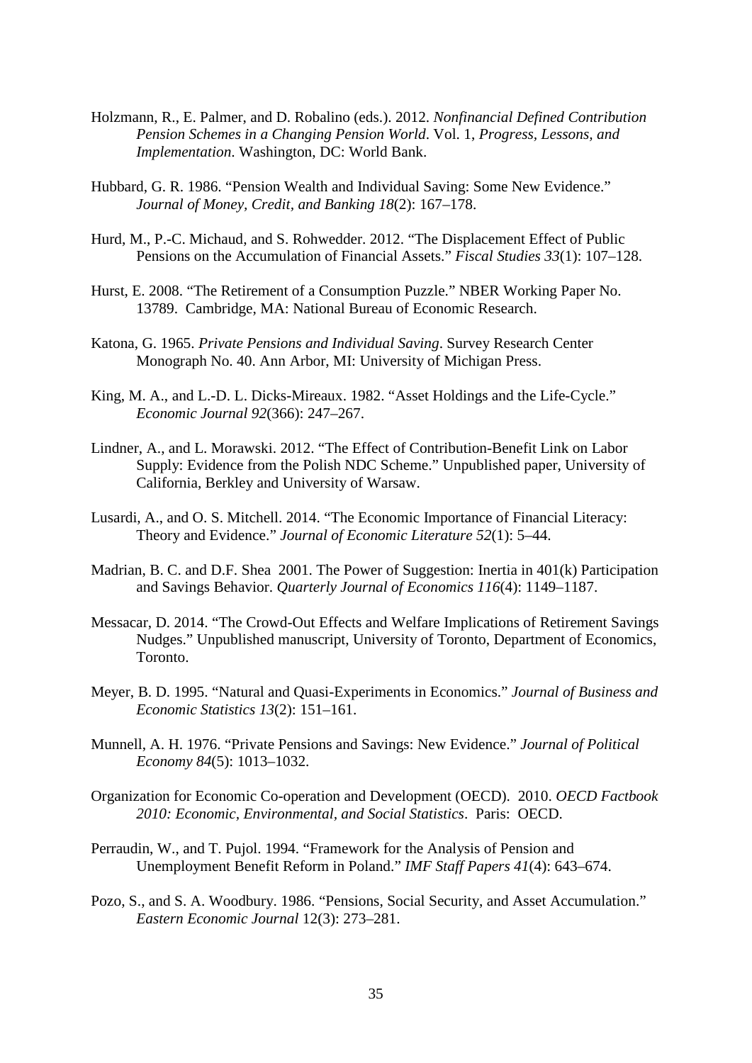Holzmann, R., E. Palmer, and D. Robalino (eds.). 2012. *Nonfinancial Defined Contribution Pension Schemes in a Changing Pension World*. Vol. 1, *Progress, Lessons, and Implementation*. Washington, DC: World Bank.

Hubbard, G. R. 1986. “Pension Wealth and Individual Saving: Some New Evidence.” *Journal of Money, Credit, and Banking 18*(2): 167–178.

Hurd, M., P.-C. Michaud, and S. Rohwedder. 2012. “The Displacement Effect of Public Pensions on the Accumulation of Financial Assets.” *Fiscal Studies 33*(1): 107–128.

Hurst, E. 2008. “The Retirement of a Consumption Puzzle.” NBER Working Paper No. 13789. Cambridge, MA: National Bureau of Economic Research.

Katona, G. 1965. *Private Pensions and Individual Saving*. Survey Research Center Monograph No. 40. Ann Arbor, MI: University of Michigan Press.

King, M. A., and L.-D. L. Dicks-Mireaux. 1982. “Asset Holdings and the Life-Cycle.” *Economic Journal 92*(366): 247–267.

Lindner, A., and L. Morawski. 2012. “The Effect of Contribution-Benefit Link on Labor Supply: Evidence from the Polish NDC Scheme.” Unpublished paper, University of California, Berkley and University of Warsaw.

Lusardi, A., and O. S. Mitchell. 2014. “The Economic Importance of Financial Literacy: Theory and Evidence.” *Journal of Economic Literature 52*(1): 5–44.

Madrian, B. C. and D.F. Shea 2001. The Power of Suggestion: Inertia in 401(k) Participation and Savings Behavior. *Quarterly Journal of Economics 116*(4): 1149–1187.

Messacar, D. 2014. “The Crowd-Out Effects and Welfare Implications of Retirement Savings Nudges.” Unpublished manuscript, University of Toronto, Department of Economics, Toronto.

Meyer, B. D. 1995. “Natural and Quasi-Experiments in Economics.” *Journal of Business and Economic Statistics 13*(2): 151–161.

Munnell, A. H. 1976. “Private Pensions and Savings: New Evidence.” *Journal of Political Economy 84*(5): 1013–1032.

Organization for Economic Co-operation and Development (OECD). 2010. *OECD Factbook 2010: Economic, Environmental, and Social Statistics*. Paris: OECD.

Perraudin, W., and T. Pujol. 1994. “Framework for the Analysis of Pension and Unemployment Benefit Reform in Poland.” *IMF Staff Papers 41*(4): 643–674.

Pozo, S., and S. A. Woodbury. 1986. “Pensions, Social Security, and Asset Accumulation.” *Eastern Economic Journal* 12(3): 273–281.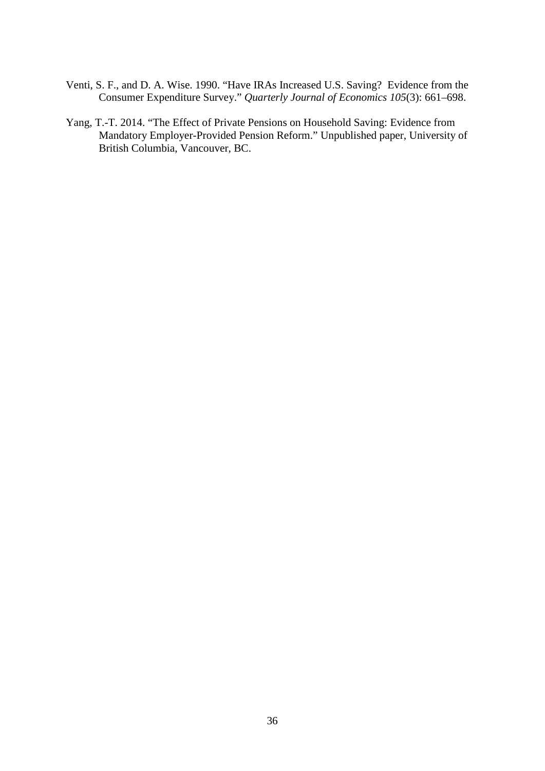Venti, S. F., and D. A. Wise. 1990. "Have IRAs Increased U.S. Saving? Evidence from the Consumer Expenditure Survey." *Quarterly Journal of Economics 105*(3): 661–698.

Yang, T.-T. 2014. "The Effect of Private Pensions on Household Saving: Evidence from Mandatory Employer-Provided Pension Reform." Unpublished paper, University of British Columbia, Vancouver, BC.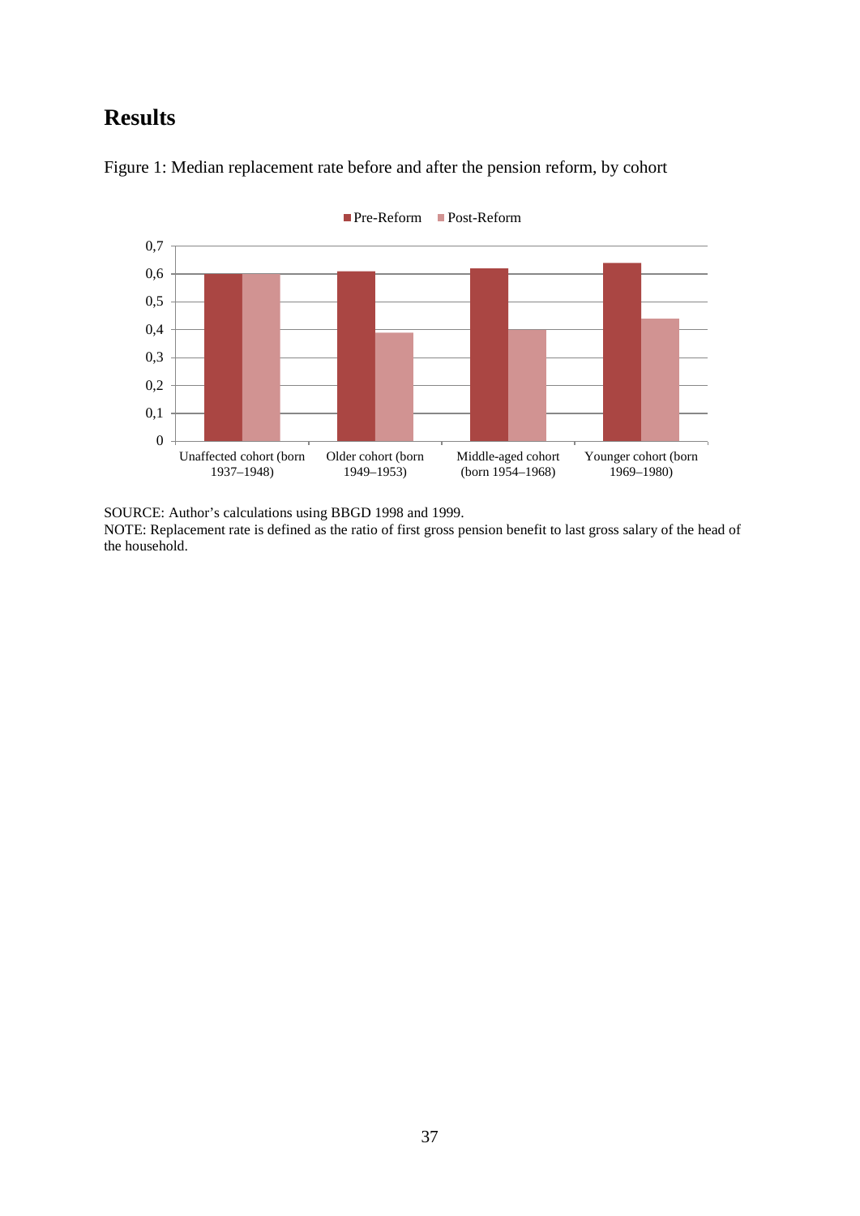# Results

Figure 1: Median replacement rate before and after the pension reform, by cohort

SOURCE: Author's calculations using BBGD 1998 and 1999.
NOTE: Replacement rate is defined as the ratio of first gross pension benefit to last gross salary of the head of the household.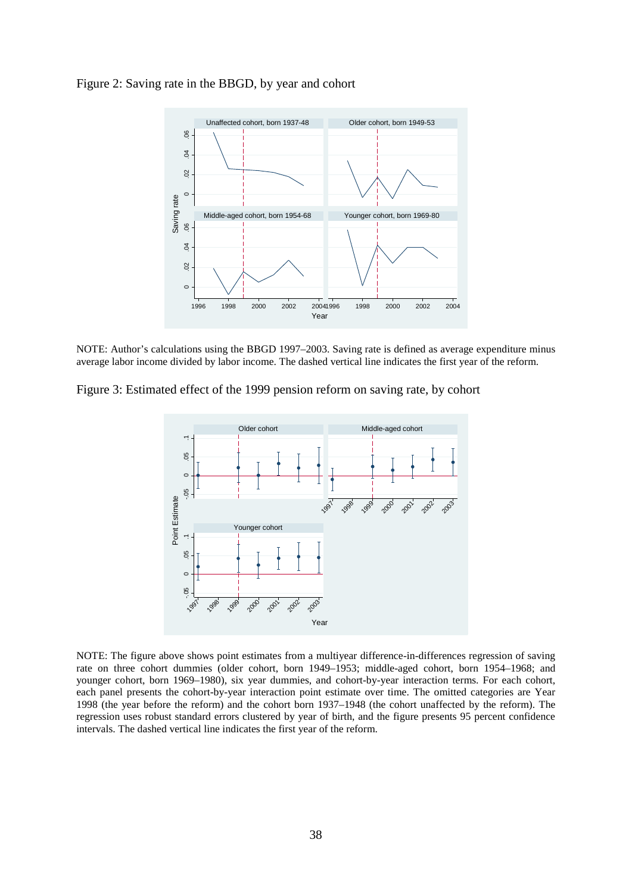Figure 2: Saving rate in the BBGD, by year and cohort

NOTE: Author's calculations using the BBGD 1997–2003. Saving rate is defined as average expenditure minus average labor income divided by labor income. The dashed vertical line indicates the first year of the reform.

Figure 3: Estimated effect of the 1999 pension reform on saving rate, by cohort

NOTE: The figure above shows point estimates from a multiyear difference-in-differences regression of saving rate on three cohort dummies (older cohort, born 1949–1953; middle-aged cohort, born 1954–1968; and younger cohort, born 1969–1980), six year dummies, and cohort-by-year interaction terms. For each cohort, each panel presents the cohort-by-year interaction point estimate over time. The omitted categories are Year 1998 (the year before the reform) and the cohort born 1937–1948 (the cohort unaffected by the reform). The regression uses robust standard errors clustered by year of birth, and the figure presents 95 percent confidence intervals. The dashed vertical line indicates the first year of the reform.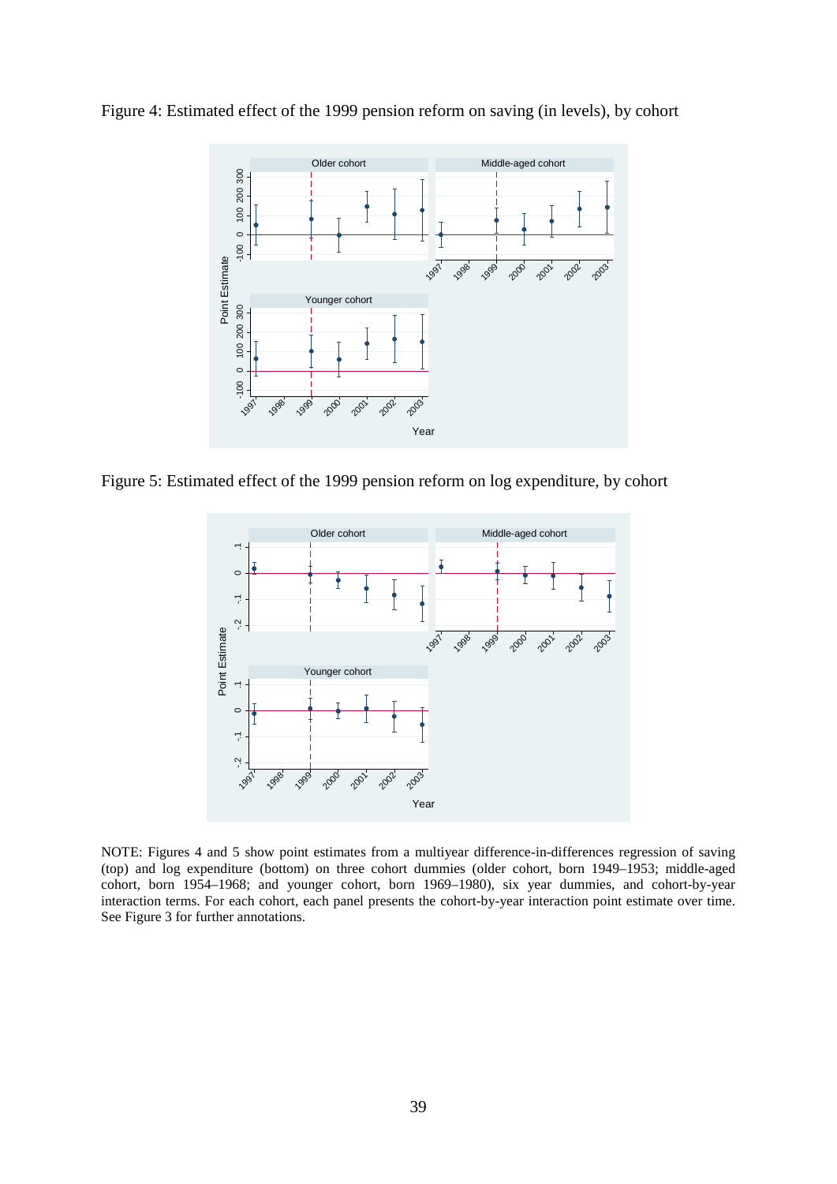Figure 4: Estimated effect of the 1999 pension reform on saving (in levels), by cohort

Figure 5: Estimated effect of the 1999 pension reform on log expenditure, by cohort

NOTE: Figures 4 and 5 show point estimates from a multiyear difference-in-differences regression of saving (top) and log expenditure (bottom) on three cohort dummies (older cohort, born 1949–1953; middle-aged cohort, born 1954–1968; and younger cohort, born 1969–1980), six year dummies, and cohort-by-year interaction terms. For each cohort, each panel presents the cohort-by-year interaction point estimate over time. See Figure 3 for further annotations.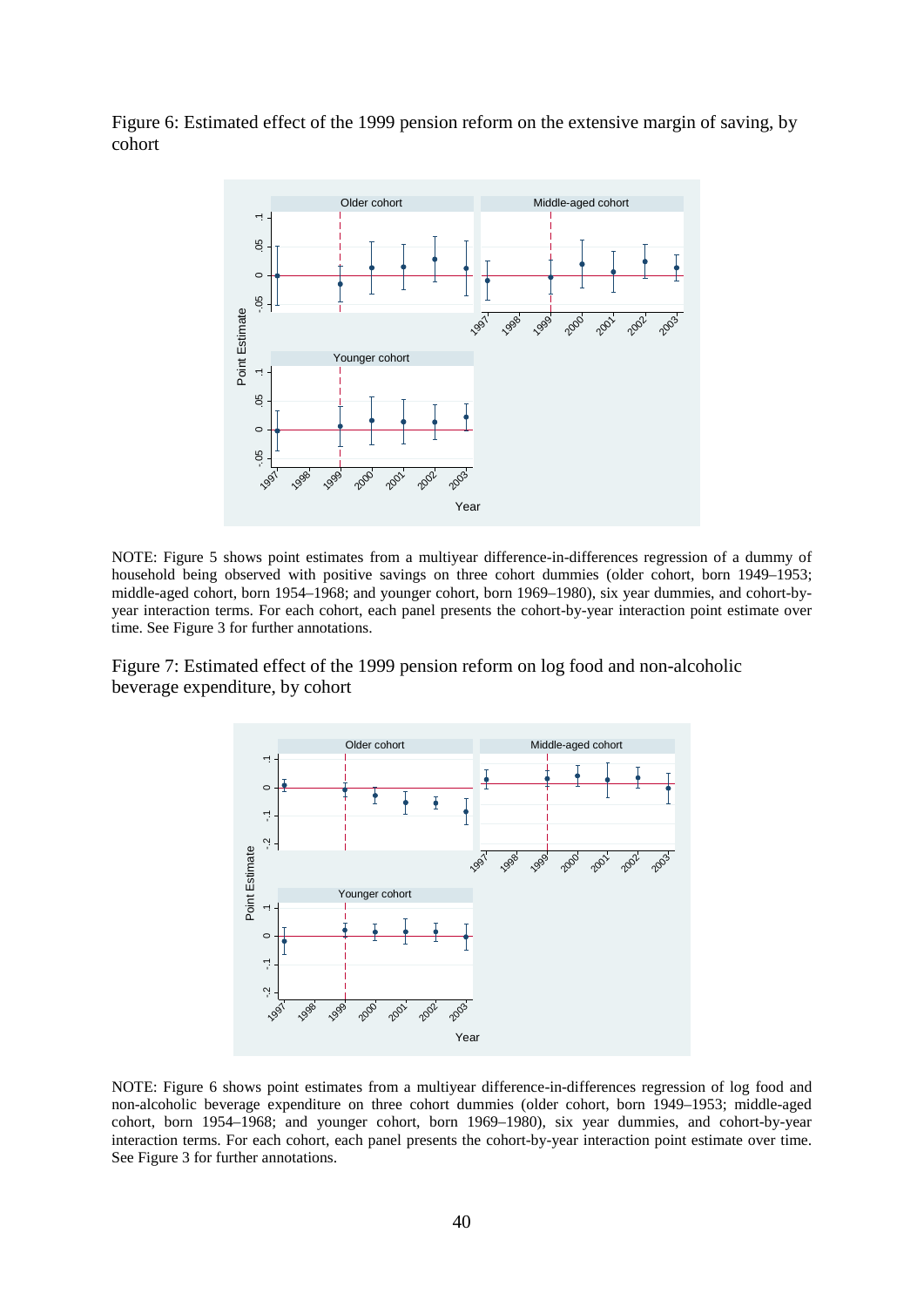Figure 6: Estimated effect of the 1999 pension reform on the extensive margin of saving, by cohort

NOTE: Figure 5 shows point estimates from a multiyear difference-in-differences regression of a dummy of household being observed with positive savings on three cohort dummies (older cohort, born 1949–1953; middle-aged cohort, born 1954–1968; and younger cohort, born 1969–1980), six year dummies, and cohort-by-year interaction terms. For each cohort, each panel presents the cohort-by-year interaction point estimate over time. See Figure 3 for further annotations.

Figure 7: Estimated effect of the 1999 pension reform on log food and non-alcoholic beverage expenditure, by cohort

NOTE: Figure 6 shows point estimates from a multiyear difference-in-differences regression of log food and non-alcoholic beverage expenditure on three cohort dummies (older cohort, born 1949–1953; middle-aged cohort, born 1954–1968; and younger cohort, born 1969–1980), six year dummies, and cohort-by-year interaction terms. For each cohort, each panel presents the cohort-by-year interaction point estimate over time. See Figure 3 for further annotations.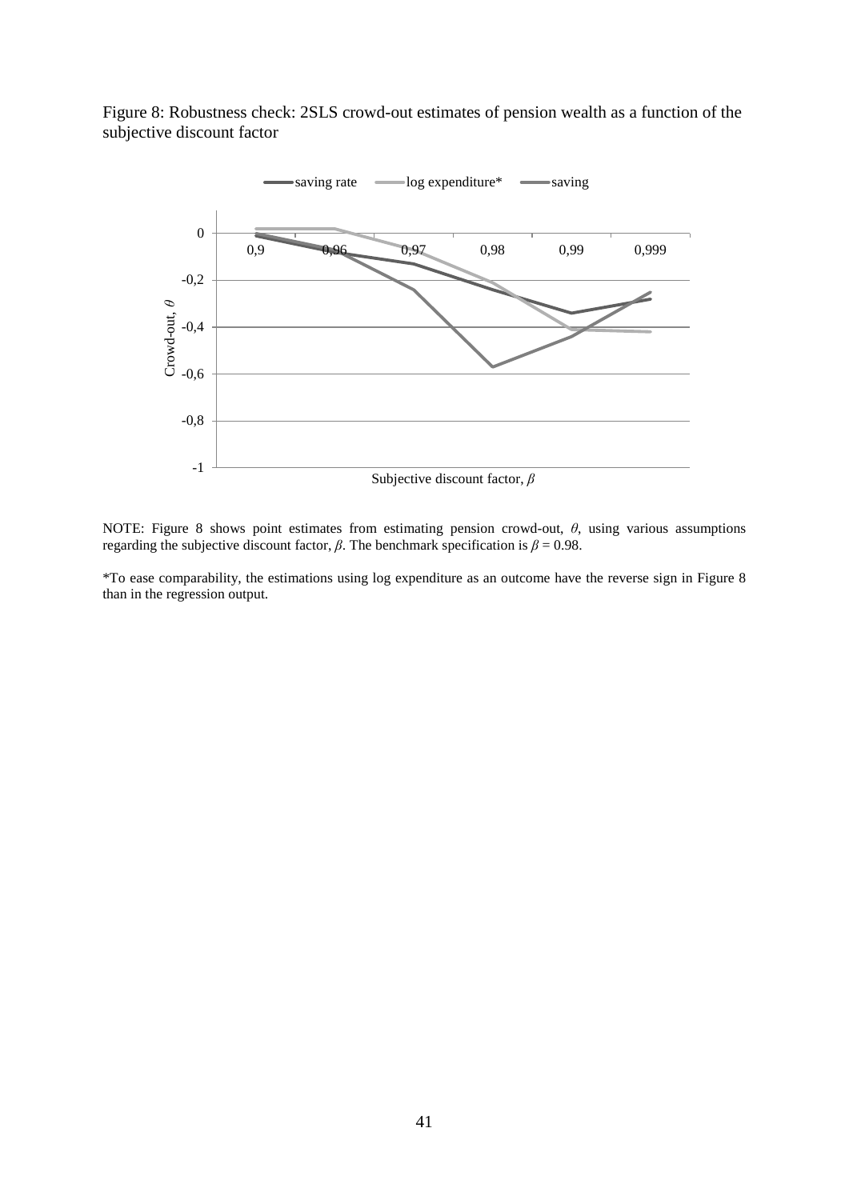Figure 8: Robustness check: 2SLS crowd-out estimates of pension wealth as a function of the subjective discount factor

NOTE: Figure 8 shows point estimates from estimating pension crowd-out, $\theta$, using various assumptions regarding the subjective discount factor, $\beta$. The benchmark specification is $\beta = 0.98$.

*To ease comparability, the estimations using log expenditure as an outcome have the reverse sign in Figure 8 than in the regression output.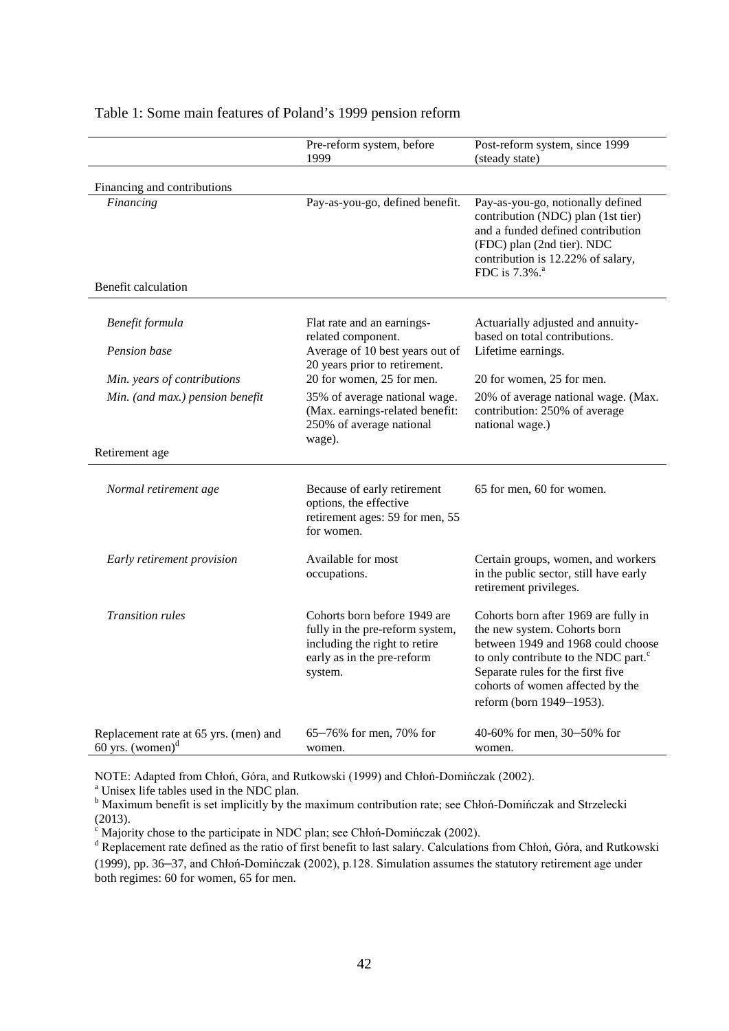Table 1: Some main features of Poland's 1999 pension reform

| | Pre-reform system, before 1999 | Post-reform system, since 1999 (steady state) |
|---|---|---|
| Financing and contributions | | |
| *Financing* | Pay-as-you-go, defined benefit. | Pay-as-you-go, notionally defined contribution (NDC) plan (1st tier) and a funded defined contribution (FDC) plan (2nd tier). NDC contribution is 12.22% of salary, FDC is 7.3%.[a] |
| Benefit calculation | | |
| *Benefit formula* | Flat rate and an earnings-related component. | Actuarially adjusted and annuity-based on total contributions. |
| *Pension base* | Average of 10 best years out of 20 years prior to retirement. | Lifetime earnings. |
| *Min. years of contributions* | 20 for women, 25 for men. | 20 for women, 25 for men. |
| *Min. (and max.) pension benefit* | 35% of average national wage. (Max. earnings-related benefit: 250% of average national wage). | 20% of average national wage. (Max. contribution: 250% of average national wage.) |
| Retirement age | | |
| *Normal retirement age* | Because of early retirement options, the effective retirement ages: 59 for men, 55 for women. | 65 for men, 60 for women. |
| *Early retirement provision* | Available for most occupations. | Certain groups, women, and workers in the public sector, still have early retirement privileges. |
| *Transition rules* | Cohorts born before 1949 are fully in the pre-reform system, including the right to retire early as in the pre-reform system. | Cohorts born after 1969 are fully in the new system. Cohorts born between 1949 and 1968 could choose to only contribute to the NDC part.[c] Separate rules for the first five cohorts of women affected by the reform (born 1949–1953). |
| Replacement rate at 65 yrs. (men) and 60 yrs. (women)[d] | 65–76% for men, 70% for women. | 40-60% for men, 30–50% for women. |

NOTE: Adapted from Chłoń, Góra, and Rutkowski (1999) and Chłoń-Domińczak (2002).

[a] Unisex life tables used in the NDC plan.

[b] Maximum benefit is set implicitly by the maximum contribution rate; see Chłoń-Domińczak and Strzelecki (2013).

[c] Majority chose to the participate in NDC plan; see Chłoń-Domińczak (2002).

[d] Replacement rate defined as the ratio of first benefit to last salary. Calculations from Chłoń, Góra, and Rutkowski (1999), pp. 36–37, and Chłoń-Domińczak (2002), p.128. Simulation assumes the statutory retirement age under both regimes: 60 for women, 65 for men.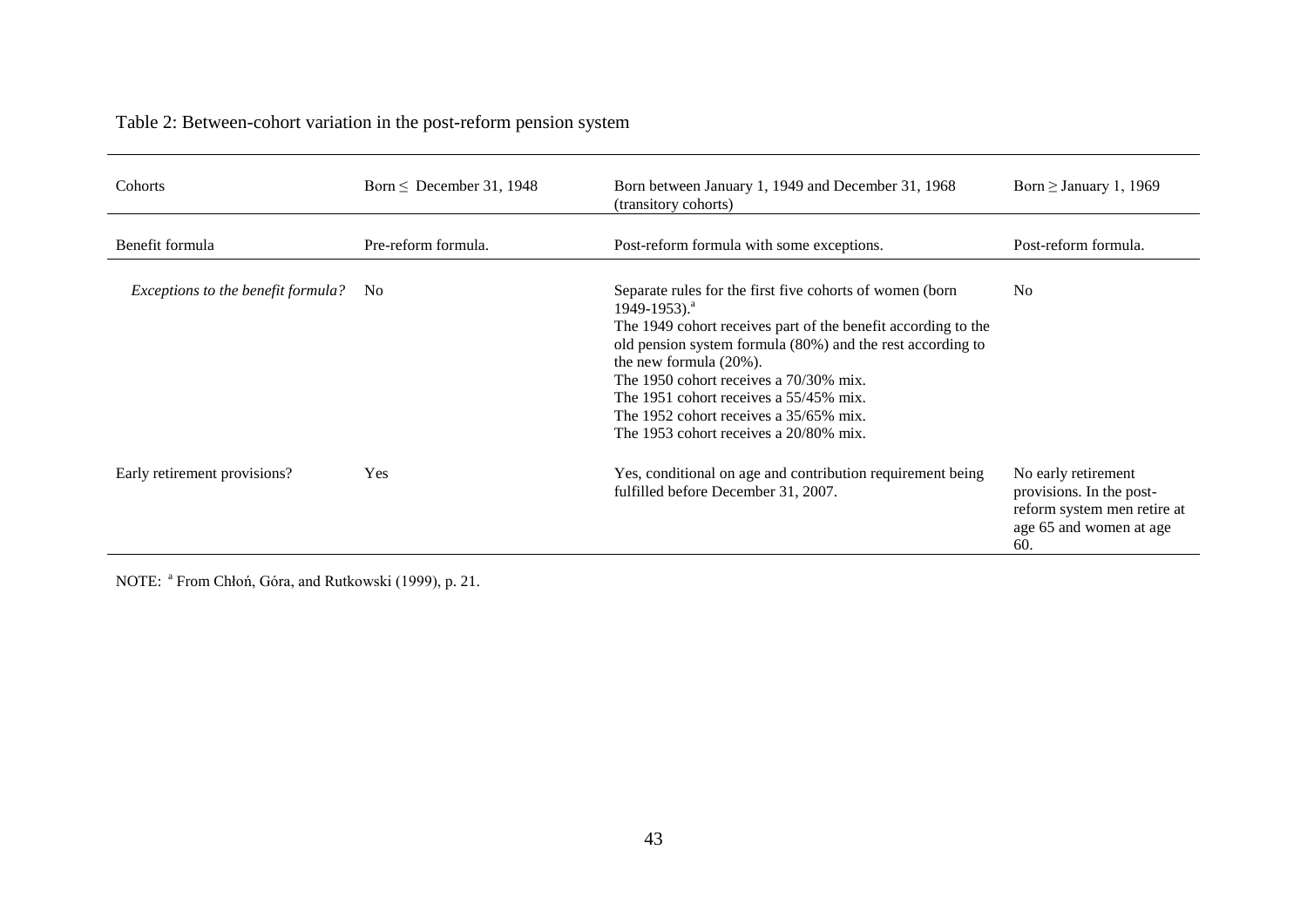Table 2: Between-cohort variation in the post-reform pension system

| Cohorts | Born ≤ December 31, 1948 | Born between January 1, 1949 and December 31, 1968 (transitory cohorts) | Born ≥ January 1, 1969 |
|---|---|---|---|
| Benefit formula | Pre-reform formula. | Post-reform formula with some exceptions. | Post-reform formula. |
| *Exceptions to the benefit formula?* | No | Separate rules for the first five cohorts of women (born 1949-1953).[a] The 1949 cohort receives part of the benefit according to the old pension system formula (80%) and the rest according to the new formula (20%). The 1950 cohort receives a 70/30% mix. The 1951 cohort receives a 55/45% mix. The 1952 cohort receives a 35/65% mix. The 1953 cohort receives a 20/80% mix. | No |
| Early retirement provisions? | Yes | Yes, conditional on age and contribution requirement being fulfilled before December 31, 2007. | No early retirement provisions. In the post-reform system men retire at age 65 and women at age 60. |

NOTE: [a] From Chłoń, Góra, and Rutkowski (1999), p. 21.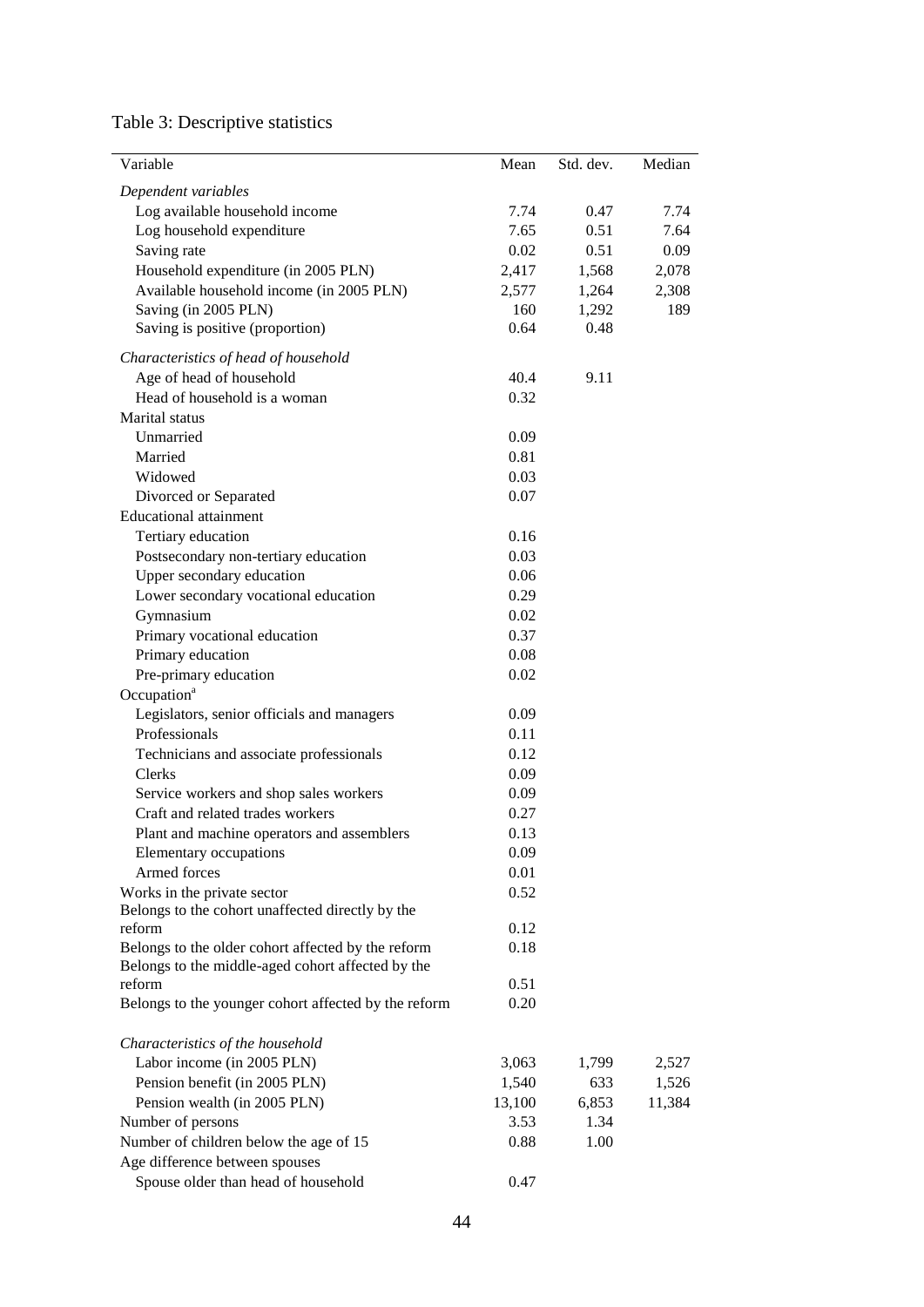Table 3: Descriptive statistics

| Variable | Mean | Std. dev. | Median |
|---|---|---|---|
| *Dependent variables* | | | |
| Log available household income | 7.74 | 0.47 | 7.74 |
| Log household expenditure | 7.65 | 0.51 | 7.64 |
| Saving rate | 0.02 | 0.51 | 0.09 |
| Household expenditure (in 2005 PLN) | 2,417 | 1,568 | 2,078 |
| Available household income (in 2005 PLN) | 2,577 | 1,264 | 2,308 |
| Saving (in 2005 PLN) | 160 | 1,292 | 189 |
| Saving is positive (proportion) | 0.64 | 0.48 | |
| *Characteristics of head of household* | | | |
| Age of head of household | 40.4 | 9.11 | |
| Head of household is a woman | 0.32 | | |
| Marital status | | | |
| Unmarried | 0.09 | | |
| Married | 0.81 | | |
| Widowed | 0.03 | | |
| Divorced or Separated | 0.07 | | |
| Educational attainment | | | |
| Tertiary education | 0.16 | | |
| Postsecondary non-tertiary education | 0.03 | | |
| Upper secondary education | 0.06 | | |
| Lower secondary vocational education | 0.29 | | |
| Gymnasium | 0.02 | | |
| Primary vocational education | 0.37 | | |
| Primary education | 0.08 | | |
| Pre-primary education | 0.02 | | |
| Occupation[a] | | | |
| Legislators, senior officials and managers | 0.09 | | |
| Professionals | 0.11 | | |
| Technicians and associate professionals | 0.12 | | |
| Clerks | 0.09 | | |
| Service workers and shop sales workers | 0.09 | | |
| Craft and related trades workers | 0.27 | | |
| Plant and machine operators and assemblers | 0.13 | | |
| Elementary occupations | 0.09 | | |
| Armed forces | 0.01 | | |
| Works in the private sector | 0.52 | | |
| Belongs to the cohort unaffected directly by the reform | 0.12 | | |
| Belongs to the older cohort affected by the reform | 0.18 | | |
| Belongs to the middle-aged cohort affected by the reform | 0.51 | | |
| Belongs to the younger cohort affected by the reform | 0.20 | | |
| *Characteristics of the household* | | | |
| Labor income (in 2005 PLN) | 3,063 | 1,799 | 2,527 |
| Pension benefit (in 2005 PLN) | 1,540 | 633 | 1,526 |
| Pension wealth (in 2005 PLN) | 13,100 | 6,853 | 11,384 |
| Number of persons | 3.53 | 1.34 | |
| Number of children below the age of 15 | 0.88 | 1.00 | |
| Age difference between spouses | | | |
| Spouse older than head of household | 0.47 | | |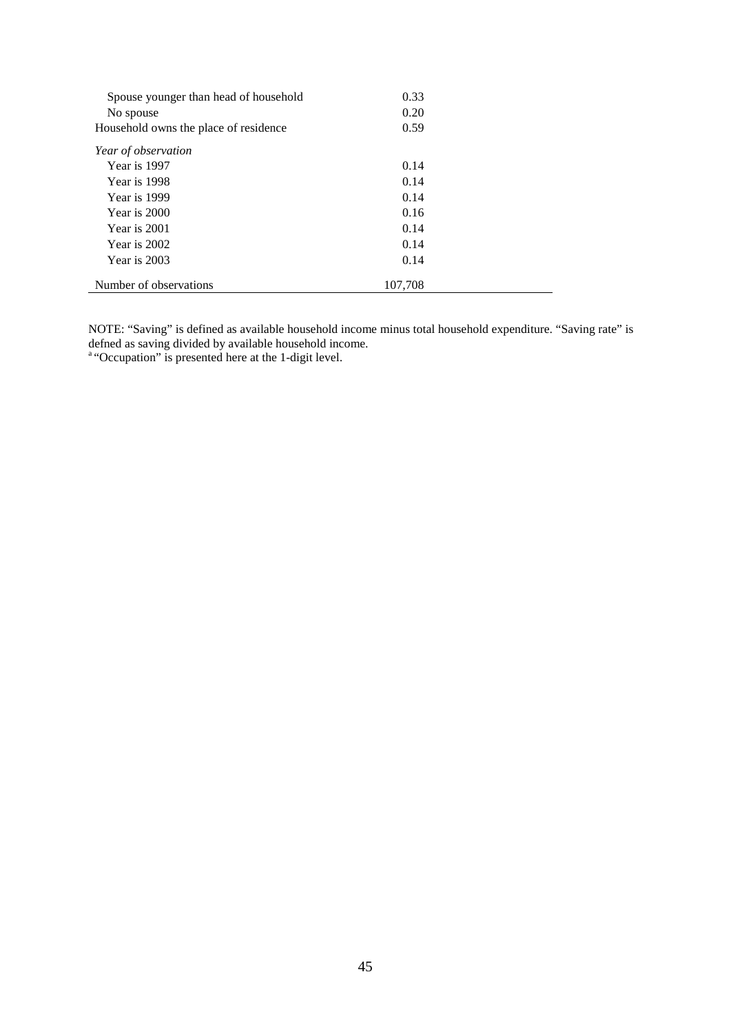| | |
|---|---|
| Spouse younger than head of household | 0.33 |
| No spouse | 0.20 |
| Household owns the place of residence | 0.59 |
| *Year of observation* | |
| Year is 1997 | 0.14 |
| Year is 1998 | 0.14 |
| Year is 1999 | 0.14 |
| Year is 2000 | 0.16 |
| Year is 2001 | 0.14 |
| Year is 2002 | 0.14 |
| Year is 2003 | 0.14 |
| Number of observations | 107,708 |

NOTE: “Saving” is defined as available household income minus total household expenditure. “Saving rate” is defned as saving divided by available household income.
[a] “Occupation” is presented here at the 1-digit level.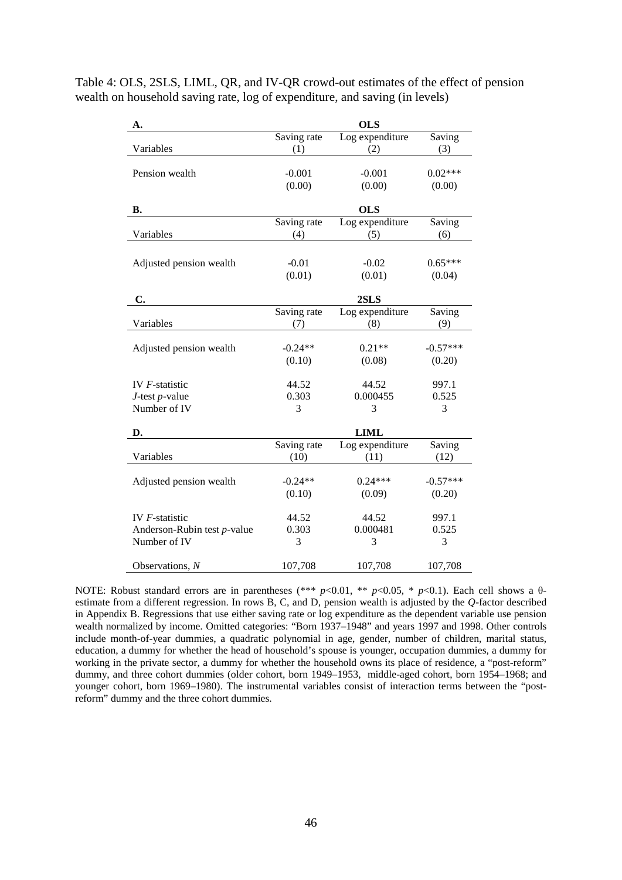Table 4: OLS, 2SLS, LIML, QR, and IV-QR crowd-out estimates of the effect of pension wealth on household saving rate, log of expenditure, and saving (in levels)

| **A.** | **OLS** | | |
|---|---|---|---|
| | Saving rate | Log expenditure | Saving |
| Variables | (1) | (2) | (3) |
| Pension wealth | -0.001 | -0.001 | 0.02*** |
| | (0.00) | (0.00) | (0.00) |
| **B.** | **OLS** | | |
| | Saving rate | Log expenditure | Saving |
| Variables | (4) | (5) | (6) |
| Adjusted pension wealth | -0.01 | -0.02 | 0.65*** |
| | (0.01) | (0.01) | (0.04) |
| **C.** | **2SLS** | | |
| | Saving rate | Log expenditure | Saving |
| Variables | (7) | (8) | (9) |
| Adjusted pension wealth | -0.24** | 0.21** | -0.57*** |
| | (0.10) | (0.08) | (0.20) |
| IV *F*-statistic | 44.52 | 44.52 | 997.1 |
| *J*-test *p*-value | 0.303 | 0.000455 | 0.525 |
| Number of IV | 3 | 3 | 3 |
| **D.** | **LIML** | | |
| | Saving rate | Log expenditure | Saving |
| Variables | (10) | (11) | (12) |
| Adjusted pension wealth | -0.24** | 0.24*** | -0.57*** |
| | (0.10) | (0.09) | (0.20) |
| IV *F*-statistic | 44.52 | 44.52 | 997.1 |
| Anderson-Rubin test *p*-value | 0.303 | 0.000481 | 0.525 |
| Number of IV | 3 | 3 | 3 |
| Observations, *N* | 107,708 | 107,708 | 107,708 |

NOTE: Robust standard errors are in parentheses (*** $p<0.01$, ** $p<0.05$, * $p<0.1$). Each cell shows a θ-estimate from a different regression. In rows B, C, and D, pension wealth is adjusted by the *Q*-factor described in Appendix B. Regressions that use either saving rate or log expenditure as the dependent variable use pension wealth normalized by income. Omitted categories: "Born 1937–1948" and years 1997 and 1998. Other controls include month-of-year dummies, a quadratic polynomial in age, gender, number of children, marital status, education, a dummy for whether the head of household's spouse is younger, occupation dummies, a dummy for working in the private sector, a dummy for whether the household owns its place of residence, a "post-reform" dummy, and three cohort dummies (older cohort, born 1949–1953, middle-aged cohort, born 1954–1968; and younger cohort, born 1969–1980). The instrumental variables consist of interaction terms between the "post-reform" dummy and the three cohort dummies.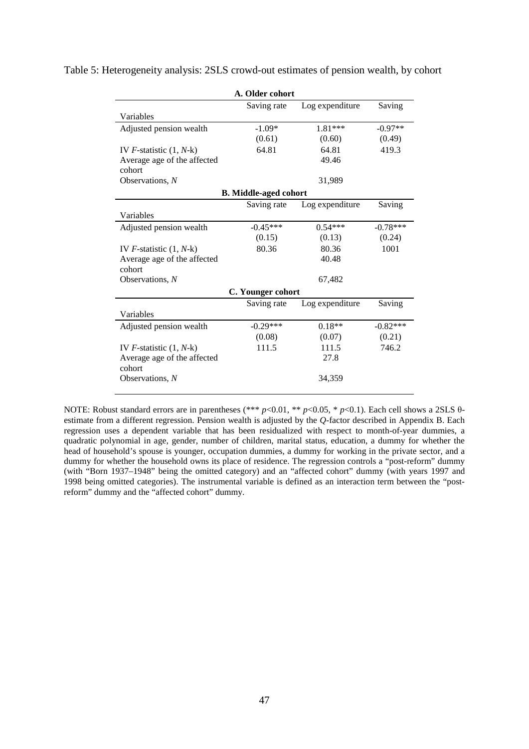Table 5: Heterogeneity analysis: 2SLS crowd-out estimates of pension wealth, by cohort

| **A. Older cohort** | | | |
|---|---|---|---|
| Variables | Saving rate | Log expenditure | Saving |
| Adjusted pension wealth | -1.09* | 1.81*** | -0.97** |
| | (0.61) | (0.60) | (0.49) |
| IV $F$-statistic $(1, N\text{-k})$ | 64.81 | 64.81 | 419.3 |
| Average age of the affected cohort | | 49.46 | |
| Observations, $N$ | | 31,989 | |
| **B. Middle-aged cohort** | | | |
| Variables | Saving rate | Log expenditure | Saving |
| Adjusted pension wealth | -0.45*** | 0.54*** | -0.78*** |
| | (0.15) | (0.13) | (0.24) |
| IV $F$-statistic $(1, N\text{-k})$ | 80.36 | 80.36 | 1001 |
| Average age of the affected cohort | | 40.48 | |
| Observations, $N$ | | 67,482 | |
| **C. Younger cohort** | | | |
| Variables | Saving rate | Log expenditure | Saving |
| Adjusted pension wealth | -0.29*** | 0.18** | -0.82*** |
| | (0.08) | (0.07) | (0.21) |
| IV $F$-statistic $(1, N\text{-k})$ | 111.5 | 111.5 | 746.2 |
| Average age of the affected cohort | | 27.8 | |
| Observations, $N$ | | 34,359 | |

NOTE: Robust standard errors are in parentheses (*** $p$<0.01, ** $p$<0.05, * $p$<0.1). Each cell shows a 2SLS θ-estimate from a different regression. Pension wealth is adjusted by the $Q$-factor described in Appendix B. Each regression uses a dependent variable that has been residualized with respect to month-of-year dummies, a quadratic polynomial in age, gender, number of children, marital status, education, a dummy for whether the head of household's spouse is younger, occupation dummies, a dummy for working in the private sector, and a dummy for whether the household owns its place of residence. The regression controls a "post-reform" dummy (with "Born 1937–1948" being the omitted category) and an "affected cohort" dummy (with years 1997 and 1998 being omitted categories). The instrumental variable is defined as an interaction term between the "post-reform" dummy and the "affected cohort" dummy.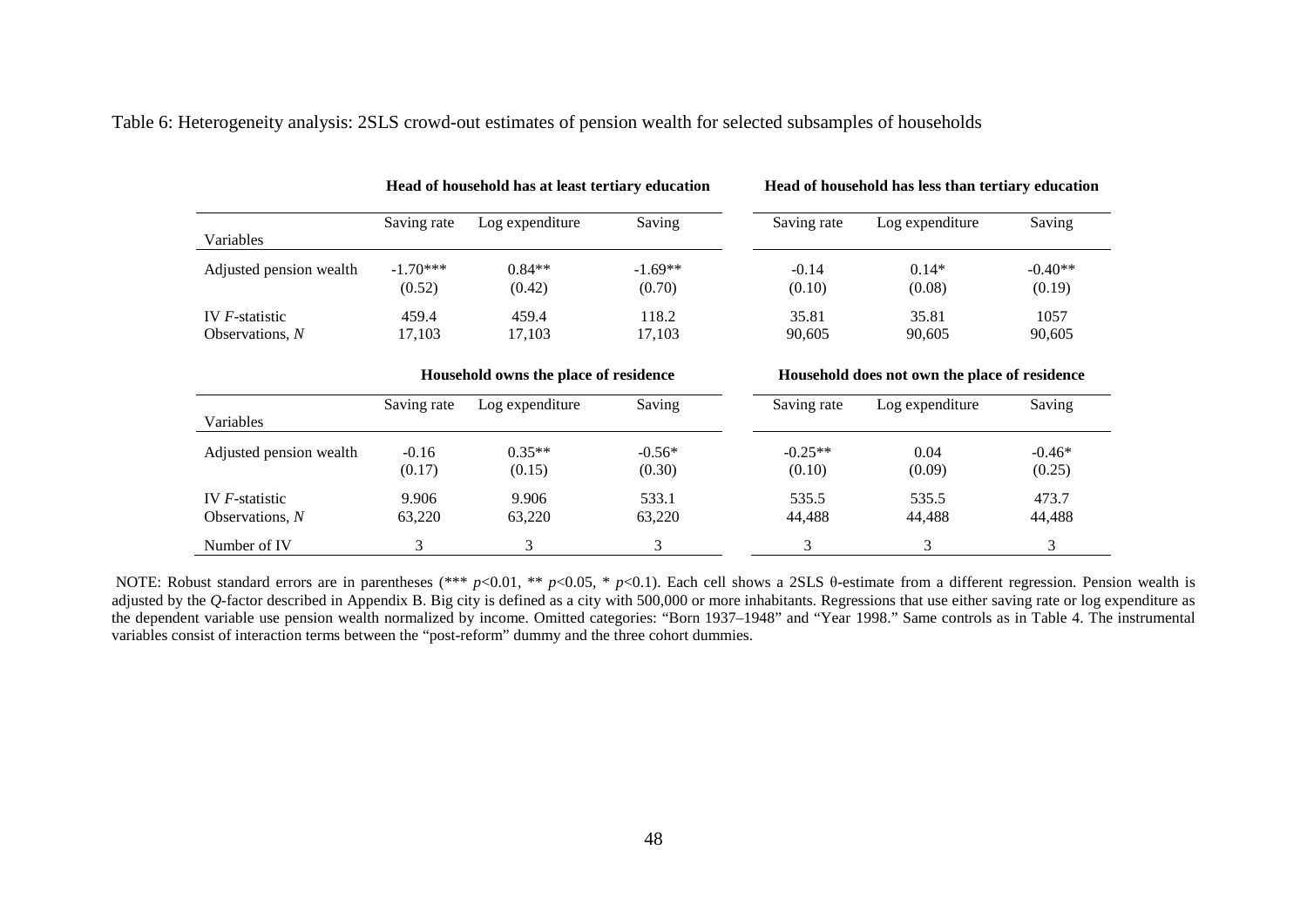Table 6: Heterogeneity analysis: 2SLS crowd-out estimates of pension wealth for selected subsamples of households

| | **Head of household has at least tertiary education** | | | **Head of household has less than tertiary education** | | |
|---|---|---|---|---|---|---|
| Variables | Saving rate | Log expenditure | Saving | Saving rate | Log expenditure | Saving |
| Adjusted pension wealth | -1.70*** | 0.84** | -1.69** | -0.14 | 0.14* | -0.40** |
| | (0.52) | (0.42) | (0.70) | (0.10) | (0.08) | (0.19) |
| IV *F*-statistic | 459.4 | 459.4 | 118.2 | 35.81 | 35.81 | 1057 |
| Observations, *N* | 17,103 | 17,103 | 17,103 | 90,605 | 90,605 | 90,605 |
| | **Household owns the place of residence** | | | **Household does not own the place of residence** | | |
| Variables | Saving rate | Log expenditure | Saving | Saving rate | Log expenditure | Saving |
| Adjusted pension wealth | -0.16 | 0.35** | -0.56* | -0.25** | 0.04 | -0.46* |
| | (0.17) | (0.15) | (0.30) | (0.10) | (0.09) | (0.25) |
| IV *F*-statistic | 9.906 | 9.906 | 533.1 | 535.5 | 535.5 | 473.7 |
| Observations, *N* | 63,220 | 63,220 | 63,220 | 44,488 | 44,488 | 44,488 |
| Number of IV | 3 | 3 | 3 | 3 | 3 | 3 |

NOTE: Robust standard errors are in parentheses (*** $p<0.01$, ** $p<0.05$, * $p<0.1$). Each cell shows a 2SLS θ-estimate from a different regression. Pension wealth is adjusted by the *Q*-factor described in Appendix B. Big city is defined as a city with 500,000 or more inhabitants. Regressions that use either saving rate or log expenditure as the dependent variable use pension wealth normalized by income. Omitted categories: "Born 1937–1948" and "Year 1998." Same controls as in Table 4. The instrumental variables consist of interaction terms between the "post-reform" dummy and the three cohort dummies.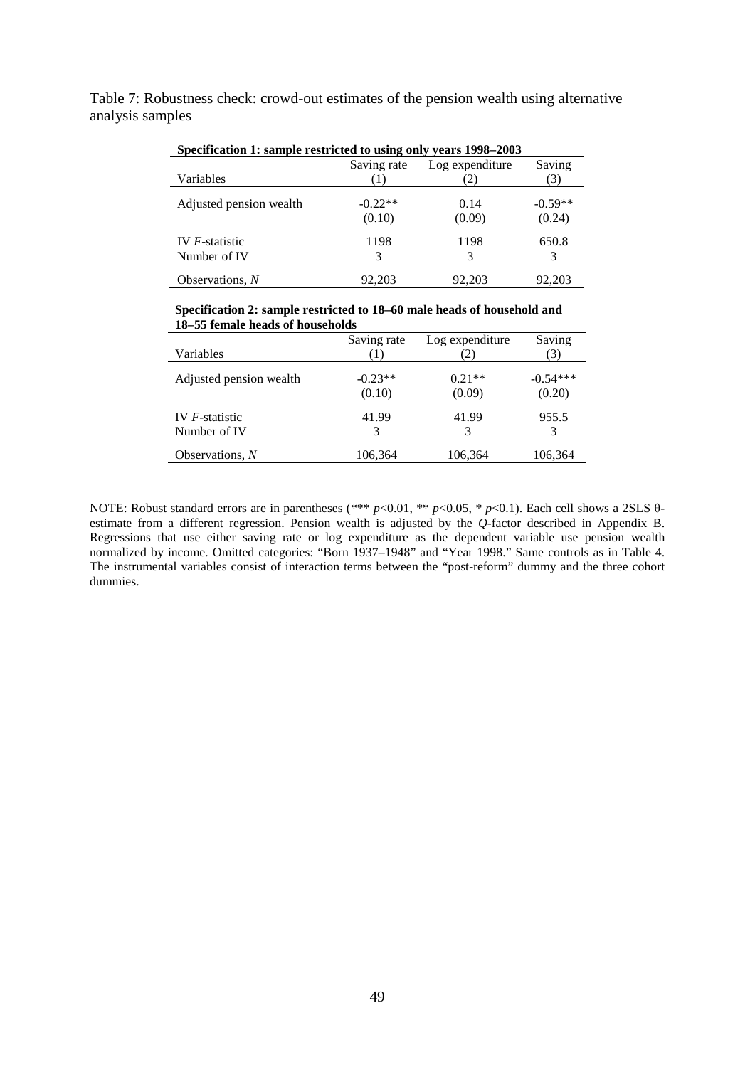Table 7: Robustness check: crowd-out estimates of the pension wealth using alternative analysis samples

**Specification 1: sample restricted to using only years 1998–2003**

| Variables | Saving rate (1) | Log expenditure (2) | Saving (3) |
|---|---|---|---|
| Adjusted pension wealth | -0.22** | 0.14 | -0.59** |
| | (0.10) | (0.09) | (0.24) |
| IV *F*-statistic | 1198 | 1198 | 650.8 |
| Number of IV | 3 | 3 | 3 |
| Observations, *N* | 92,203 | 92,203 | 92,203 |

**Specification 2: sample restricted to 18–60 male heads of household and 18–55 female heads of households**

| Variables | Saving rate (1) | Log expenditure (2) | Saving (3) |
|---|---|---|---|
| Adjusted pension wealth | -0.23** | 0.21** | -0.54*** |
| | (0.10) | (0.09) | (0.20) |
| IV *F*-statistic | 41.99 | 41.99 | 955.5 |
| Number of IV | 3 | 3 | 3 |
| Observations, *N* | 106,364 | 106,364 | 106,364 |

NOTE: Robust standard errors are in parentheses (*** $p$<0.01, ** $p$<0.05, * $p$<0.1). Each cell shows a 2SLS θ-estimate from a different regression. Pension wealth is adjusted by the *Q*-factor described in Appendix B. Regressions that use either saving rate or log expenditure as the dependent variable use pension wealth normalized by income. Omitted categories: "Born 1937–1948" and "Year 1998." Same controls as in Table 4. The instrumental variables consist of interaction terms between the "post-reform" dummy and the three cohort dummies.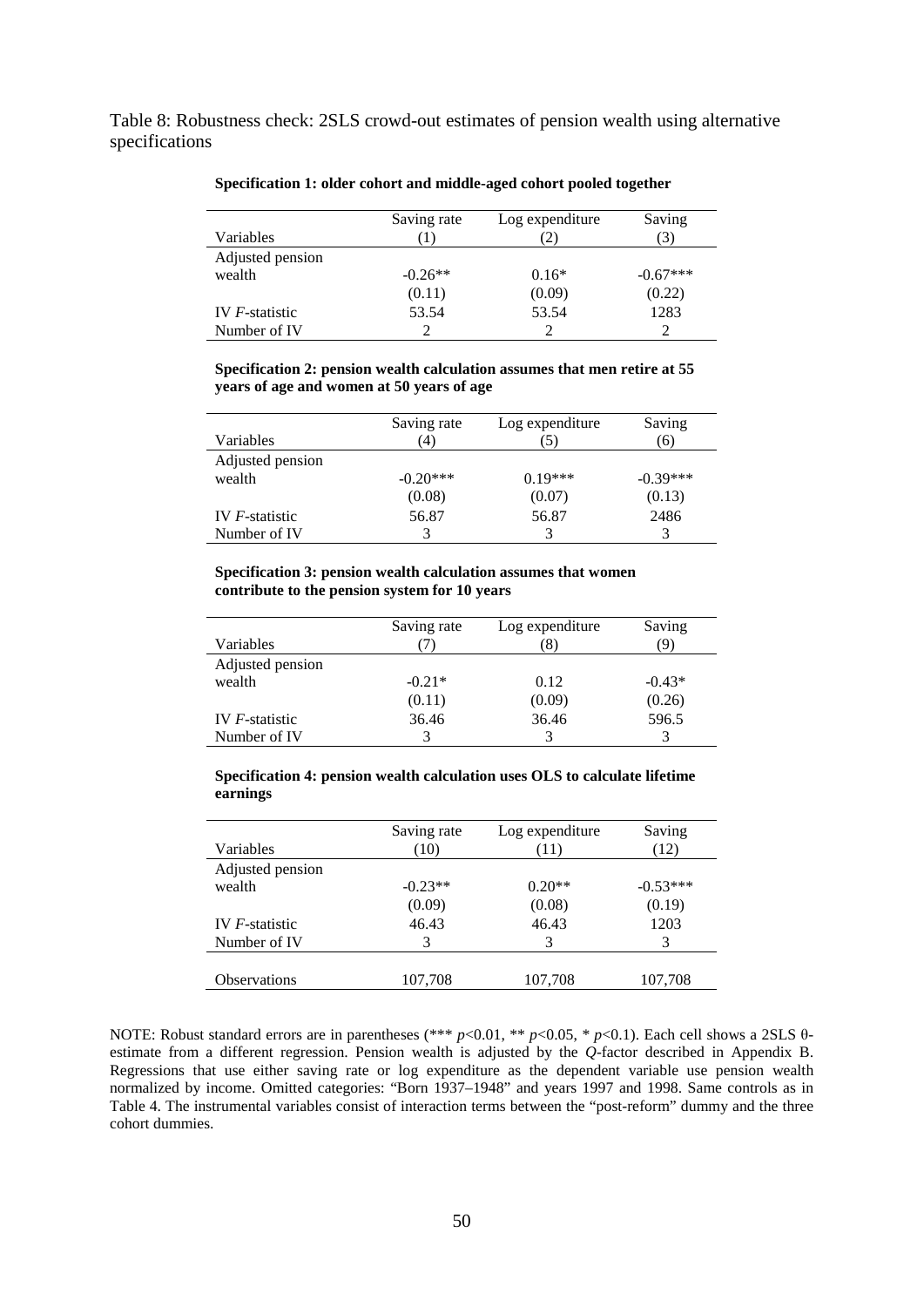Table 8: Robustness check: 2SLS crowd-out estimates of pension wealth using alternative specifications

**Specification 1: older cohort and middle-aged cohort pooled together**

| Variables | Saving rate (1) | Log expenditure (2) | Saving (3) |
|---|---|---|---|
| Adjusted pension wealth | -0.26** | 0.16* | -0.67*** |
| | (0.11) | (0.09) | (0.22) |
| IV *F*-statistic | 53.54 | 53.54 | 1283 |
| Number of IV | 2 | 2 | 2 |

**Specification 2: pension wealth calculation assumes that men retire at 55 years of age and women at 50 years of age**

| Variables | Saving rate (4) | Log expenditure (5) | Saving (6) |
|---|---|---|---|
| Adjusted pension wealth | -0.20*** | 0.19*** | -0.39*** |
| | (0.08) | (0.07) | (0.13) |
| IV *F*-statistic | 56.87 | 56.87 | 2486 |
| Number of IV | 3 | 3 | 3 |

**Specification 3: pension wealth calculation assumes that women contribute to the pension system for 10 years**

| Variables | Saving rate (7) | Log expenditure (8) | Saving (9) |
|---|---|---|---|
| Adjusted pension wealth | -0.21* | 0.12 | -0.43* |
| | (0.11) | (0.09) | (0.26) |
| IV *F*-statistic | 36.46 | 36.46 | 596.5 |
| Number of IV | 3 | 3 | 3 |

**Specification 4: pension wealth calculation uses OLS to calculate lifetime earnings**

| Variables | Saving rate (10) | Log expenditure (11) | Saving (12) |
|---|---|---|---|
| Adjusted pension wealth | -0.23** | 0.20** | -0.53*** |
| | (0.09) | (0.08) | (0.19) |
| IV *F*-statistic | 46.43 | 46.43 | 1203 |
| Number of IV | 3 | 3 | 3 |
| | | | |
| Observations | 107,708 | 107,708 | 107,708 |

NOTE: Robust standard errors are in parentheses (*** $p$<0.01, ** $p$<0.05, * $p$<0.1). Each cell shows a 2SLS $\theta$-estimate from a different regression. Pension wealth is adjusted by the $Q$-factor described in Appendix B. Regressions that use either saving rate or log expenditure as the dependent variable use pension wealth normalized by income. Omitted categories: "Born 1937–1948" and years 1997 and 1998. Same controls as in Table 4. The instrumental variables consist of interaction terms between the "post-reform" dummy and the three cohort dummies.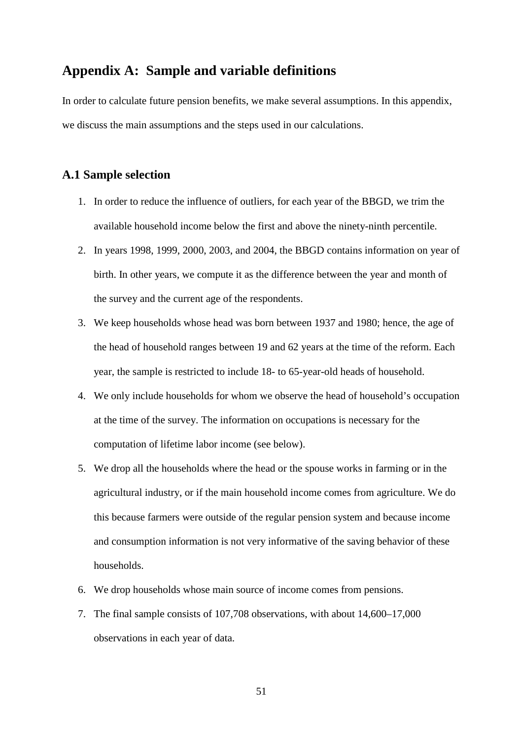## Appendix A: Sample and variable definitions

In order to calculate future pension benefits, we make several assumptions. In this appendix, we discuss the main assumptions and the steps used in our calculations.

### A.1 Sample selection

1. In order to reduce the influence of outliers, for each year of the BBGD, we trim the available household income below the first and above the ninety-ninth percentile.
2. In years 1998, 1999, 2000, 2003, and 2004, the BBGD contains information on year of birth. In other years, we compute it as the difference between the year and month of the survey and the current age of the respondents.
3. We keep households whose head was born between 1937 and 1980; hence, the age of the head of household ranges between 19 and 62 years at the time of the reform. Each year, the sample is restricted to include 18- to 65-year-old heads of household.
4. We only include households for whom we observe the head of household's occupation at the time of the survey. The information on occupations is necessary for the computation of lifetime labor income (see below).
5. We drop all the households where the head or the spouse works in farming or in the agricultural industry, or if the main household income comes from agriculture. We do this because farmers were outside of the regular pension system and because income and consumption information is not very informative of the saving behavior of these households.
6. We drop households whose main source of income comes from pensions.
7. The final sample consists of 107,708 observations, with about 14,600–17,000 observations in each year of data.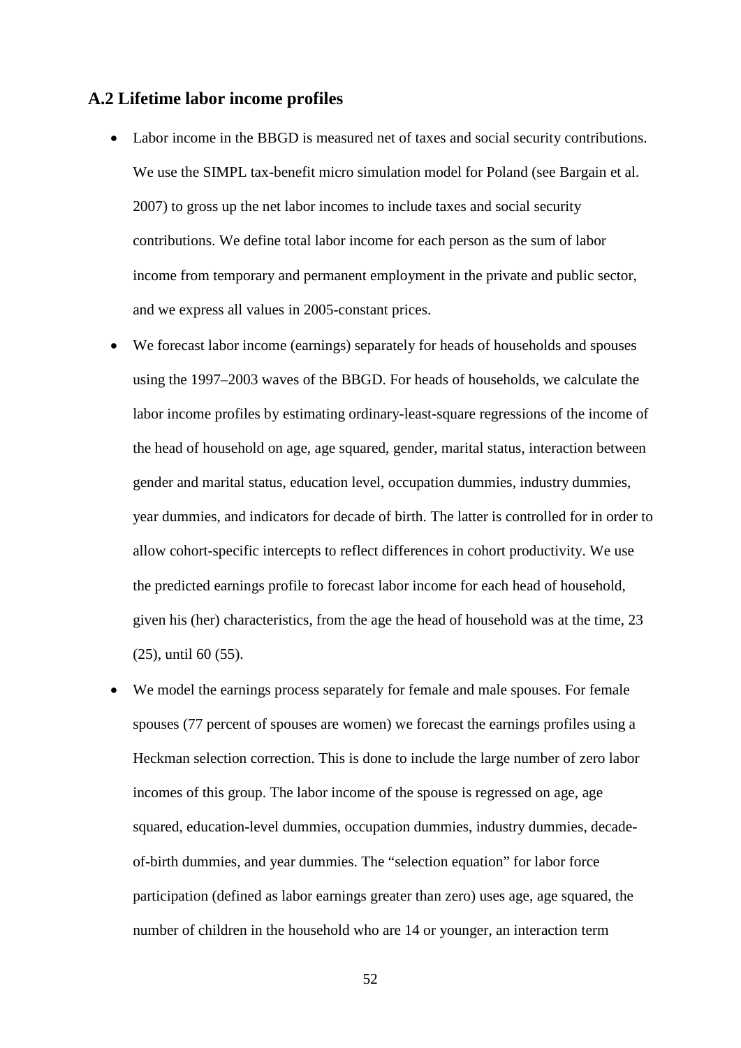## A.2 Lifetime labor income profiles

- Labor income in the BBGD is measured net of taxes and social security contributions. We use the SIMPL tax-benefit micro simulation model for Poland (see Bargain et al. 2007) to gross up the net labor incomes to include taxes and social security contributions. We define total labor income for each person as the sum of labor income from temporary and permanent employment in the private and public sector, and we express all values in 2005-constant prices.
- We forecast labor income (earnings) separately for heads of households and spouses using the 1997–2003 waves of the BBGD. For heads of households, we calculate the labor income profiles by estimating ordinary-least-square regressions of the income of the head of household on age, age squared, gender, marital status, interaction between gender and marital status, education level, occupation dummies, industry dummies, year dummies, and indicators for decade of birth. The latter is controlled for in order to allow cohort-specific intercepts to reflect differences in cohort productivity. We use the predicted earnings profile to forecast labor income for each head of household, given his (her) characteristics, from the age the head of household was at the time, 23 (25), until 60 (55).
- We model the earnings process separately for female and male spouses. For female spouses (77 percent of spouses are women) we forecast the earnings profiles using a Heckman selection correction. This is done to include the large number of zero labor incomes of this group. The labor income of the spouse is regressed on age, age squared, education-level dummies, occupation dummies, industry dummies, decade-of-birth dummies, and year dummies. The "selection equation" for labor force participation (defined as labor earnings greater than zero) uses age, age squared, the number of children in the household who are 14 or younger, an interaction term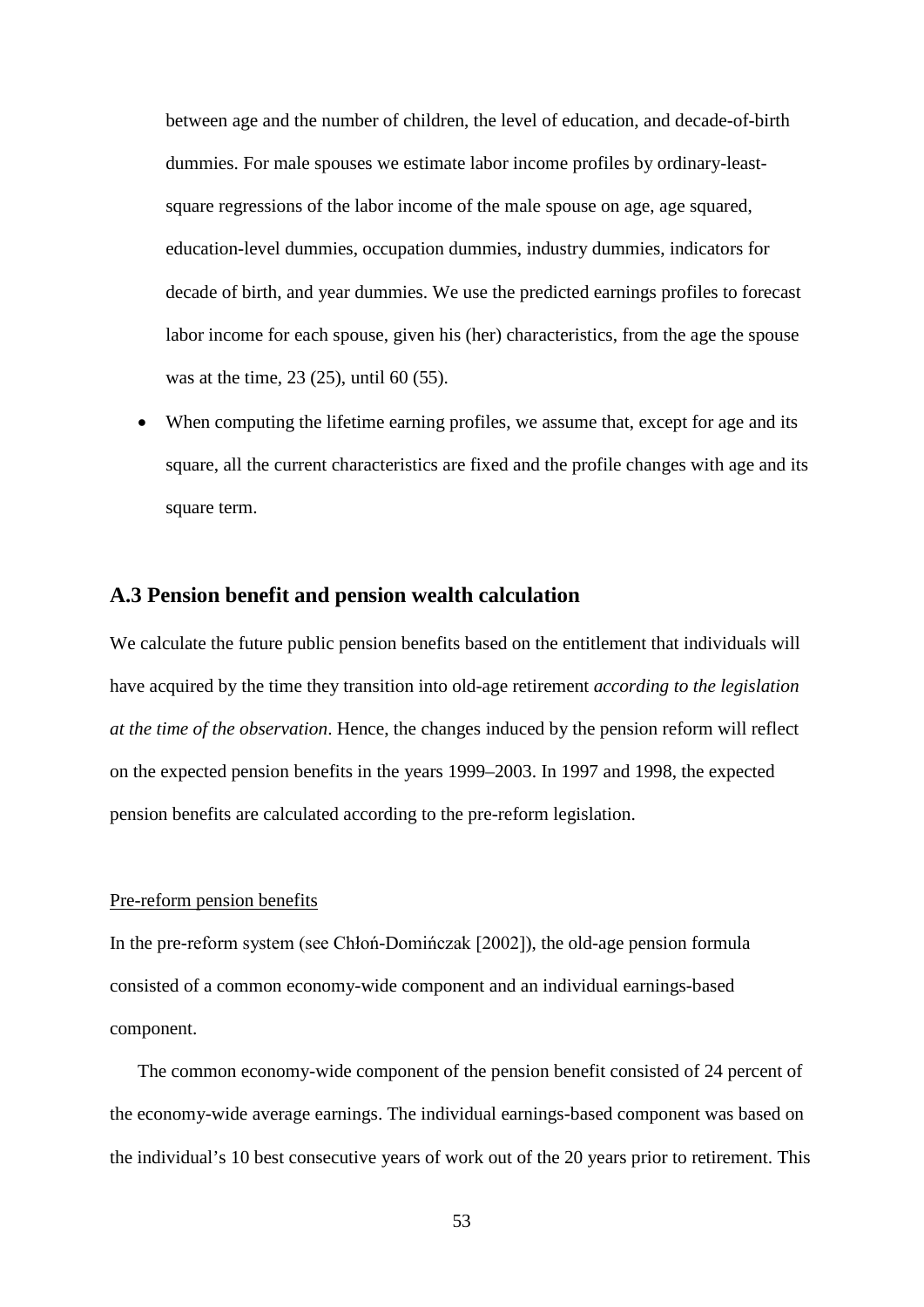between age and the number of children, the level of education, and decade-of-birth dummies. For male spouses we estimate labor income profiles by ordinary-least-square regressions of the labor income of the male spouse on age, age squared, education-level dummies, occupation dummies, industry dummies, indicators for decade of birth, and year dummies. We use the predicted earnings profiles to forecast labor income for each spouse, given his (her) characteristics, from the age the spouse was at the time, 23 (25), until 60 (55).

- When computing the lifetime earning profiles, we assume that, except for age and its square, all the current characteristics are fixed and the profile changes with age and its square term.

## A.3 Pension benefit and pension wealth calculation

We calculate the future public pension benefits based on the entitlement that individuals will have acquired by the time they transition into old-age retirement *according to the legislation at the time of the observation*. Hence, the changes induced by the pension reform will reflect on the expected pension benefits in the years 1999–2003. In 1997 and 1998, the expected pension benefits are calculated according to the pre-reform legislation.

### Pre-reform pension benefits

In the pre-reform system (see Chłoń-Domińczak [2002]), the old-age pension formula consisted of a common economy-wide component and an individual earnings-based component.

The common economy-wide component of the pension benefit consisted of 24 percent of the economy-wide average earnings. The individual earnings-based component was based on the individual's 10 best consecutive years of work out of the 20 years prior to retirement. This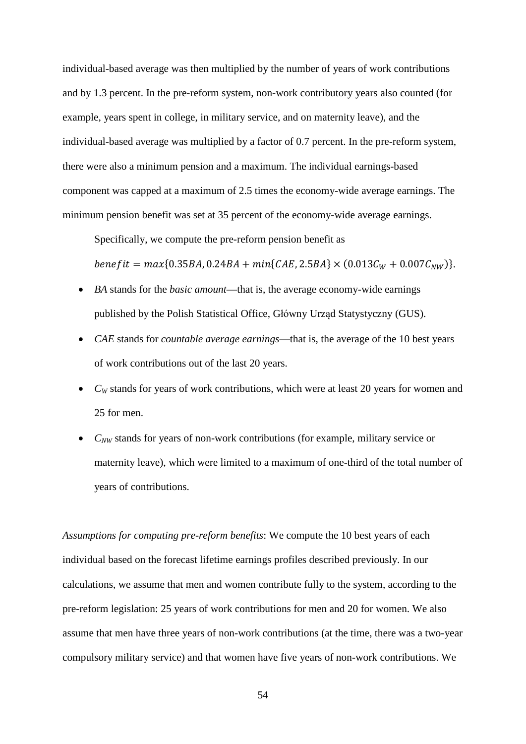individual-based average was then multiplied by the number of years of work contributions and by 1.3 percent. In the pre-reform system, non-work contributory years also counted (for example, years spent in college, in military service, and on maternity leave), and the individual-based average was multiplied by a factor of 0.7 percent. In the pre-reform system, there were also a minimum pension and a maximum. The individual earnings-based component was capped at a maximum of 2.5 times the economy-wide average earnings. The minimum pension benefit was set at 35 percent of the economy-wide average earnings.

Specifically, we compute the pre-reform pension benefit as

$$benefit = max\{0.35BA, 0.24BA + min\{CAE, 2.5BA\} \times (0.013C_W + 0.007C_{NW})\}.$$

- *BA* stands for the *basic amount*—that is, the average economy-wide earnings published by the Polish Statistical Office, Główny Urząd Statystyczny (GUS).
- *CAE* stands for *countable average earnings*—that is, the average of the 10 best years of work contributions out of the last 20 years.
- $C_W$ stands for years of work contributions, which were at least 20 years for women and 25 for men.
- $C_{NW}$ stands for years of non-work contributions (for example, military service or maternity leave), which were limited to a maximum of one-third of the total number of years of contributions.

*Assumptions for computing pre-reform benefits*: We compute the 10 best years of each individual based on the forecast lifetime earnings profiles described previously. In our calculations, we assume that men and women contribute fully to the system, according to the pre-reform legislation: 25 years of work contributions for men and 20 for women. We also assume that men have three years of non-work contributions (at the time, there was a two-year compulsory military service) and that women have five years of non-work contributions. We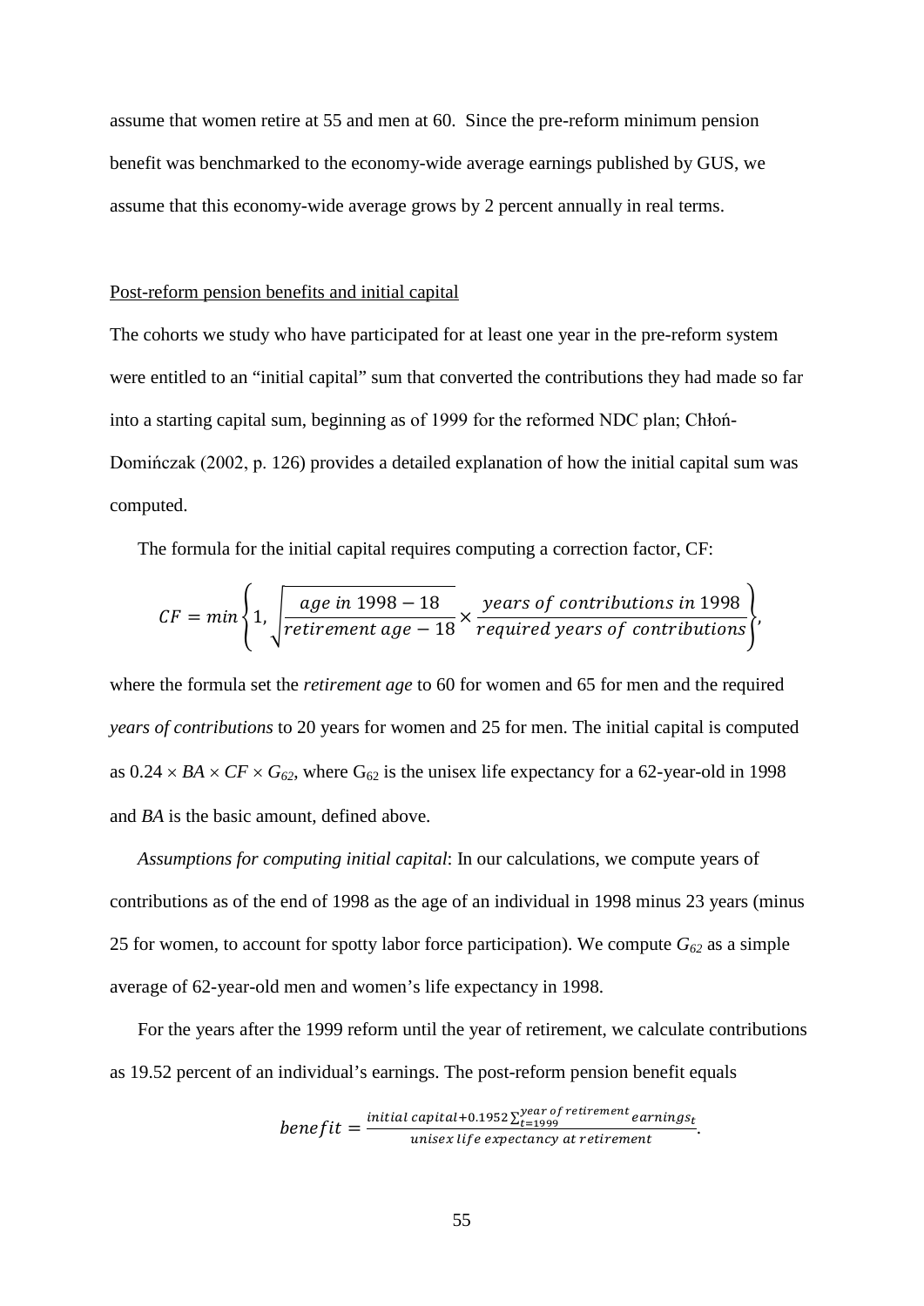assume that women retire at 55 and men at 60. Since the pre-reform minimum pension benefit was benchmarked to the economy-wide average earnings published by GUS, we assume that this economy-wide average grows by 2 percent annually in real terms.

Post-reform pension benefits and initial capital

The cohorts we study who have participated for at least one year in the pre-reform system were entitled to an "initial capital" sum that converted the contributions they had made so far into a starting capital sum, beginning as of 1999 for the reformed NDC plan; Chłoń-Domińczak (2002, p. 126) provides a detailed explanation of how the initial capital sum was computed.

The formula for the initial capital requires computing a correction factor, CF:

$$CF = min\left\{1,\ \sqrt{\frac{age\ in\ 1998 - 18}{retirement\ age - 18} \times \frac{years\ of\ contributions\ in\ 1998}{required\ years\ of\ contributions}}\right\},$$

where the formula set the *retirement age* to 60 for women and 65 for men and the required *years of contributions* to 20 years for women and 25 for men. The initial capital is computed as $0.24 \times BA \times CF \times G_{62}$, where $G_{62}$ is the unisex life expectancy for a 62-year-old in 1998 and *BA* is the basic amount, defined above.

*Assumptions for computing initial capital*: In our calculations, we compute years of contributions as of the end of 1998 as the age of an individual in 1998 minus 23 years (minus 25 for women, to account for spotty labor force participation). We compute $G_{62}$ as a simple average of 62-year-old men and women's life expectancy in 1998.

For the years after the 1999 reform until the year of retirement, we calculate contributions as 19.52 percent of an individual's earnings. The post-reform pension benefit equals

$$benefit = \frac{initial\ capital + 0.1952 \sum_{t=1999}^{year\ of\ retirement} earnings_t}{unisex\ life\ expectancy\ at\ retirement}.$$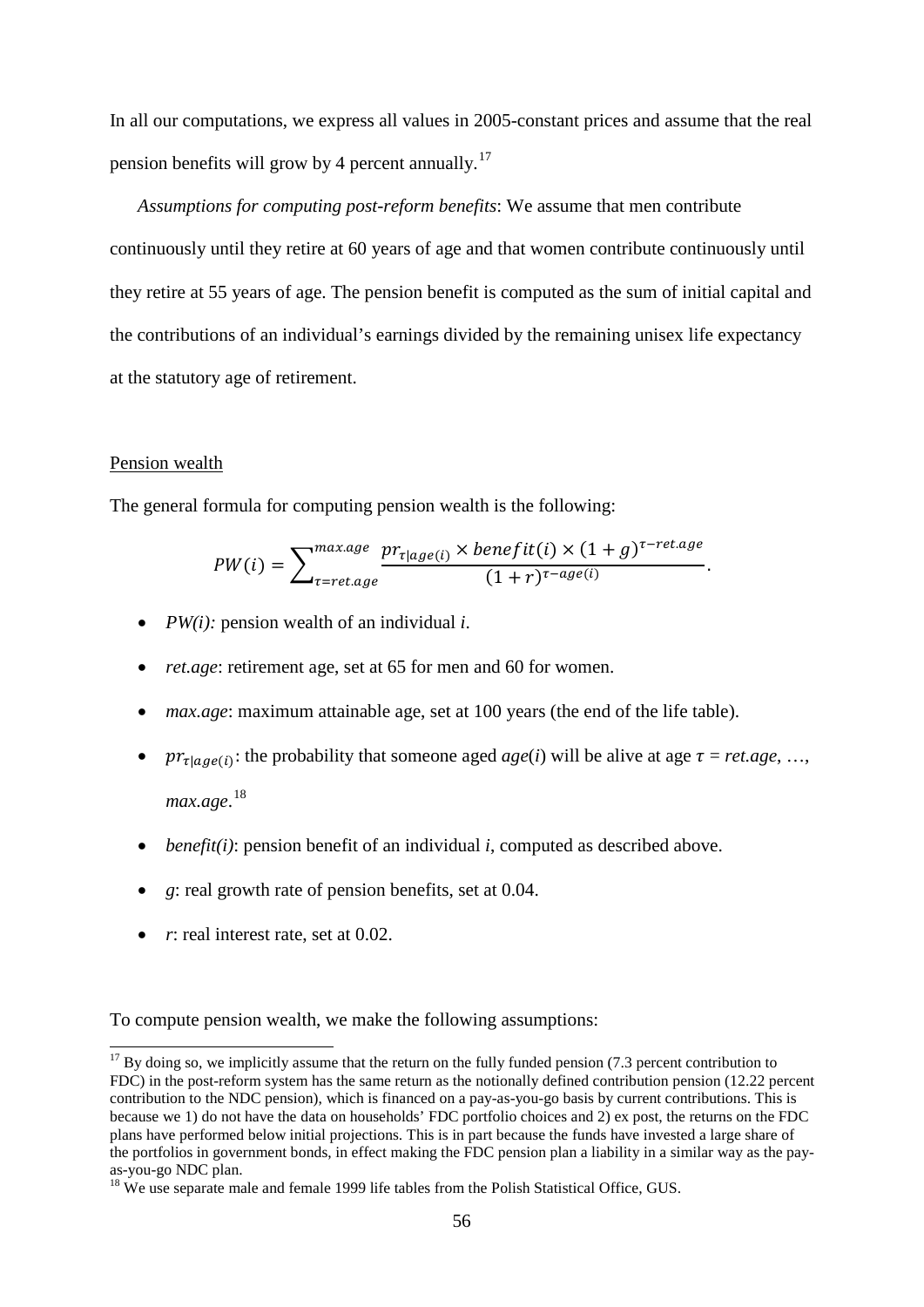In all our computations, we express all values in 2005-constant prices and assume that the real pension benefits will grow by 4 percent annually.[17]

*Assumptions for computing post-reform benefits*: We assume that men contribute continuously until they retire at 60 years of age and that women contribute continuously until they retire at 55 years of age. The pension benefit is computed as the sum of initial capital and the contributions of an individual's earnings divided by the remaining unisex life expectancy at the statutory age of retirement.

Pension wealth

The general formula for computing pension wealth is the following:

$$PW(i) = \sum_{\tau=ret.age}^{max.age} \frac{pr_{\tau|age(i)} \times benefit(i) \times (1+g)^{\tau-ret.age}}{(1+r)^{\tau-age(i)}}.$$

- *PW(i):* pension wealth of an individual *i*.
- *ret.age*: retirement age, set at 65 for men and 60 for women.
- *max.age*: maximum attainable age, set at 100 years (the end of the life table).
- $pr_{\tau|age(i)}$: the probability that someone aged *age*(*i*) will be alive at age $\tau$ = *ret.age*, …, *max.age*.[18]
- *benefit(i)*: pension benefit of an individual *i*, computed as described above.
- *g*: real growth rate of pension benefits, set at 0.04.
- *r*: real interest rate, set at 0.02.

To compute pension wealth, we make the following assumptions:

[17] By doing so, we implicitly assume that the return on the fully funded pension (7.3 percent contribution to FDC) in the post-reform system has the same return as the notionally defined contribution pension (12.22 percent contribution to the NDC pension), which is financed on a pay-as-you-go basis by current contributions. This is because we 1) do not have the data on households' FDC portfolio choices and 2) ex post, the returns on the FDC plans have performed below initial projections. This is in part because the funds have invested a large share of the portfolios in government bonds, in effect making the FDC pension plan a liability in a similar way as the pay-as-you-go NDC plan.

[18] We use separate male and female 1999 life tables from the Polish Statistical Office, GUS.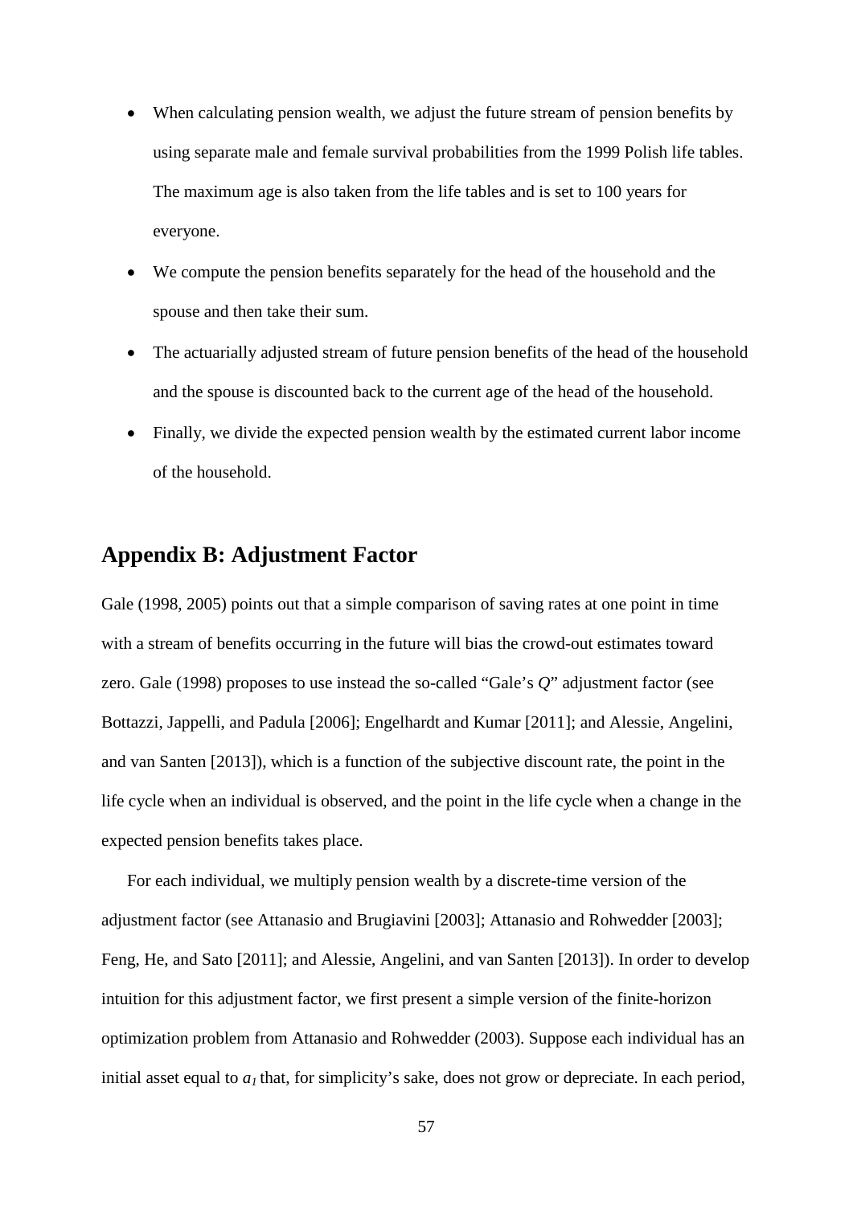- When calculating pension wealth, we adjust the future stream of pension benefits by using separate male and female survival probabilities from the 1999 Polish life tables. The maximum age is also taken from the life tables and is set to 100 years for everyone.
- We compute the pension benefits separately for the head of the household and the spouse and then take their sum.
- The actuarially adjusted stream of future pension benefits of the head of the household and the spouse is discounted back to the current age of the head of the household.
- Finally, we divide the expected pension wealth by the estimated current labor income of the household.

## Appendix B: Adjustment Factor

Gale (1998, 2005) points out that a simple comparison of saving rates at one point in time with a stream of benefits occurring in the future will bias the crowd-out estimates toward zero. Gale (1998) proposes to use instead the so-called "Gale's *Q*" adjustment factor (see Bottazzi, Jappelli, and Padula [2006]; Engelhardt and Kumar [2011]; and Alessie, Angelini, and van Santen [2013]), which is a function of the subjective discount rate, the point in the life cycle when an individual is observed, and the point in the life cycle when a change in the expected pension benefits takes place.

For each individual, we multiply pension wealth by a discrete-time version of the adjustment factor (see Attanasio and Brugiavini [2003]; Attanasio and Rohwedder [2003]; Feng, He, and Sato [2011]; and Alessie, Angelini, and van Santen [2013]). In order to develop intuition for this adjustment factor, we first present a simple version of the finite-horizon optimization problem from Attanasio and Rohwedder (2003). Suppose each individual has an initial asset equal to $a_1$ that, for simplicity's sake, does not grow or depreciate. In each period,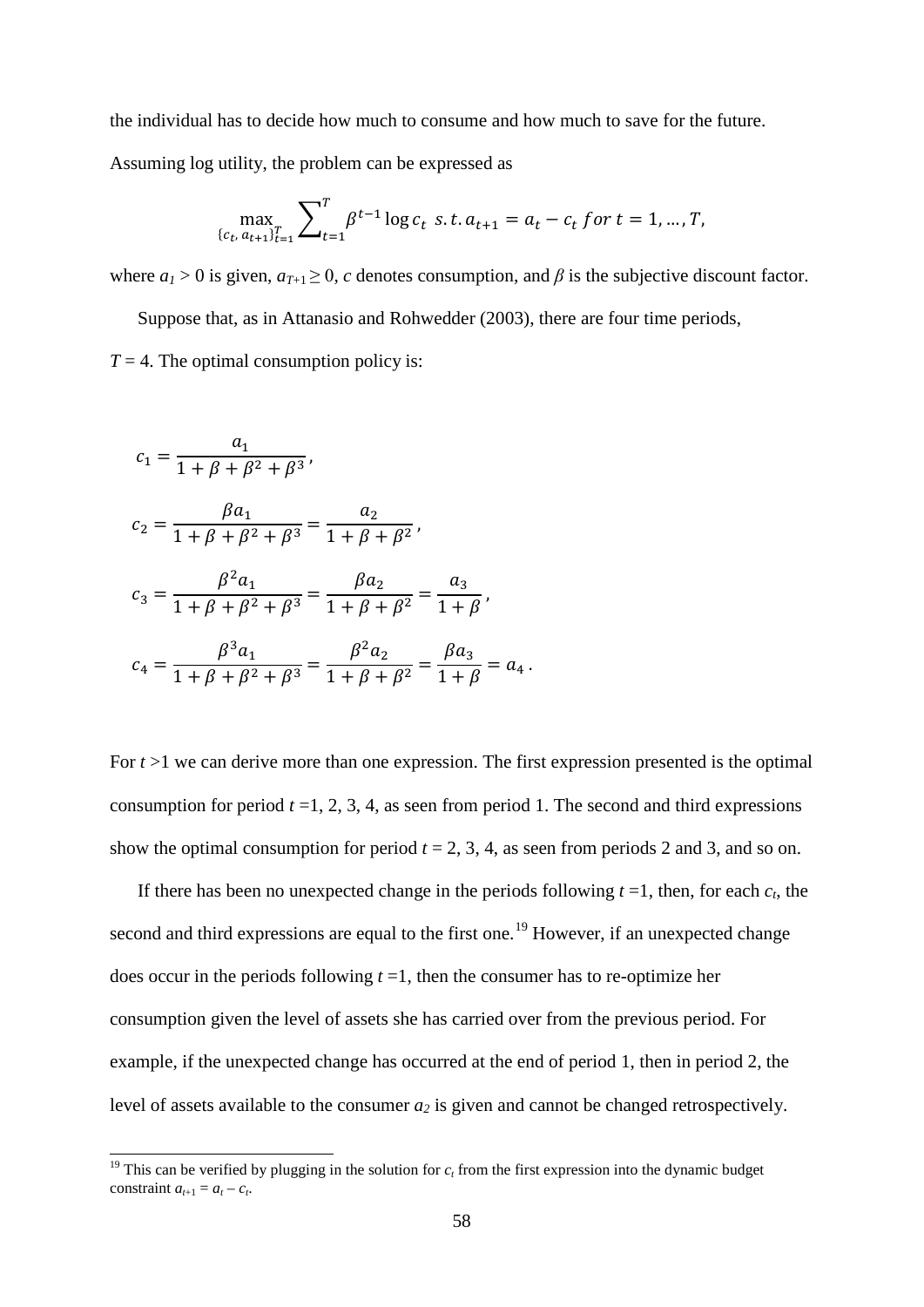the individual has to decide how much to consume and how much to save for the future. Assuming log utility, the problem can be expressed as

$$\max_{\{c_t,\, a_{t+1}\}_{t=1}^{T}} \sum_{t=1}^{T} \beta^{t-1} \log c_t \;\; s.t.\, a_{t+1} = a_t - c_t \; for \; t = 1, \ldots, T,$$

where $a_1 > 0$ is given, $a_{T+1} \geq 0$, $c$ denotes consumption, and $\beta$ is the subjective discount factor.

Suppose that, as in Attanasio and Rohwedder (2003), there are four time periods, $T = 4$. The optimal consumption policy is:

$$c_1 = \frac{a_1}{1 + \beta + \beta^2 + \beta^3},$$

$$c_2 = \frac{\beta a_1}{1 + \beta + \beta^2 + \beta^3} = \frac{a_2}{1 + \beta + \beta^2},$$

$$c_3 = \frac{\beta^2 a_1}{1 + \beta + \beta^2 + \beta^3} = \frac{\beta a_2}{1 + \beta + \beta^2} = \frac{a_3}{1 + \beta},$$

$$c_4 = \frac{\beta^3 a_1}{1 + \beta + \beta^2 + \beta^3} = \frac{\beta^2 a_2}{1 + \beta + \beta^2} = \frac{\beta a_3}{1 + \beta} = a_4 .$$

For $t > 1$ we can derive more than one expression. The first expression presented is the optimal consumption for period $t = 1, 2, 3, 4$, as seen from period 1. The second and third expressions show the optimal consumption for period $t = 2, 3, 4$, as seen from periods 2 and 3, and so on.

If there has been no unexpected change in the periods following $t = 1$, then, for each $c_t$, the second and third expressions are equal to the first one.[19] However, if an unexpected change does occur in the periods following $t = 1$, then the consumer has to re-optimize her consumption given the level of assets she has carried over from the previous period. For example, if the unexpected change has occurred at the end of period 1, then in period 2, the level of assets available to the consumer $a_2$ is given and cannot be changed retrospectively.

---

[19] This can be verified by plugging in the solution for $c_t$ from the first expression into the dynamic budget constraint $a_{t+1} = a_t - c_t$.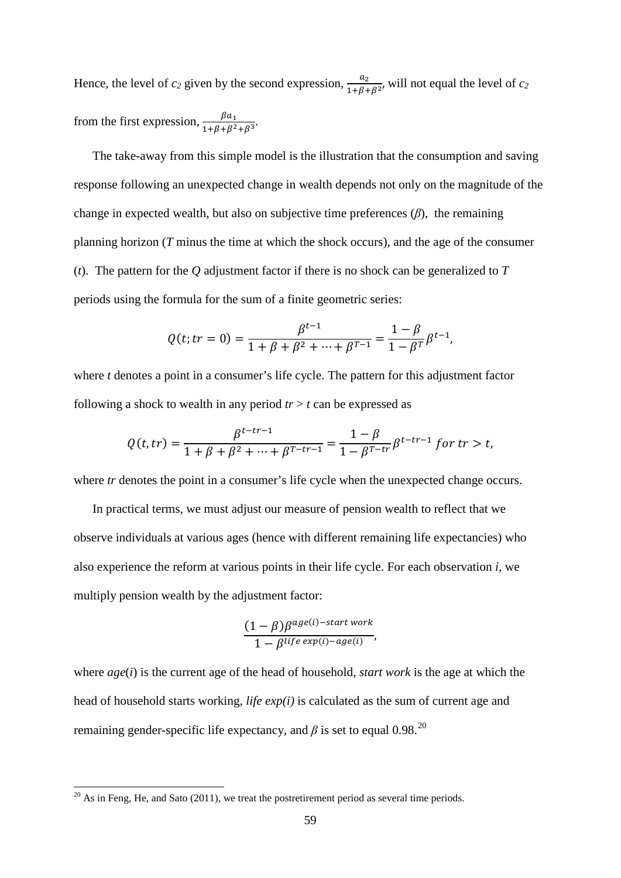Hence, the level of $c_2$ given by the second expression, $\frac{a_2}{1+\beta+\beta^2}$, will not equal the level of $c_2$ from the first expression, $\frac{\beta a_1}{1+\beta+\beta^2+\beta^3}$.

The take-away from this simple model is the illustration that the consumption and saving response following an unexpected change in wealth depends not only on the magnitude of the change in expected wealth, but also on subjective time preferences ($\beta$), the remaining planning horizon ($T$ minus the time at which the shock occurs), and the age of the consumer ($t$). The pattern for the $Q$ adjustment factor if there is no shock can be generalized to $T$ periods using the formula for the sum of a finite geometric series:

$$Q(t; tr = 0) = \frac{\beta^{t-1}}{1 + \beta + \beta^2 + \cdots + \beta^{T-1}} = \frac{1-\beta}{1-\beta^T}\beta^{t-1},$$

where $t$ denotes a point in a consumer's life cycle. The pattern for this adjustment factor following a shock to wealth in any period $tr > t$ can be expressed as

$$Q(t, tr) = \frac{\beta^{t-tr-1}}{1 + \beta + \beta^2 + \cdots + \beta^{T-tr-1}} = \frac{1-\beta}{1-\beta^{T-tr}}\beta^{t-tr-1} \; for \; tr > t,$$

where $tr$ denotes the point in a consumer's life cycle when the unexpected change occurs.

In practical terms, we must adjust our measure of pension wealth to reflect that we observe individuals at various ages (hence with different remaining life expectancies) who also experience the reform at various points in their life cycle. For each observation $i$, we multiply pension wealth by the adjustment factor:

$$\frac{(1-\beta)\beta^{age(i)-start\ work}}{1-\beta^{life\ exp(i)-age(i)}},$$

where $age(i)$ is the current age of the head of household, *start work* is the age at which the head of household starts working, *life exp(i)* is calculated as the sum of current age and remaining gender-specific life expectancy, and $\beta$ is set to equal 0.98.[20]

[20] As in Feng, He, and Sato (2011), we treat the postretirement period as several time periods.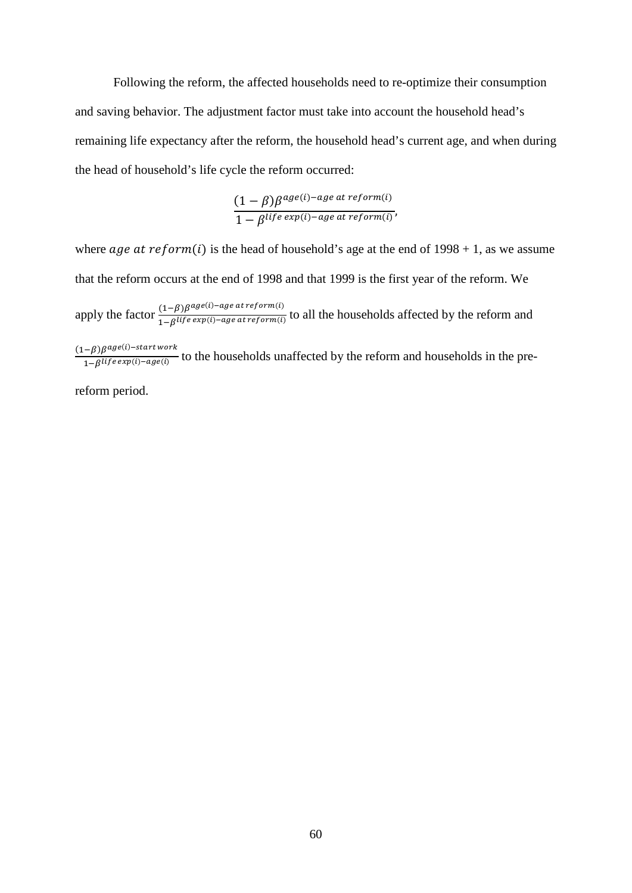Following the reform, the affected households need to re-optimize their consumption and saving behavior. The adjustment factor must take into account the household head's remaining life expectancy after the reform, the household head's current age, and when during the head of household's life cycle the reform occurred:

$$\frac{(1-\beta)\beta^{age(i)-age\ at\ reform(i)}}{1-\beta^{life\ exp(i)-age\ at\ reform(i)}},$$

where $age\ at\ reform(i)$ is the head of household's age at the end of 1998 + 1, as we assume that the reform occurs at the end of 1998 and that 1999 is the first year of the reform. We apply the factor $\frac{(1-\beta)\beta^{age(i)-age\ at\ reform(i)}}{1-\beta^{life\ exp(i)-age\ at\ reform(i)}}$ to all the households affected by the reform and $\frac{(1-\beta)\beta^{age(i)-start\ work}}{1-\beta^{life\ exp(i)-age(i)}}$ to the households unaffected by the reform and households in the pre-reform period.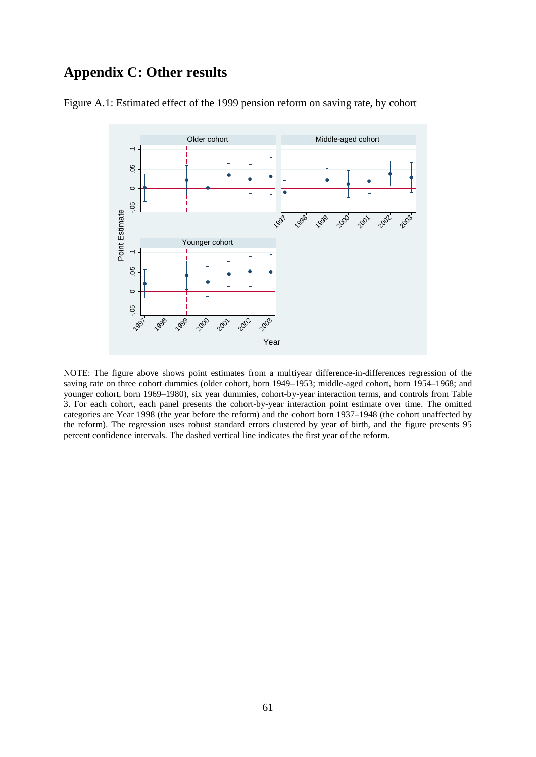# Appendix C: Other results

Figure A.1: Estimated effect of the 1999 pension reform on saving rate, by cohort

NOTE: The figure above shows point estimates from a multiyear difference-in-differences regression of the saving rate on three cohort dummies (older cohort, born 1949–1953; middle-aged cohort, born 1954–1968; and younger cohort, born 1969–1980), six year dummies, cohort-by-year interaction terms, and controls from Table 3. For each cohort, each panel presents the cohort-by-year interaction point estimate over time. The omitted categories are Year 1998 (the year before the reform) and the cohort born 1937–1948 (the cohort unaffected by the reform). The regression uses robust standard errors clustered by year of birth, and the figure presents 95 percent confidence intervals. The dashed vertical line indicates the first year of the reform.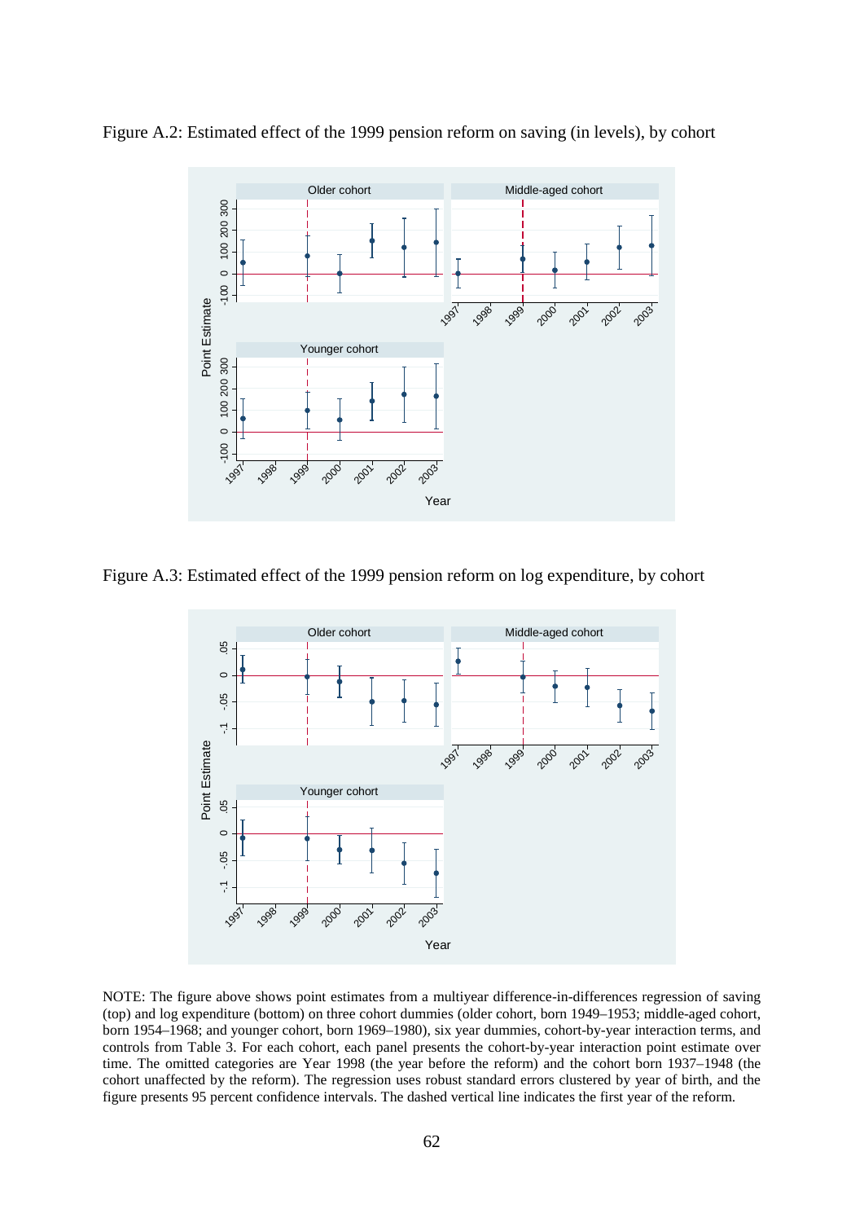Figure A.2: Estimated effect of the 1999 pension reform on saving (in levels), by cohort

Older cohort

Middle-aged cohort

Younger cohort

Point Estimate

-100 0 100 200 300

1997 1998 1999 2000 2001 2002 2003

Year

Figure A.3: Estimated effect of the 1999 pension reform on log expenditure, by cohort

Older cohort

Middle-aged cohort

Younger cohort

Point Estimate

-.1 -.05 0 .05

1997 1998 1999 2000 2001 2002 2003

Year

NOTE: The figure above shows point estimates from a multiyear difference-in-differences regression of saving (top) and log expenditure (bottom) on three cohort dummies (older cohort, born 1949–1953; middle-aged cohort, born 1954–1968; and younger cohort, born 1969–1980), six year dummies, cohort-by-year interaction terms, and controls from Table 3. For each cohort, each panel presents the cohort-by-year interaction point estimate over time. The omitted categories are Year 1998 (the year before the reform) and the cohort born 1937–1948 (the cohort unaffected by the reform). The regression uses robust standard errors clustered by year of birth, and the figure presents 95 percent confidence intervals. The dashed vertical line indicates the first year of the reform.